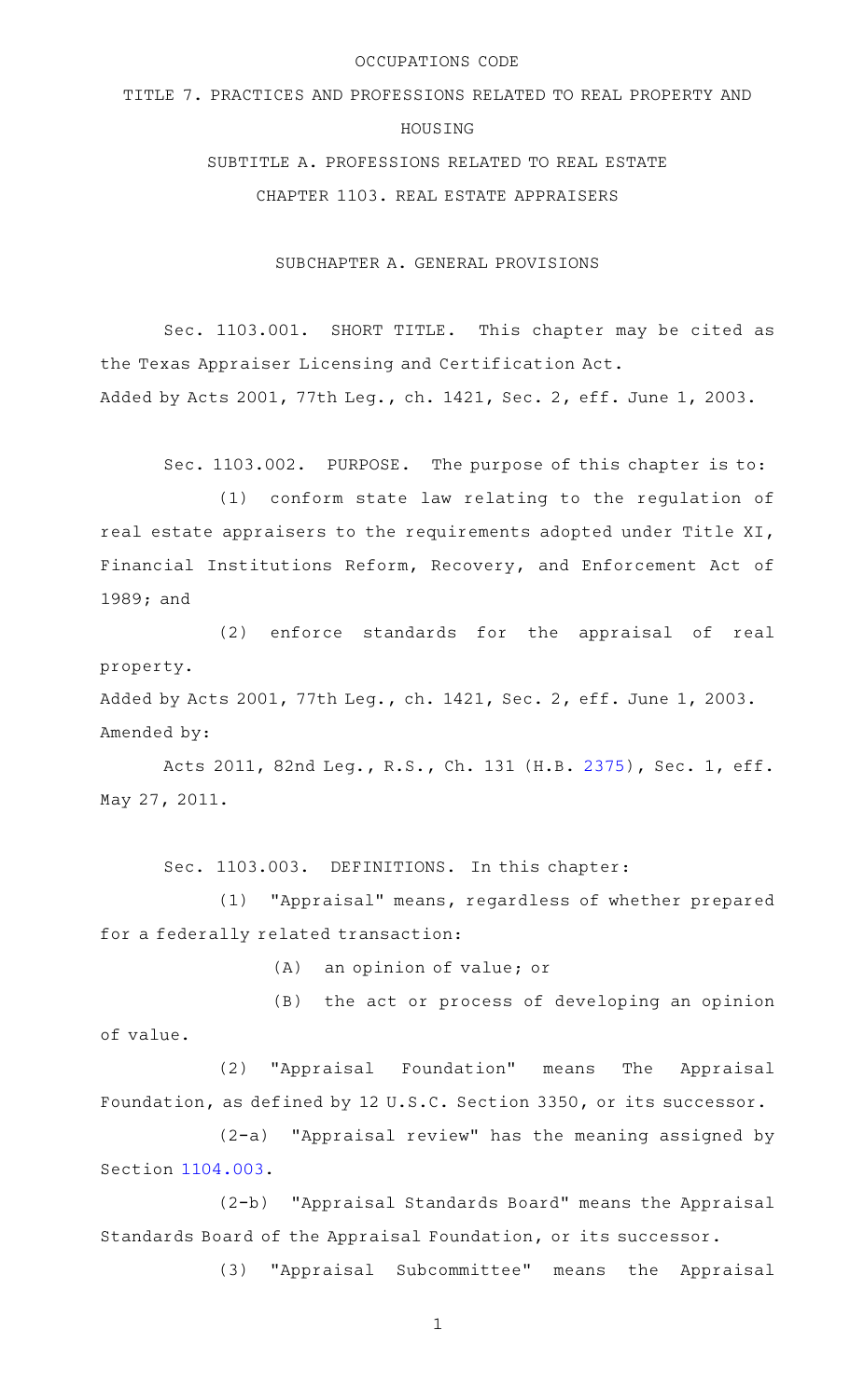OCCUPATIONS CODE

TITLE 7. PRACTICES AND PROFESSIONS RELATED TO REAL PROPERTY AND HOUSING

SUBTITLE A. PROFESSIONS RELATED TO REAL ESTATE

CHAPTER 1103. REAL ESTATE APPRAISERS

SUBCHAPTER A. GENERAL PROVISIONS

Sec. 1103.001. SHORT TITLE. This chapter may be cited as the Texas Appraiser Licensing and Certification Act.
Added by Acts 2001, 77th Leg., ch. 1421, Sec. 2, eff. June 1, 2003.

Sec. 1103.002. PURPOSE. The purpose of this chapter is to:

(1) conform state law relating to the regulation of real estate appraisers to the requirements adopted under Title XI, Financial Institutions Reform, Recovery, and Enforcement Act of 1989; and

(2) enforce standards for the appraisal of real property.

Added by Acts 2001, 77th Leg., ch. 1421, Sec. 2, eff. June 1, 2003.
Amended by:

Acts 2011, 82nd Leg., R.S., Ch. 131 (H.B. 2375), Sec. 1, eff. May 27, 2011.

Sec. 1103.003. DEFINITIONS. In this chapter:

(1) "Appraisal" means, regardless of whether prepared for a federally related transaction:

(A) an opinion of value; or

(B) the act or process of developing an opinion of value.

(2) "Appraisal Foundation" means The Appraisal Foundation, as defined by 12 U.S.C. Section 3350, or its successor.

(2-a) "Appraisal review" has the meaning assigned by Section 1104.003.

(2-b) "Appraisal Standards Board" means the Appraisal Standards Board of the Appraisal Foundation, or its successor.

(3) "Appraisal Subcommittee" means the Appraisal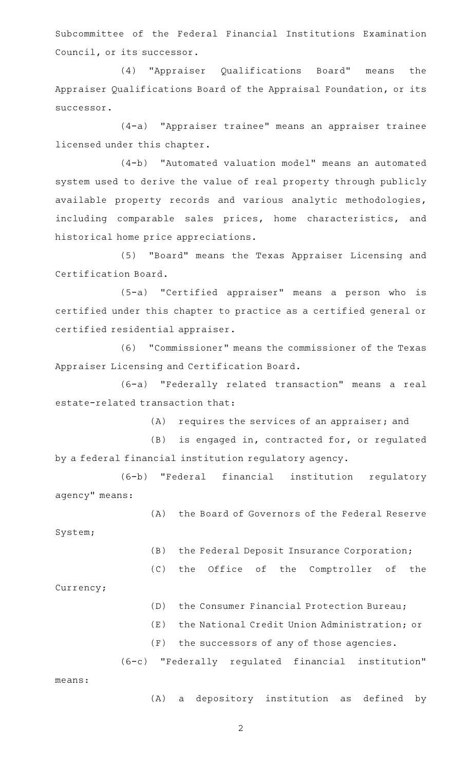Subcommittee of the Federal Financial Institutions Examination Council, or its successor.

(4) "Appraiser Qualifications Board" means the Appraiser Qualifications Board of the Appraisal Foundation, or its successor.

(4-a) "Appraiser trainee" means an appraiser trainee licensed under this chapter.

(4-b) "Automated valuation model" means an automated system used to derive the value of real property through publicly available property records and various analytic methodologies, including comparable sales prices, home characteristics, and historical home price appreciations.

(5) "Board" means the Texas Appraiser Licensing and Certification Board.

(5-a) "Certified appraiser" means a person who is certified under this chapter to practice as a certified general or certified residential appraiser.

(6) "Commissioner" means the commissioner of the Texas Appraiser Licensing and Certification Board.

(6-a) "Federally related transaction" means a real estate-related transaction that:

(A) requires the services of an appraiser; and

(B) is engaged in, contracted for, or regulated by a federal financial institution regulatory agency.

(6-b) "Federal financial institution regulatory agency" means:

(A) the Board of Governors of the Federal Reserve System;

(B) the Federal Deposit Insurance Corporation;

(C) the Office of the Comptroller of the Currency;

(D) the Consumer Financial Protection Bureau;

(E) the National Credit Union Administration; or

(F) the successors of any of those agencies.

(6-c) "Federally regulated financial institution" means:

(A) a depository institution as defined by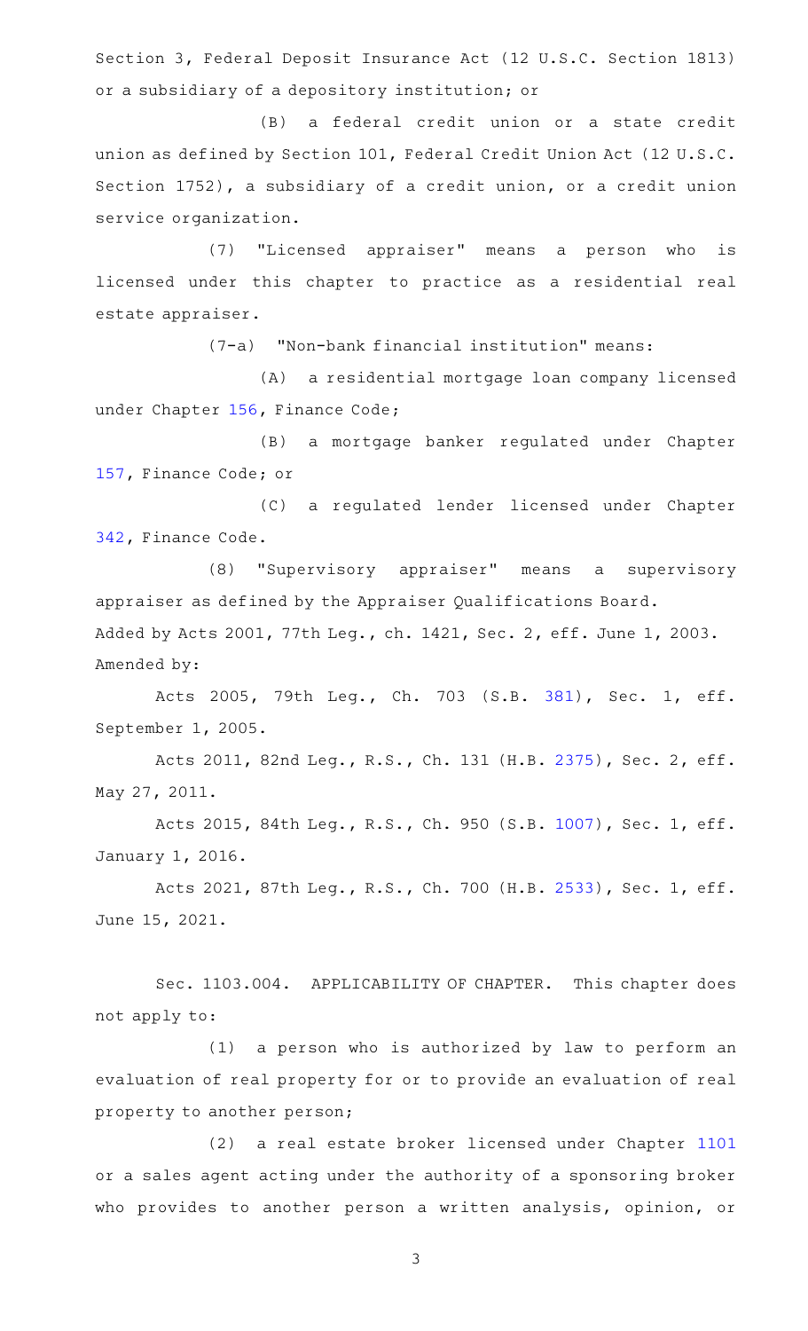Section 3, Federal Deposit Insurance Act (12 U.S.C. Section 1813) or a subsidiary of a depository institution; or

(B) a federal credit union or a state credit union as defined by Section 101, Federal Credit Union Act (12 U.S.C. Section 1752), a subsidiary of a credit union, or a credit union service organization.

(7) "Licensed appraiser" means a person who is licensed under this chapter to practice as a residential real estate appraiser.

(7-a) "Non-bank financial institution" means:

(A) a residential mortgage loan company licensed under Chapter 156, Finance Code;

(B) a mortgage banker regulated under Chapter 157, Finance Code; or

(C) a regulated lender licensed under Chapter 342, Finance Code.

(8) "Supervisory appraiser" means a supervisory appraiser as defined by the Appraiser Qualifications Board.

Added by Acts 2001, 77th Leg., ch. 1421, Sec. 2, eff. June 1, 2003.
Amended by:

Acts 2005, 79th Leg., Ch. 703 (S.B. 381), Sec. 1, eff. September 1, 2005.

Acts 2011, 82nd Leg., R.S., Ch. 131 (H.B. 2375), Sec. 2, eff. May 27, 2011.

Acts 2015, 84th Leg., R.S., Ch. 950 (S.B. 1007), Sec. 1, eff. January 1, 2016.

Acts 2021, 87th Leg., R.S., Ch. 700 (H.B. 2533), Sec. 1, eff. June 15, 2021.

Sec. 1103.004. APPLICABILITY OF CHAPTER. This chapter does not apply to:

(1) a person who is authorized by law to perform an evaluation of real property for or to provide an evaluation of real property to another person;

(2) a real estate broker licensed under Chapter 1101 or a sales agent acting under the authority of a sponsoring broker who provides to another person a written analysis, opinion, or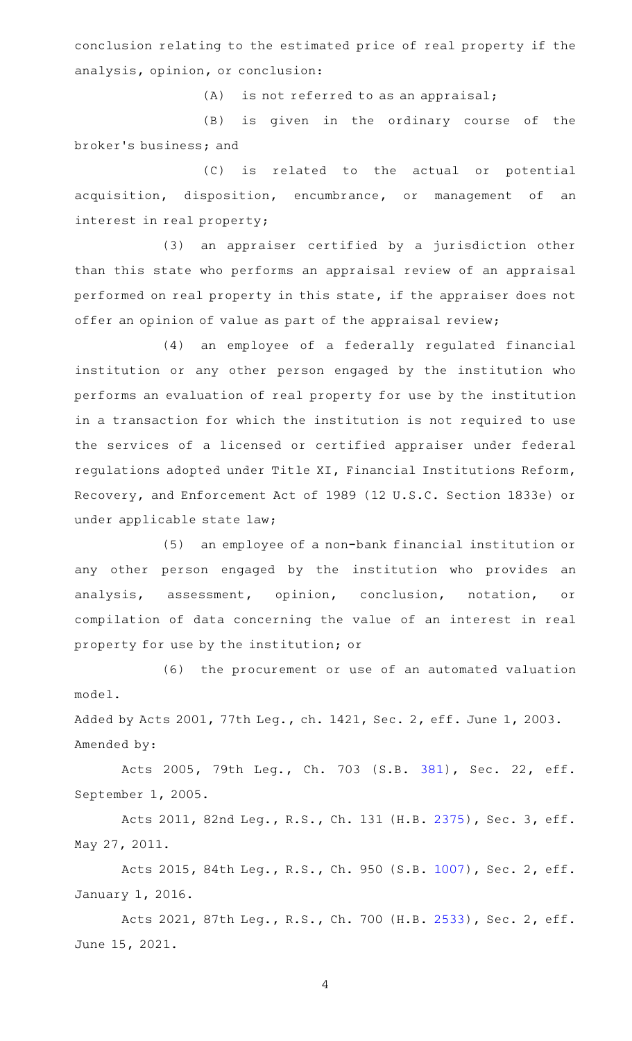conclusion relating to the estimated price of real property if the analysis, opinion, or conclusion:

(A) is not referred to as an appraisal;

(B) is given in the ordinary course of the broker's business; and

(C) is related to the actual or potential acquisition, disposition, encumbrance, or management of an interest in real property;

(3) an appraiser certified by a jurisdiction other than this state who performs an appraisal review of an appraisal performed on real property in this state, if the appraiser does not offer an opinion of value as part of the appraisal review;

(4) an employee of a federally regulated financial institution or any other person engaged by the institution who performs an evaluation of real property for use by the institution in a transaction for which the institution is not required to use the services of a licensed or certified appraiser under federal regulations adopted under Title XI, Financial Institutions Reform, Recovery, and Enforcement Act of 1989 (12 U.S.C. Section 1833e) or under applicable state law;

(5) an employee of a non-bank financial institution or any other person engaged by the institution who provides an analysis, assessment, opinion, conclusion, notation, or compilation of data concerning the value of an interest in real property for use by the institution; or

(6) the procurement or use of an automated valuation model.

Added by Acts 2001, 77th Leg., ch. 1421, Sec. 2, eff. June 1, 2003.
Amended by:

Acts 2005, 79th Leg., Ch. 703 (S.B. 381), Sec. 22, eff. September 1, 2005.

Acts 2011, 82nd Leg., R.S., Ch. 131 (H.B. 2375), Sec. 3, eff. May 27, 2011.

Acts 2015, 84th Leg., R.S., Ch. 950 (S.B. 1007), Sec. 2, eff. January 1, 2016.

Acts 2021, 87th Leg., R.S., Ch. 700 (H.B. 2533), Sec. 2, eff. June 15, 2021.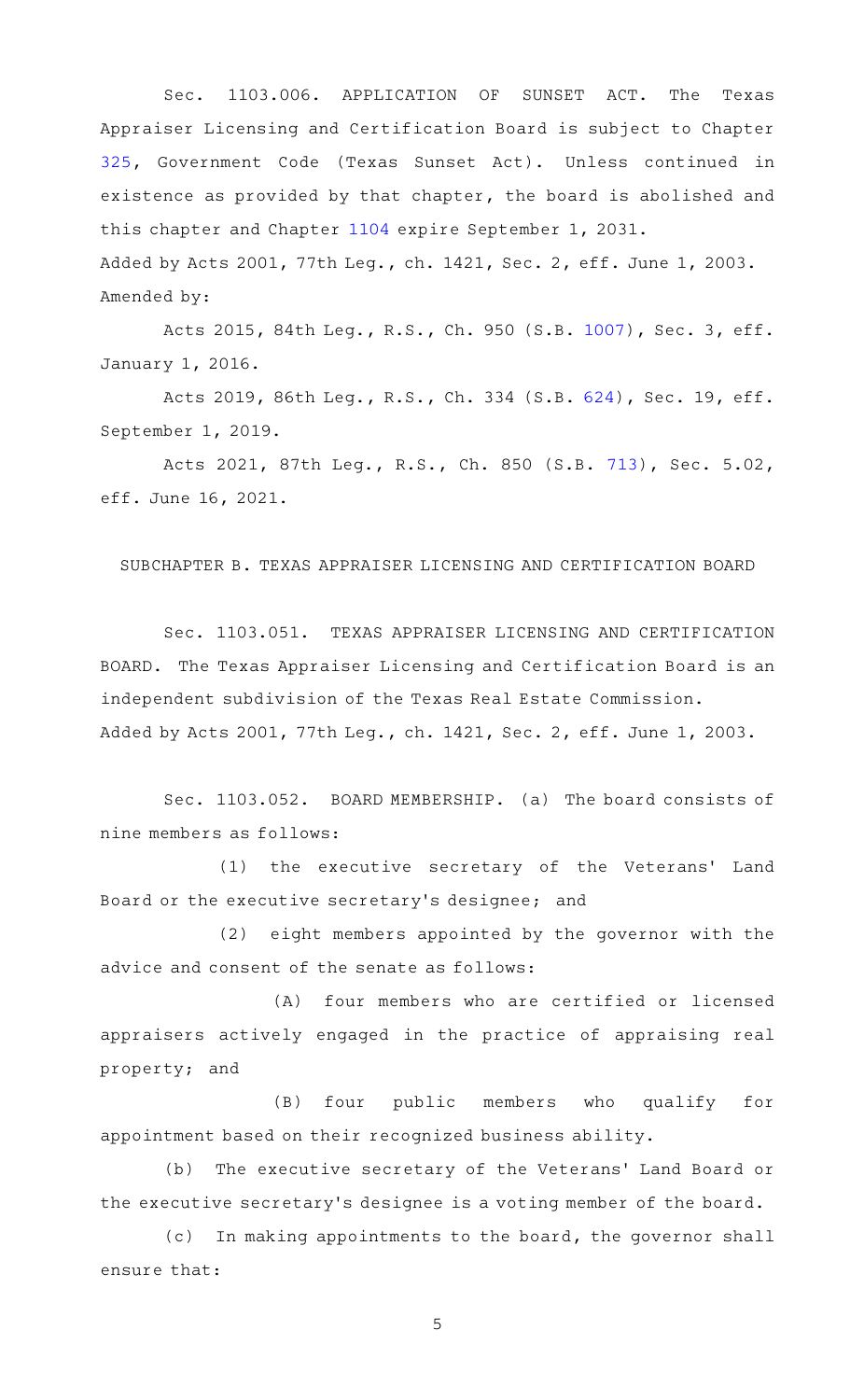Sec. 1103.006. APPLICATION OF SUNSET ACT. The Texas Appraiser Licensing and Certification Board is subject to Chapter 325, Government Code (Texas Sunset Act). Unless continued in existence as provided by that chapter, the board is abolished and this chapter and Chapter 1104 expire September 1, 2031.

Added by Acts 2001, 77th Leg., ch. 1421, Sec. 2, eff. June 1, 2003.

Amended by:

Acts 2015, 84th Leg., R.S., Ch. 950 (S.B. 1007), Sec. 3, eff. January 1, 2016.

Acts 2019, 86th Leg., R.S., Ch. 334 (S.B. 624), Sec. 19, eff. September 1, 2019.

Acts 2021, 87th Leg., R.S., Ch. 850 (S.B. 713), Sec. 5.02, eff. June 16, 2021.

SUBCHAPTER B. TEXAS APPRAISER LICENSING AND CERTIFICATION BOARD

Sec. 1103.051. TEXAS APPRAISER LICENSING AND CERTIFICATION BOARD. The Texas Appraiser Licensing and Certification Board is an independent subdivision of the Texas Real Estate Commission.

Added by Acts 2001, 77th Leg., ch. 1421, Sec. 2, eff. June 1, 2003.

Sec. 1103.052. BOARD MEMBERSHIP. (a) The board consists of nine members as follows:

(1) the executive secretary of the Veterans' Land Board or the executive secretary's designee; and

(2) eight members appointed by the governor with the advice and consent of the senate as follows:

(A) four members who are certified or licensed appraisers actively engaged in the practice of appraising real property; and

(B) four public members who qualify for appointment based on their recognized business ability.

(b) The executive secretary of the Veterans' Land Board or the executive secretary's designee is a voting member of the board.

(c) In making appointments to the board, the governor shall ensure that: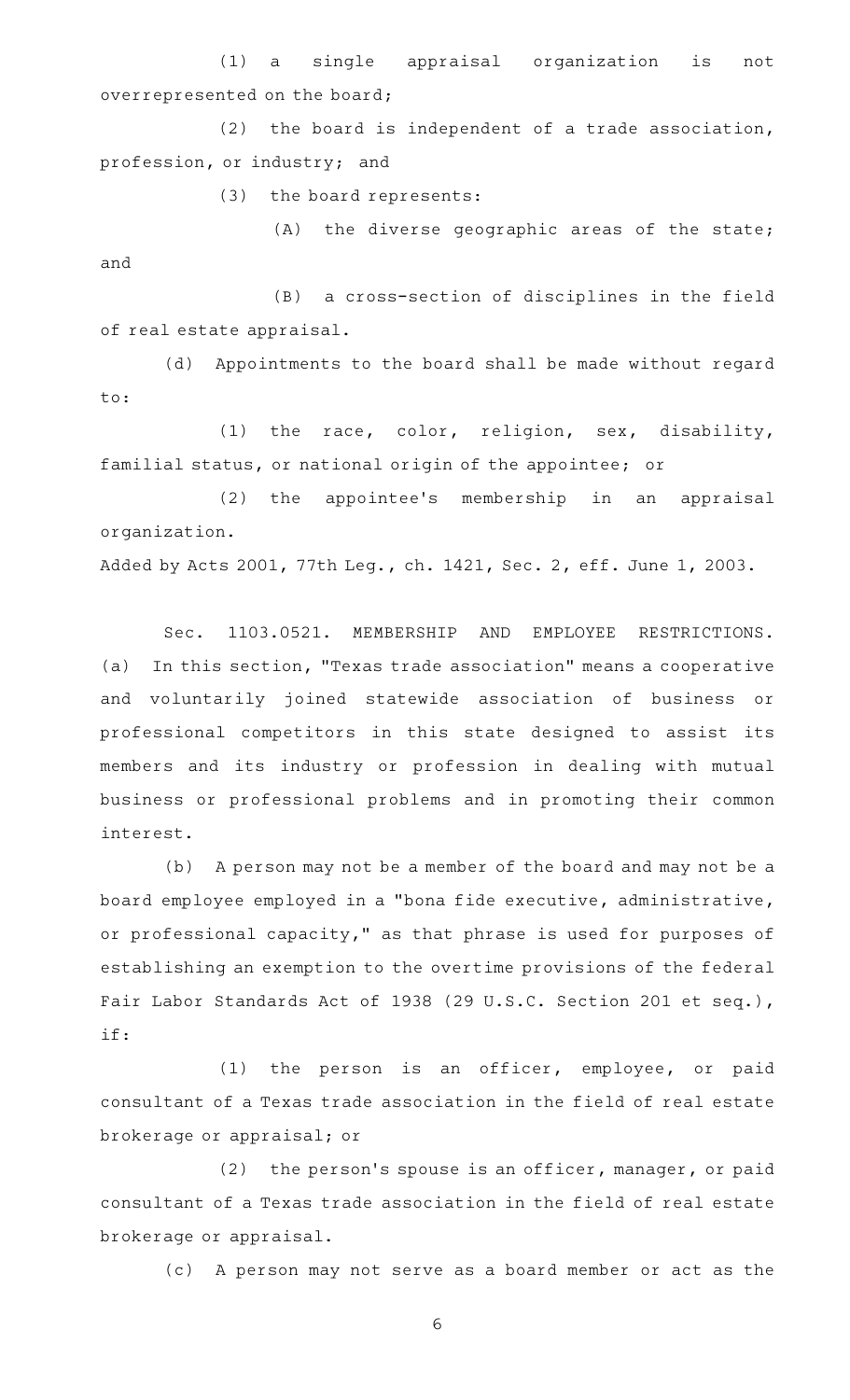(1) a single appraisal organization is not overrepresented on the board;

(2) the board is independent of a trade association, profession, or industry; and

(3) the board represents:

(A) the diverse geographic areas of the state; and

(B) a cross-section of disciplines in the field of real estate appraisal.

(d) Appointments to the board shall be made without regard to:

(1) the race, color, religion, sex, disability, familial status, or national origin of the appointee; or

(2) the appointee's membership in an appraisal organization.

Added by Acts 2001, 77th Leg., ch. 1421, Sec. 2, eff. June 1, 2003.

Sec. 1103.0521. MEMBERSHIP AND EMPLOYEE RESTRICTIONS. (a) In this section, "Texas trade association" means a cooperative and voluntarily joined statewide association of business or professional competitors in this state designed to assist its members and its industry or profession in dealing with mutual business or professional problems and in promoting their common interest.

(b) A person may not be a member of the board and may not be a board employee employed in a "bona fide executive, administrative, or professional capacity," as that phrase is used for purposes of establishing an exemption to the overtime provisions of the federal Fair Labor Standards Act of 1938 (29 U.S.C. Section 201 et seq.), if:

(1) the person is an officer, employee, or paid consultant of a Texas trade association in the field of real estate brokerage or appraisal; or

(2) the person's spouse is an officer, manager, or paid consultant of a Texas trade association in the field of real estate brokerage or appraisal.

(c) A person may not serve as a board member or act as the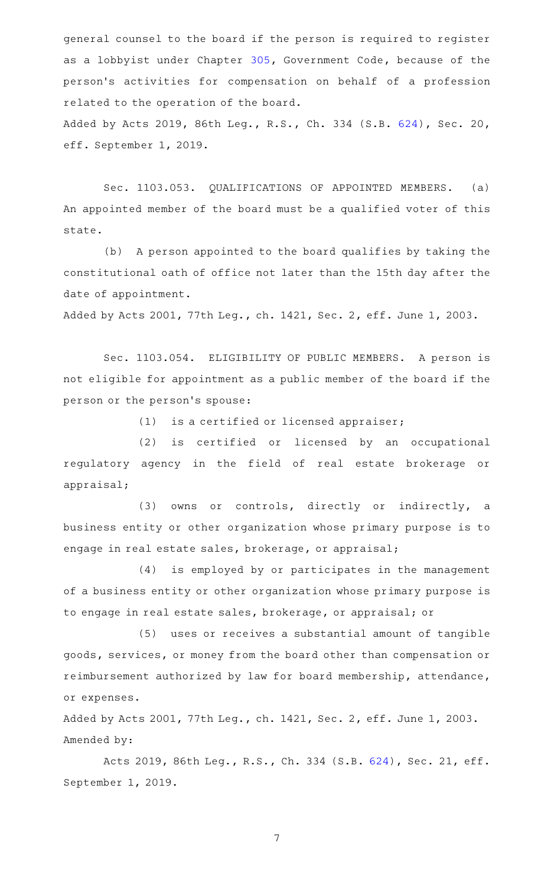general counsel to the board if the person is required to register as a lobbyist under Chapter 305, Government Code, because of the person's activities for compensation on behalf of a profession related to the operation of the board.

Added by Acts 2019, 86th Leg., R.S., Ch. 334 (S.B. 624), Sec. 20, eff. September 1, 2019.

Sec. 1103.053. QUALIFICATIONS OF APPOINTED MEMBERS. (a) An appointed member of the board must be a qualified voter of this state.

(b) A person appointed to the board qualifies by taking the constitutional oath of office not later than the 15th day after the date of appointment.

Added by Acts 2001, 77th Leg., ch. 1421, Sec. 2, eff. June 1, 2003.

Sec. 1103.054. ELIGIBILITY OF PUBLIC MEMBERS. A person is not eligible for appointment as a public member of the board if the person or the person's spouse:

(1) is a certified or licensed appraiser;

(2) is certified or licensed by an occupational regulatory agency in the field of real estate brokerage or appraisal;

(3) owns or controls, directly or indirectly, a business entity or other organization whose primary purpose is to engage in real estate sales, brokerage, or appraisal;

(4) is employed by or participates in the management of a business entity or other organization whose primary purpose is to engage in real estate sales, brokerage, or appraisal; or

(5) uses or receives a substantial amount of tangible goods, services, or money from the board other than compensation or reimbursement authorized by law for board membership, attendance, or expenses.

Added by Acts 2001, 77th Leg., ch. 1421, Sec. 2, eff. June 1, 2003.
Amended by:

Acts 2019, 86th Leg., R.S., Ch. 334 (S.B. 624), Sec. 21, eff. September 1, 2019.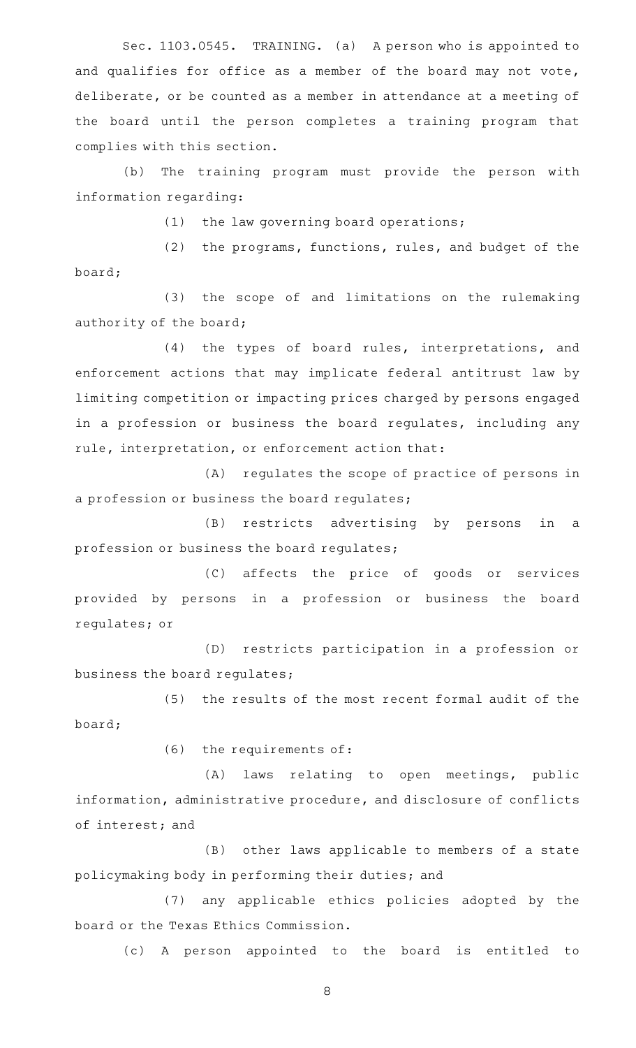Sec. 1103.0545. TRAINING. (a) A person who is appointed to and qualifies for office as a member of the board may not vote, deliberate, or be counted as a member in attendance at a meeting of the board until the person completes a training program that complies with this section.

(b) The training program must provide the person with information regarding:

(1) the law governing board operations;

(2) the programs, functions, rules, and budget of the board;

(3) the scope of and limitations on the rulemaking authority of the board;

(4) the types of board rules, interpretations, and enforcement actions that may implicate federal antitrust law by limiting competition or impacting prices charged by persons engaged in a profession or business the board regulates, including any rule, interpretation, or enforcement action that:

(A) regulates the scope of practice of persons in a profession or business the board regulates;

(B) restricts advertising by persons in a profession or business the board regulates;

(C) affects the price of goods or services provided by persons in a profession or business the board regulates; or

(D) restricts participation in a profession or business the board regulates;

(5) the results of the most recent formal audit of the board;

(6) the requirements of:

(A) laws relating to open meetings, public information, administrative procedure, and disclosure of conflicts of interest; and

(B) other laws applicable to members of a state policymaking body in performing their duties; and

(7) any applicable ethics policies adopted by the board or the Texas Ethics Commission.

(c) A person appointed to the board is entitled to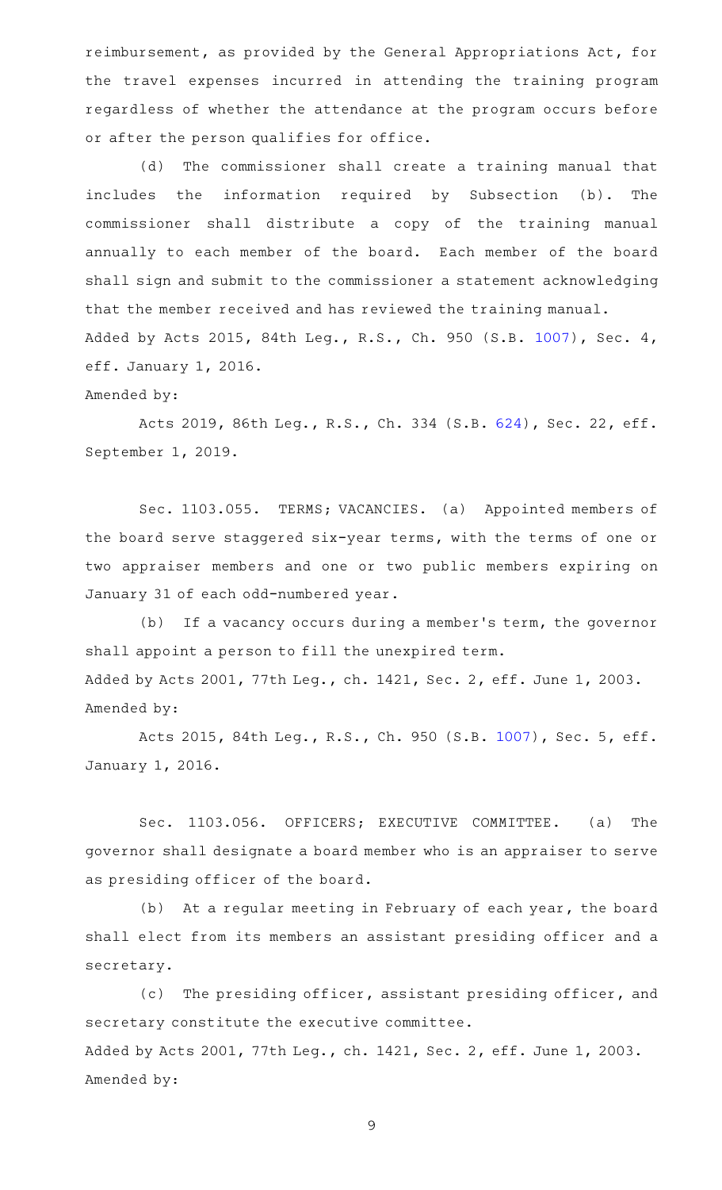reimbursement, as provided by the General Appropriations Act, for the travel expenses incurred in attending the training program regardless of whether the attendance at the program occurs before or after the person qualifies for office.

(d) The commissioner shall create a training manual that includes the information required by Subsection (b). The commissioner shall distribute a copy of the training manual annually to each member of the board. Each member of the board shall sign and submit to the commissioner a statement acknowledging that the member received and has reviewed the training manual.

Added by Acts 2015, 84th Leg., R.S., Ch. 950 (S.B. 1007), Sec. 4, eff. January 1, 2016.

Amended by:

Acts 2019, 86th Leg., R.S., Ch. 334 (S.B. 624), Sec. 22, eff. September 1, 2019.

Sec. 1103.055. TERMS; VACANCIES. (a) Appointed members of the board serve staggered six-year terms, with the terms of one or two appraiser members and one or two public members expiring on January 31 of each odd-numbered year.

(b) If a vacancy occurs during a member's term, the governor shall appoint a person to fill the unexpired term.

Added by Acts 2001, 77th Leg., ch. 1421, Sec. 2, eff. June 1, 2003.

Amended by:

Acts 2015, 84th Leg., R.S., Ch. 950 (S.B. 1007), Sec. 5, eff. January 1, 2016.

Sec. 1103.056. OFFICERS; EXECUTIVE COMMITTEE. (a) The governor shall designate a board member who is an appraiser to serve as presiding officer of the board.

(b) At a regular meeting in February of each year, the board shall elect from its members an assistant presiding officer and a secretary.

(c) The presiding officer, assistant presiding officer, and secretary constitute the executive committee.

Added by Acts 2001, 77th Leg., ch. 1421, Sec. 2, eff. June 1, 2003.

Amended by: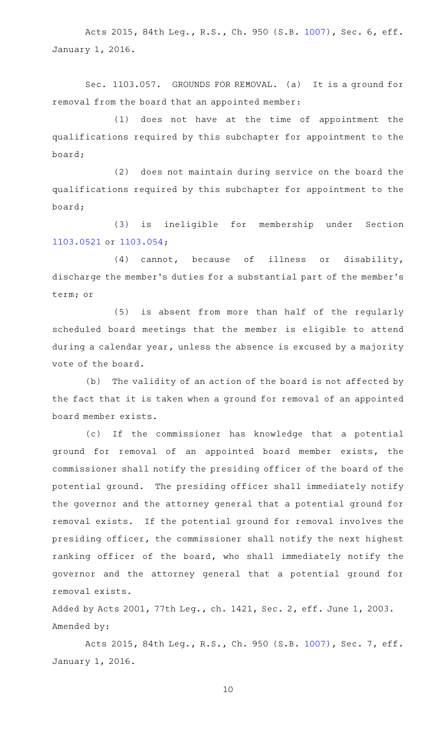Acts 2015, 84th Leg., R.S., Ch. 950 (S.B. 1007), Sec. 6, eff. January 1, 2016.

Sec. 1103.057. GROUNDS FOR REMOVAL. (a) It is a ground for removal from the board that an appointed member:

(1) does not have at the time of appointment the qualifications required by this subchapter for appointment to the board;

(2) does not maintain during service on the board the qualifications required by this subchapter for appointment to the board;

(3) is ineligible for membership under Section 1103.0521 or 1103.054;

(4) cannot, because of illness or disability, discharge the member's duties for a substantial part of the member's term; or

(5) is absent from more than half of the regularly scheduled board meetings that the member is eligible to attend during a calendar year, unless the absence is excused by a majority vote of the board.

(b) The validity of an action of the board is not affected by the fact that it is taken when a ground for removal of an appointed board member exists.

(c) If the commissioner has knowledge that a potential ground for removal of an appointed board member exists, the commissioner shall notify the presiding officer of the board of the potential ground. The presiding officer shall immediately notify the governor and the attorney general that a potential ground for removal exists. If the potential ground for removal involves the presiding officer, the commissioner shall notify the next highest ranking officer of the board, who shall immediately notify the governor and the attorney general that a potential ground for removal exists.

Added by Acts 2001, 77th Leg., ch. 1421, Sec. 2, eff. June 1, 2003.
Amended by:

Acts 2015, 84th Leg., R.S., Ch. 950 (S.B. 1007), Sec. 7, eff. January 1, 2016.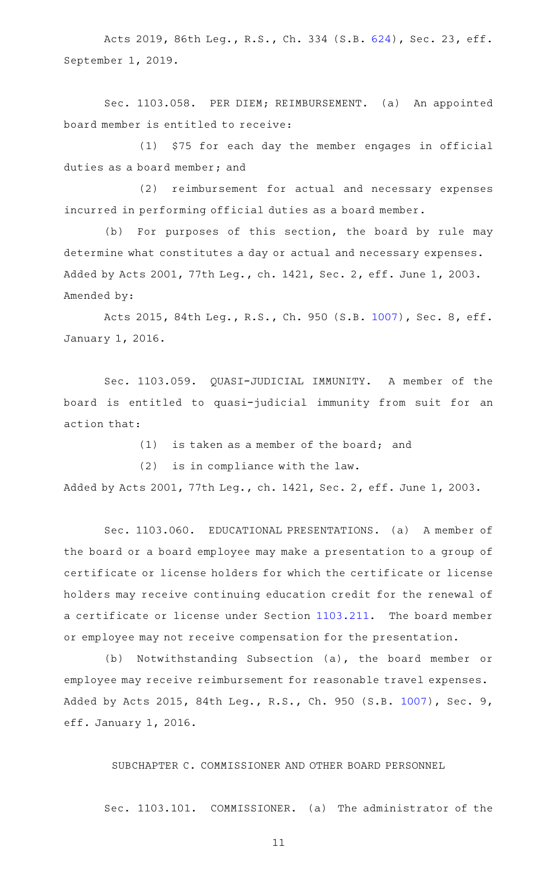Acts 2019, 86th Leg., R.S., Ch. 334 (S.B. 624), Sec. 23, eff. September 1, 2019.

Sec. 1103.058. PER DIEM; REIMBURSEMENT. (a) An appointed board member is entitled to receive:

(1) $75 for each day the member engages in official duties as a board member; and

(2) reimbursement for actual and necessary expenses incurred in performing official duties as a board member.

(b) For purposes of this section, the board by rule may determine what constitutes a day or actual and necessary expenses.

Added by Acts 2001, 77th Leg., ch. 1421, Sec. 2, eff. June 1, 2003.

Amended by:

Acts 2015, 84th Leg., R.S., Ch. 950 (S.B. 1007), Sec. 8, eff. January 1, 2016.

Sec. 1103.059. QUASI-JUDICIAL IMMUNITY. A member of the board is entitled to quasi-judicial immunity from suit for an action that:

(1) is taken as a member of the board; and

(2) is in compliance with the law.

Added by Acts 2001, 77th Leg., ch. 1421, Sec. 2, eff. June 1, 2003.

Sec. 1103.060. EDUCATIONAL PRESENTATIONS. (a) A member of the board or a board employee may make a presentation to a group of certificate or license holders for which the certificate or license holders may receive continuing education credit for the renewal of a certificate or license under Section 1103.211. The board member or employee may not receive compensation for the presentation.

(b) Notwithstanding Subsection (a), the board member or employee may receive reimbursement for reasonable travel expenses.

Added by Acts 2015, 84th Leg., R.S., Ch. 950 (S.B. 1007), Sec. 9, eff. January 1, 2016.

SUBCHAPTER C. COMMISSIONER AND OTHER BOARD PERSONNEL

Sec. 1103.101. COMMISSIONER. (a) The administrator of the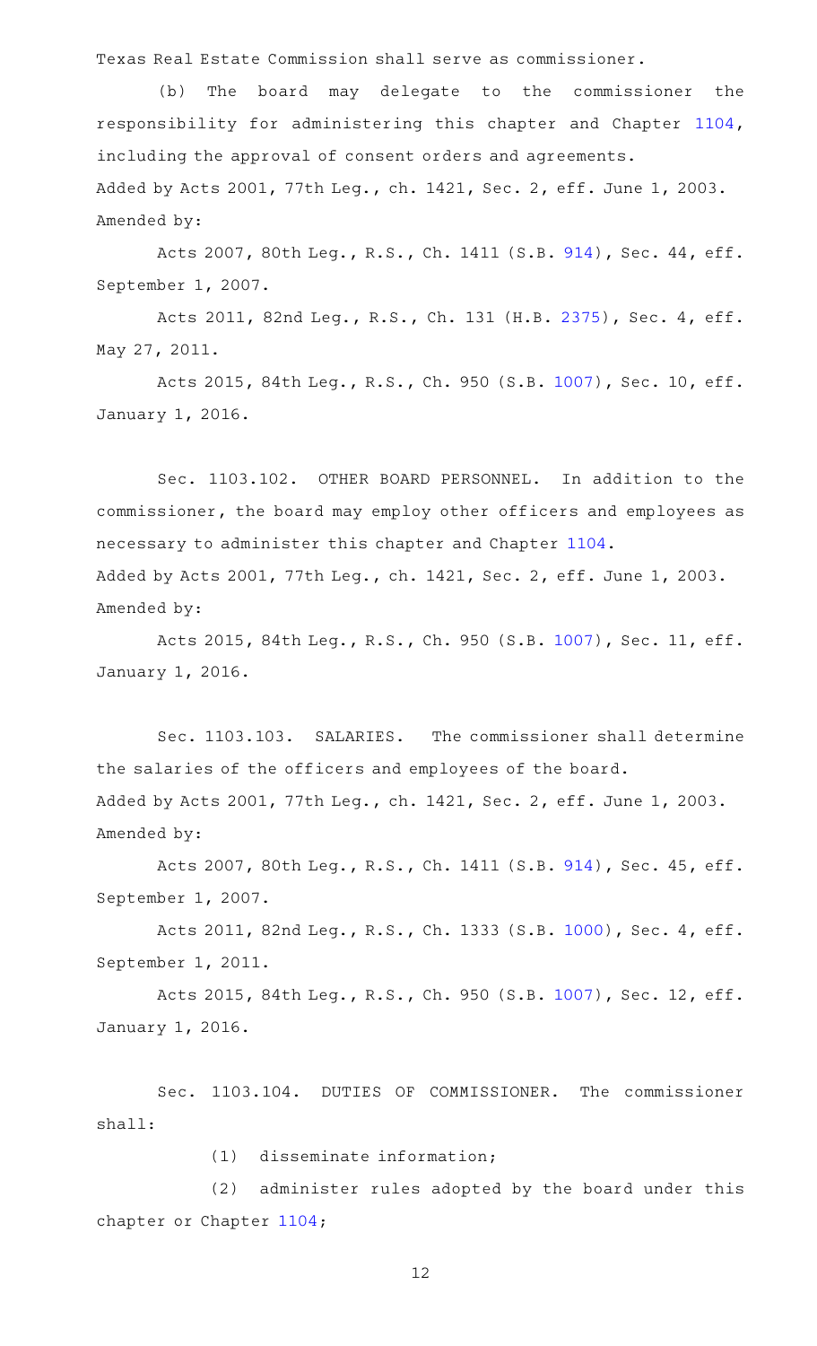Texas Real Estate Commission shall serve as commissioner.

(b) The board may delegate to the commissioner the responsibility for administering this chapter and Chapter 1104, including the approval of consent orders and agreements.

Added by Acts 2001, 77th Leg., ch. 1421, Sec. 2, eff. June 1, 2003.
Amended by:

Acts 2007, 80th Leg., R.S., Ch. 1411 (S.B. 914), Sec. 44, eff. September 1, 2007.

Acts 2011, 82nd Leg., R.S., Ch. 131 (H.B. 2375), Sec. 4, eff. May 27, 2011.

Acts 2015, 84th Leg., R.S., Ch. 950 (S.B. 1007), Sec. 10, eff. January 1, 2016.

Sec. 1103.102. OTHER BOARD PERSONNEL. In addition to the commissioner, the board may employ other officers and employees as necessary to administer this chapter and Chapter 1104.

Added by Acts 2001, 77th Leg., ch. 1421, Sec. 2, eff. June 1, 2003.
Amended by:

Acts 2015, 84th Leg., R.S., Ch. 950 (S.B. 1007), Sec. 11, eff. January 1, 2016.

Sec. 1103.103. SALARIES. The commissioner shall determine the salaries of the officers and employees of the board.

Added by Acts 2001, 77th Leg., ch. 1421, Sec. 2, eff. June 1, 2003.
Amended by:

Acts 2007, 80th Leg., R.S., Ch. 1411 (S.B. 914), Sec. 45, eff. September 1, 2007.

Acts 2011, 82nd Leg., R.S., Ch. 1333 (S.B. 1000), Sec. 4, eff. September 1, 2011.

Acts 2015, 84th Leg., R.S., Ch. 950 (S.B. 1007), Sec. 12, eff. January 1, 2016.

Sec. 1103.104. DUTIES OF COMMISSIONER. The commissioner shall:

(1) disseminate information;

(2) administer rules adopted by the board under this chapter or Chapter 1104;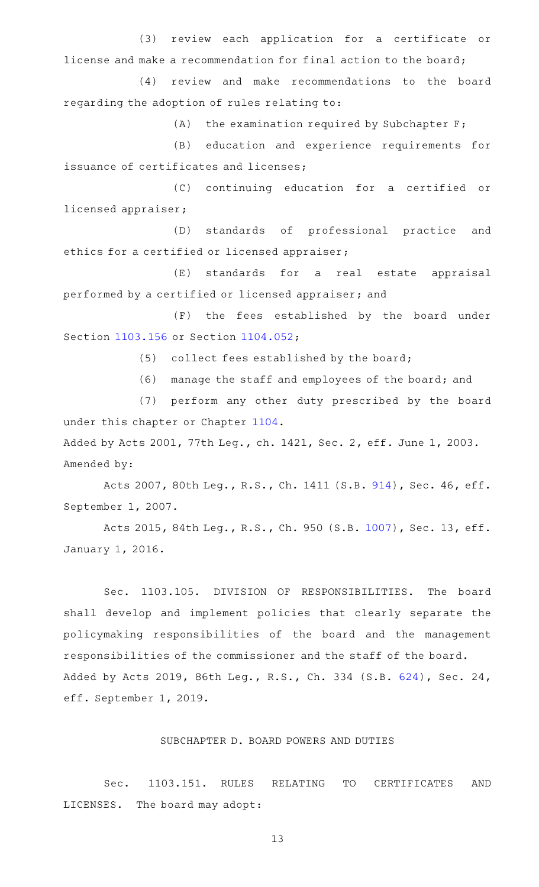(3) review each application for a certificate or license and make a recommendation for final action to the board;

(4) review and make recommendations to the board regarding the adoption of rules relating to:

(A) the examination required by Subchapter F;

(B) education and experience requirements for issuance of certificates and licenses;

(C) continuing education for a certified or licensed appraiser;

(D) standards of professional practice and ethics for a certified or licensed appraiser;

(E) standards for a real estate appraisal performed by a certified or licensed appraiser; and

(F) the fees established by the board under Section 1103.156 or Section 1104.052;

(5) collect fees established by the board;

(6) manage the staff and employees of the board; and

(7) perform any other duty prescribed by the board under this chapter or Chapter 1104.

Added by Acts 2001, 77th Leg., ch. 1421, Sec. 2, eff. June 1, 2003.
Amended by:

Acts 2007, 80th Leg., R.S., Ch. 1411 (S.B. 914), Sec. 46, eff. September 1, 2007.

Acts 2015, 84th Leg., R.S., Ch. 950 (S.B. 1007), Sec. 13, eff. January 1, 2016.

Sec. 1103.105. DIVISION OF RESPONSIBILITIES. The board shall develop and implement policies that clearly separate the policymaking responsibilities of the board and the management responsibilities of the commissioner and the staff of the board.
Added by Acts 2019, 86th Leg., R.S., Ch. 334 (S.B. 624), Sec. 24, eff. September 1, 2019.

## SUBCHAPTER D. BOARD POWERS AND DUTIES

Sec. 1103.151. RULES RELATING TO CERTIFICATES AND LICENSES. The board may adopt: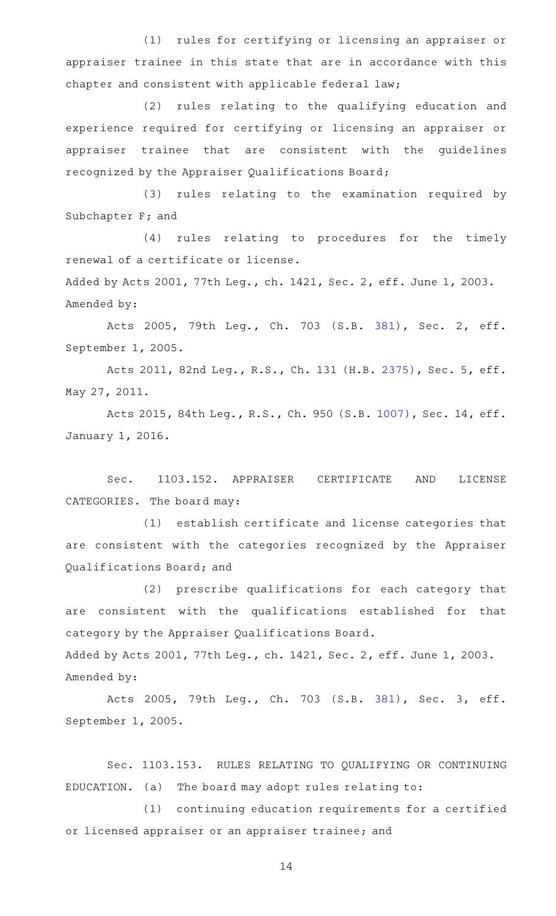(1) rules for certifying or licensing an appraiser or appraiser trainee in this state that are in accordance with this chapter and consistent with applicable federal law;

(2) rules relating to the qualifying education and experience required for certifying or licensing an appraiser or appraiser trainee that are consistent with the guidelines recognized by the Appraiser Qualifications Board;

(3) rules relating to the examination required by Subchapter F; and

(4) rules relating to procedures for the timely renewal of a certificate or license.

Added by Acts 2001, 77th Leg., ch. 1421, Sec. 2, eff. June 1, 2003.
Amended by:

Acts 2005, 79th Leg., Ch. 703 (S.B. 381), Sec. 2, eff. September 1, 2005.

Acts 2011, 82nd Leg., R.S., Ch. 131 (H.B. 2375), Sec. 5, eff. May 27, 2011.

Acts 2015, 84th Leg., R.S., Ch. 950 (S.B. 1007), Sec. 14, eff. January 1, 2016.

Sec. 1103.152. APPRAISER CERTIFICATE AND LICENSE CATEGORIES. The board may:

(1) establish certificate and license categories that are consistent with the categories recognized by the Appraiser Qualifications Board; and

(2) prescribe qualifications for each category that are consistent with the qualifications established for that category by the Appraiser Qualifications Board.

Added by Acts 2001, 77th Leg., ch. 1421, Sec. 2, eff. June 1, 2003.
Amended by:

Acts 2005, 79th Leg., Ch. 703 (S.B. 381), Sec. 3, eff. September 1, 2005.

Sec. 1103.153. RULES RELATING TO QUALIFYING OR CONTINUING EDUCATION. (a) The board may adopt rules relating to:

(1) continuing education requirements for a certified or licensed appraiser or an appraiser trainee; and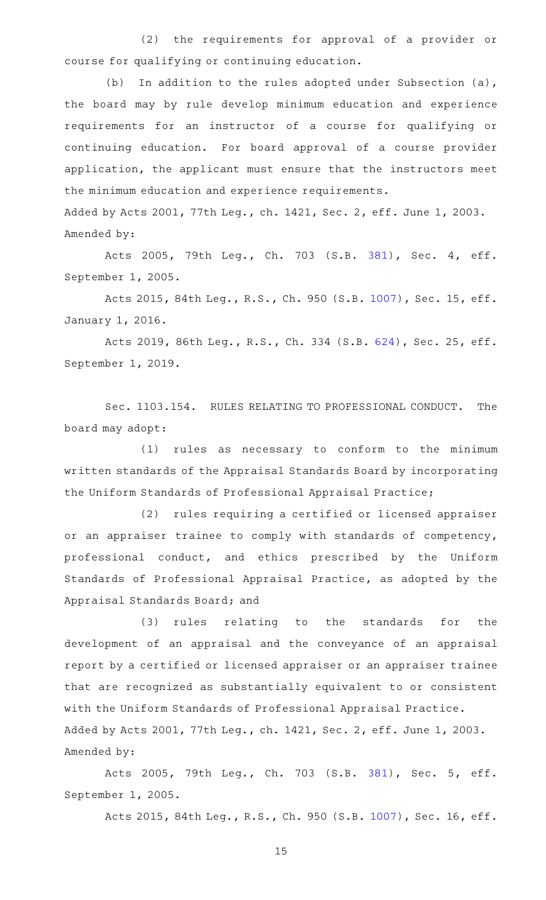(2) the requirements for approval of a provider or course for qualifying or continuing education.

(b) In addition to the rules adopted under Subsection (a), the board may by rule develop minimum education and experience requirements for an instructor of a course for qualifying or continuing education. For board approval of a course provider application, the applicant must ensure that the instructors meet the minimum education and experience requirements.

Added by Acts 2001, 77th Leg., ch. 1421, Sec. 2, eff. June 1, 2003.

Amended by:

Acts 2005, 79th Leg., Ch. 703 (S.B. 381), Sec. 4, eff. September 1, 2005.

Acts 2015, 84th Leg., R.S., Ch. 950 (S.B. 1007), Sec. 15, eff. January 1, 2016.

Acts 2019, 86th Leg., R.S., Ch. 334 (S.B. 624), Sec. 25, eff. September 1, 2019.

Sec. 1103.154. RULES RELATING TO PROFESSIONAL CONDUCT. The board may adopt:

(1) rules as necessary to conform to the minimum written standards of the Appraisal Standards Board by incorporating the Uniform Standards of Professional Appraisal Practice;

(2) rules requiring a certified or licensed appraiser or an appraiser trainee to comply with standards of competency, professional conduct, and ethics prescribed by the Uniform Standards of Professional Appraisal Practice, as adopted by the Appraisal Standards Board; and

(3) rules relating to the standards for the development of an appraisal and the conveyance of an appraisal report by a certified or licensed appraiser or an appraiser trainee that are recognized as substantially equivalent to or consistent with the Uniform Standards of Professional Appraisal Practice.

Added by Acts 2001, 77th Leg., ch. 1421, Sec. 2, eff. June 1, 2003.

Amended by:

Acts 2005, 79th Leg., Ch. 703 (S.B. 381), Sec. 5, eff. September 1, 2005.

Acts 2015, 84th Leg., R.S., Ch. 950 (S.B. 1007), Sec. 16, eff.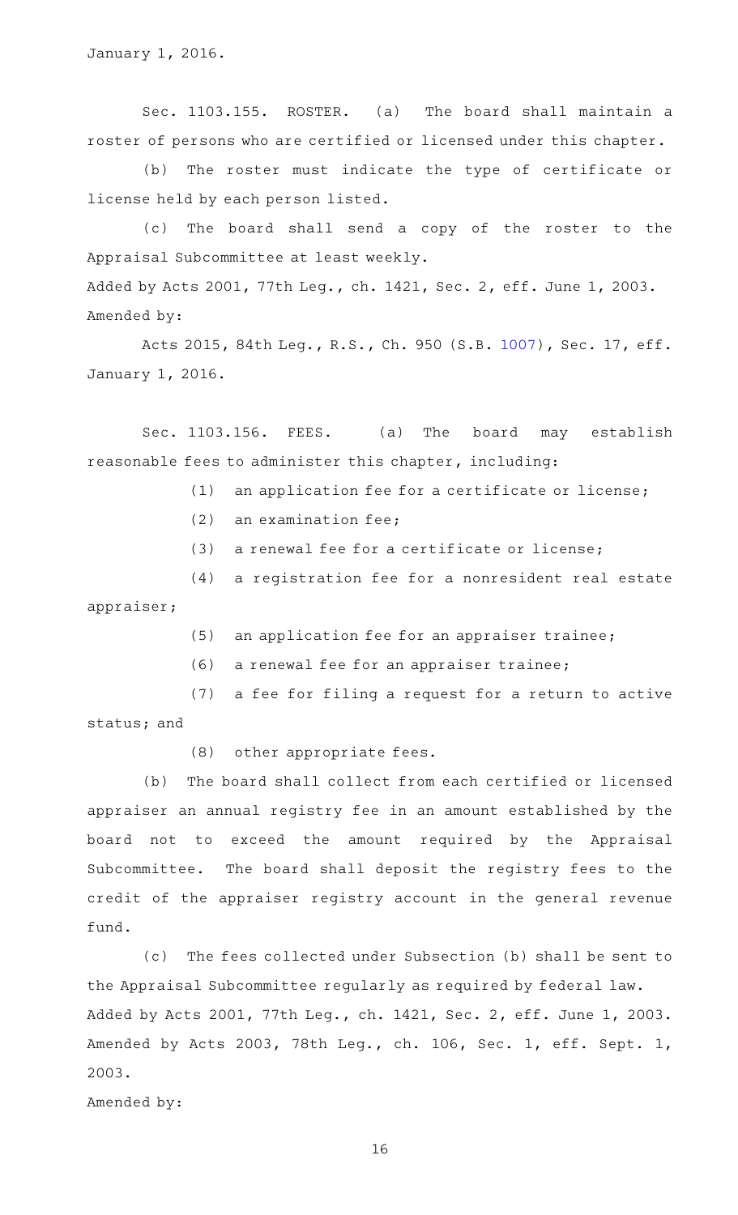January 1, 2016.

Sec. 1103.155. ROSTER. (a) The board shall maintain a roster of persons who are certified or licensed under this chapter.

(b) The roster must indicate the type of certificate or license held by each person listed.

(c) The board shall send a copy of the roster to the Appraisal Subcommittee at least weekly.

Added by Acts 2001, 77th Leg., ch. 1421, Sec. 2, eff. June 1, 2003.
Amended by:

Acts 2015, 84th Leg., R.S., Ch. 950 (S.B. 1007), Sec. 17, eff. January 1, 2016.

Sec. 1103.156. FEES. (a) The board may establish reasonable fees to administer this chapter, including:

(1) an application fee for a certificate or license;

(2) an examination fee;

(3) a renewal fee for a certificate or license;

(4) a registration fee for a nonresident real estate appraiser;

(5) an application fee for an appraiser trainee;

(6) a renewal fee for an appraiser trainee;

(7) a fee for filing a request for a return to active status; and

(8) other appropriate fees.

(b) The board shall collect from each certified or licensed appraiser an annual registry fee in an amount established by the board not to exceed the amount required by the Appraisal Subcommittee. The board shall deposit the registry fees to the credit of the appraiser registry account in the general revenue fund.

(c) The fees collected under Subsection (b) shall be sent to the Appraisal Subcommittee regularly as required by federal law.

Added by Acts 2001, 77th Leg., ch. 1421, Sec. 2, eff. June 1, 2003.
Amended by Acts 2003, 78th Leg., ch. 106, Sec. 1, eff. Sept. 1, 2003.

Amended by: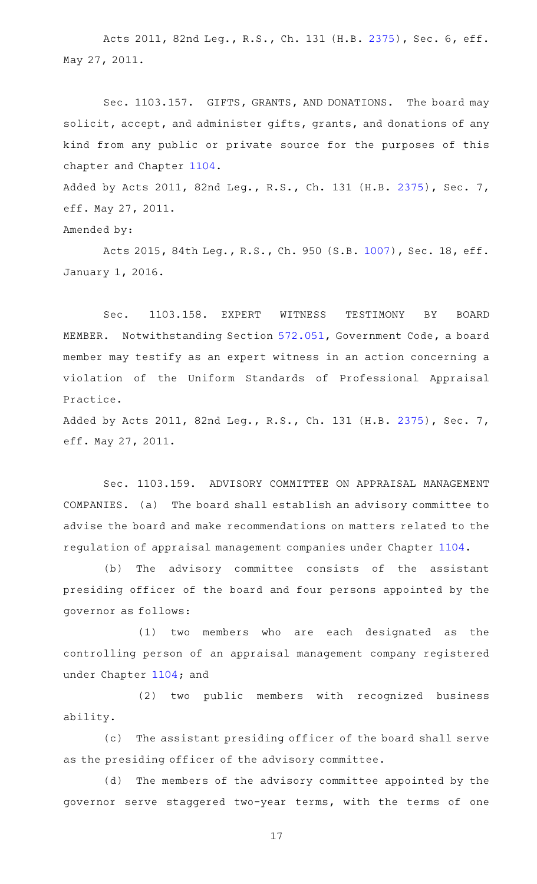Acts 2011, 82nd Leg., R.S., Ch. 131 (H.B. 2375), Sec. 6, eff. May 27, 2011.

Sec. 1103.157. GIFTS, GRANTS, AND DONATIONS. The board may solicit, accept, and administer gifts, grants, and donations of any kind from any public or private source for the purposes of this chapter and Chapter 1104.

Added by Acts 2011, 82nd Leg., R.S., Ch. 131 (H.B. 2375), Sec. 7, eff. May 27, 2011.

Amended by:

Acts 2015, 84th Leg., R.S., Ch. 950 (S.B. 1007), Sec. 18, eff. January 1, 2016.

Sec. 1103.158. EXPERT WITNESS TESTIMONY BY BOARD MEMBER. Notwithstanding Section 572.051, Government Code, a board member may testify as an expert witness in an action concerning a violation of the Uniform Standards of Professional Appraisal Practice.

Added by Acts 2011, 82nd Leg., R.S., Ch. 131 (H.B. 2375), Sec. 7, eff. May 27, 2011.

Sec. 1103.159. ADVISORY COMMITTEE ON APPRAISAL MANAGEMENT COMPANIES. (a) The board shall establish an advisory committee to advise the board and make recommendations on matters related to the regulation of appraisal management companies under Chapter 1104.

(b) The advisory committee consists of the assistant presiding officer of the board and four persons appointed by the governor as follows:

(1) two members who are each designated as the controlling person of an appraisal management company registered under Chapter 1104; and

(2) two public members with recognized business ability.

(c) The assistant presiding officer of the board shall serve as the presiding officer of the advisory committee.

(d) The members of the advisory committee appointed by the governor serve staggered two-year terms, with the terms of one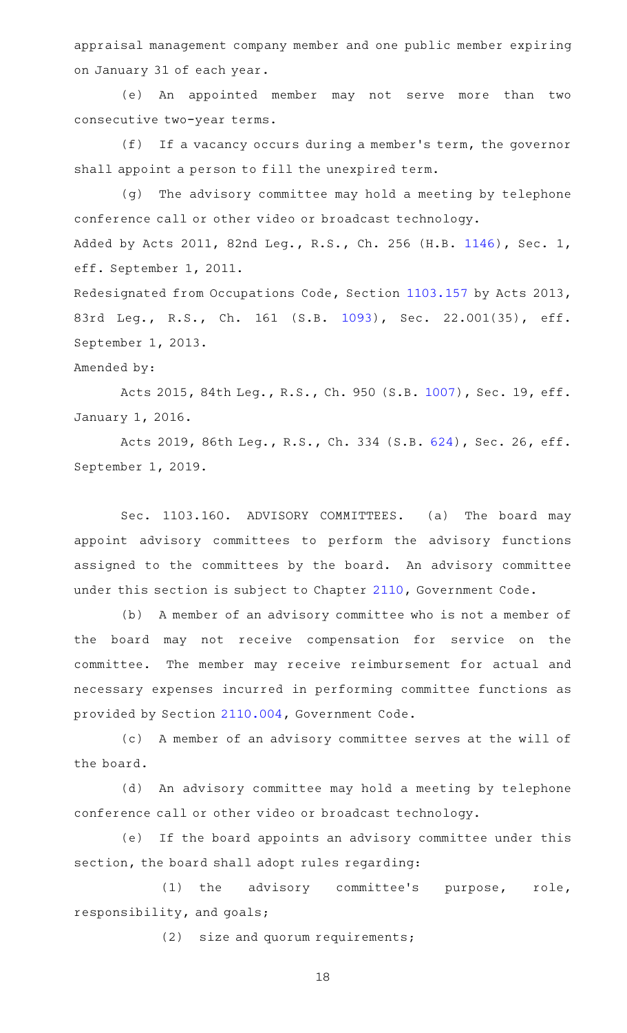appraisal management company member and one public member expiring on January 31 of each year.

(e) An appointed member may not serve more than two consecutive two-year terms.

(f) If a vacancy occurs during a member's term, the governor shall appoint a person to fill the unexpired term.

(g) The advisory committee may hold a meeting by telephone conference call or other video or broadcast technology.

Added by Acts 2011, 82nd Leg., R.S., Ch. 256 (H.B. 1146), Sec. 1, eff. September 1, 2011.

Redesignated from Occupations Code, Section 1103.157 by Acts 2013, 83rd Leg., R.S., Ch. 161 (S.B. 1093), Sec. 22.001(35), eff. September 1, 2013.

Amended by:

Acts 2015, 84th Leg., R.S., Ch. 950 (S.B. 1007), Sec. 19, eff. January 1, 2016.

Acts 2019, 86th Leg., R.S., Ch. 334 (S.B. 624), Sec. 26, eff. September 1, 2019.

Sec. 1103.160. ADVISORY COMMITTEES. (a) The board may appoint advisory committees to perform the advisory functions assigned to the committees by the board. An advisory committee under this section is subject to Chapter 2110, Government Code.

(b) A member of an advisory committee who is not a member of the board may not receive compensation for service on the committee. The member may receive reimbursement for actual and necessary expenses incurred in performing committee functions as provided by Section 2110.004, Government Code.

(c) A member of an advisory committee serves at the will of the board.

(d) An advisory committee may hold a meeting by telephone conference call or other video or broadcast technology.

(e) If the board appoints an advisory committee under this section, the board shall adopt rules regarding:

(1) the advisory committee's purpose, role, responsibility, and goals;

(2) size and quorum requirements;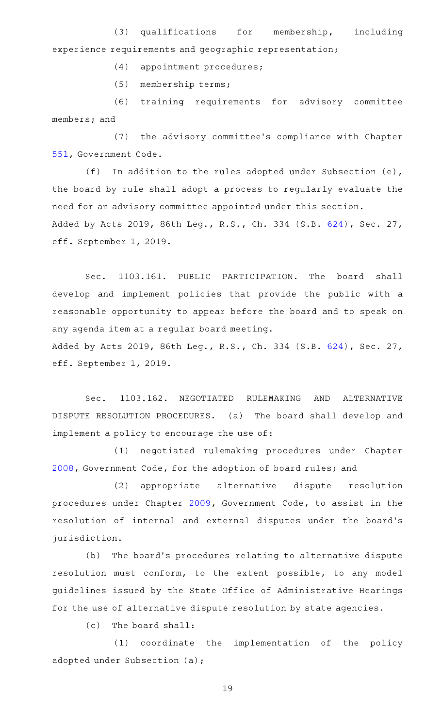(3) qualifications for membership, including experience requirements and geographic representation;

(4) appointment procedures;

(5) membership terms;

(6) training requirements for advisory committee members; and

(7) the advisory committee's compliance with Chapter 551, Government Code.

(f) In addition to the rules adopted under Subsection (e), the board by rule shall adopt a process to regularly evaluate the need for an advisory committee appointed under this section.

Added by Acts 2019, 86th Leg., R.S., Ch. 334 (S.B. 624), Sec. 27, eff. September 1, 2019.

Sec. 1103.161. PUBLIC PARTICIPATION. The board shall develop and implement policies that provide the public with a reasonable opportunity to appear before the board and to speak on any agenda item at a regular board meeting.

Added by Acts 2019, 86th Leg., R.S., Ch. 334 (S.B. 624), Sec. 27, eff. September 1, 2019.

Sec. 1103.162. NEGOTIATED RULEMAKING AND ALTERNATIVE DISPUTE RESOLUTION PROCEDURES. (a) The board shall develop and implement a policy to encourage the use of:

(1) negotiated rulemaking procedures under Chapter 2008, Government Code, for the adoption of board rules; and

(2) appropriate alternative dispute resolution procedures under Chapter 2009, Government Code, to assist in the resolution of internal and external disputes under the board's jurisdiction.

(b) The board's procedures relating to alternative dispute resolution must conform, to the extent possible, to any model guidelines issued by the State Office of Administrative Hearings for the use of alternative dispute resolution by state agencies.

(c) The board shall:

(1) coordinate the implementation of the policy adopted under Subsection (a);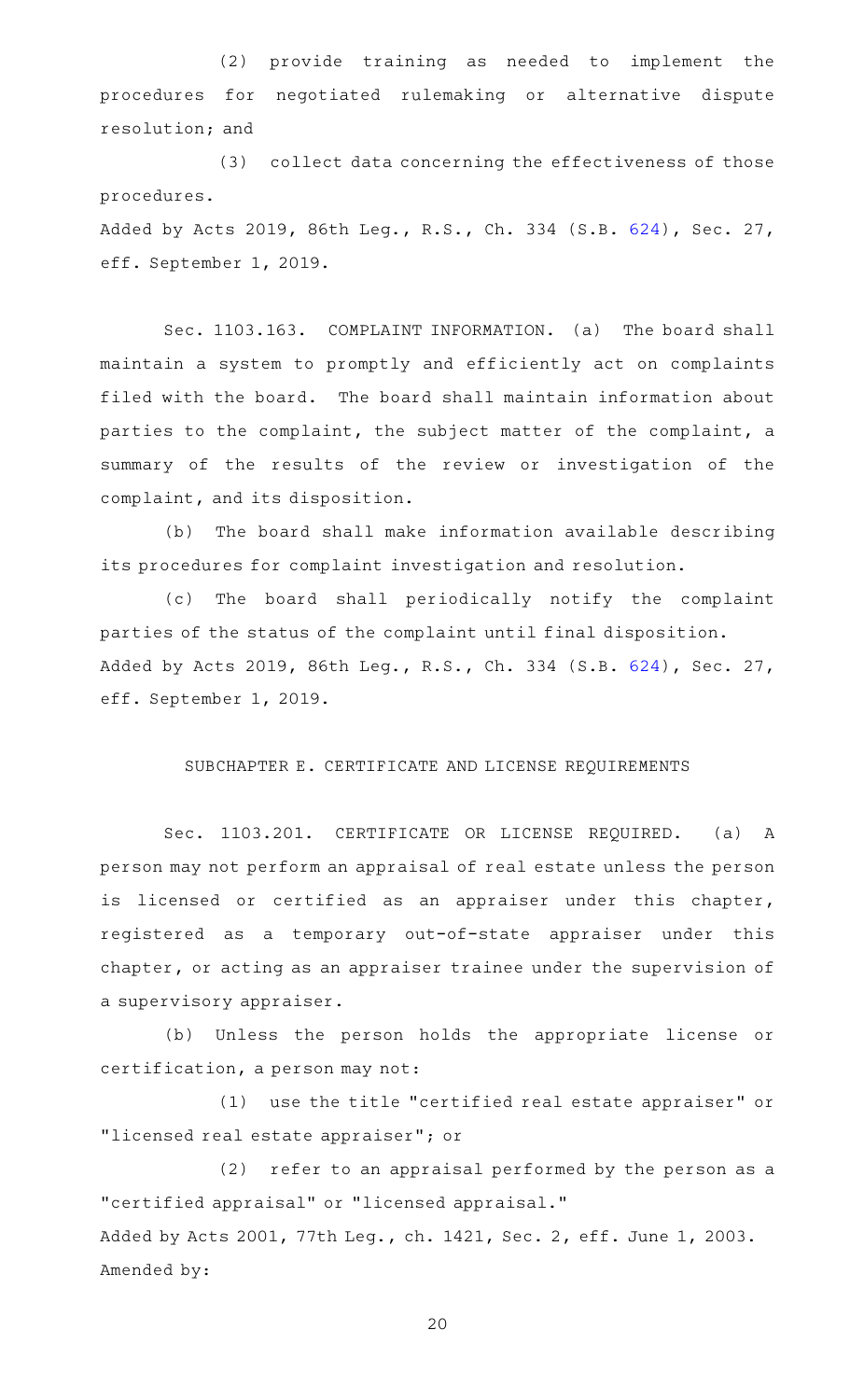(2) provide training as needed to implement the procedures for negotiated rulemaking or alternative dispute resolution; and

(3) collect data concerning the effectiveness of those procedures.

Added by Acts 2019, 86th Leg., R.S., Ch. 334 (S.B. 624), Sec. 27, eff. September 1, 2019.

Sec. 1103.163. COMPLAINT INFORMATION. (a) The board shall maintain a system to promptly and efficiently act on complaints filed with the board. The board shall maintain information about parties to the complaint, the subject matter of the complaint, a summary of the results of the review or investigation of the complaint, and its disposition.

(b) The board shall make information available describing its procedures for complaint investigation and resolution.

(c) The board shall periodically notify the complaint parties of the status of the complaint until final disposition.

Added by Acts 2019, 86th Leg., R.S., Ch. 334 (S.B. 624), Sec. 27, eff. September 1, 2019.

## SUBCHAPTER E. CERTIFICATE AND LICENSE REQUIREMENTS

Sec. 1103.201. CERTIFICATE OR LICENSE REQUIRED. (a) A person may not perform an appraisal of real estate unless the person is licensed or certified as an appraiser under this chapter, registered as a temporary out-of-state appraiser under this chapter, or acting as an appraiser trainee under the supervision of a supervisory appraiser.

(b) Unless the person holds the appropriate license or certification, a person may not:

(1) use the title "certified real estate appraiser" or "licensed real estate appraiser"; or

(2) refer to an appraisal performed by the person as a "certified appraisal" or "licensed appraisal."

Added by Acts 2001, 77th Leg., ch. 1421, Sec. 2, eff. June 1, 2003.

Amended by: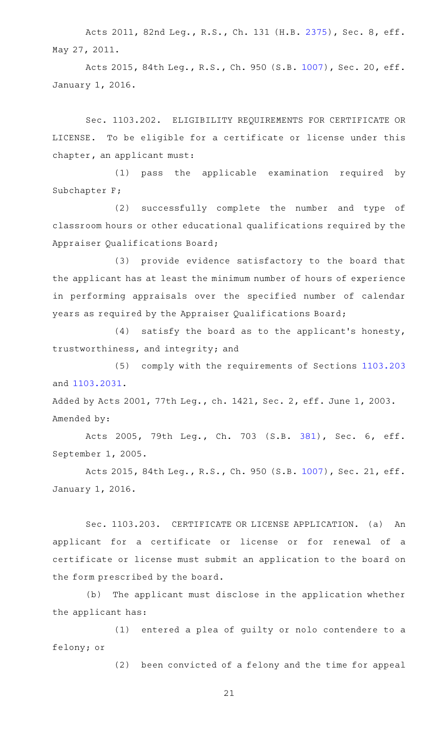Acts 2011, 82nd Leg., R.S., Ch. 131 (H.B. 2375), Sec. 8, eff. May 27, 2011.

Acts 2015, 84th Leg., R.S., Ch. 950 (S.B. 1007), Sec. 20, eff. January 1, 2016.

Sec. 1103.202. ELIGIBILITY REQUIREMENTS FOR CERTIFICATE OR LICENSE. To be eligible for a certificate or license under this chapter, an applicant must:

(1) pass the applicable examination required by Subchapter F;

(2) successfully complete the number and type of classroom hours or other educational qualifications required by the Appraiser Qualifications Board;

(3) provide evidence satisfactory to the board that the applicant has at least the minimum number of hours of experience in performing appraisals over the specified number of calendar years as required by the Appraiser Qualifications Board;

(4) satisfy the board as to the applicant's honesty, trustworthiness, and integrity; and

(5) comply with the requirements of Sections 1103.203 and 1103.2031.

Added by Acts 2001, 77th Leg., ch. 1421, Sec. 2, eff. June 1, 2003.
Amended by:

Acts 2005, 79th Leg., Ch. 703 (S.B. 381), Sec. 6, eff. September 1, 2005.

Acts 2015, 84th Leg., R.S., Ch. 950 (S.B. 1007), Sec. 21, eff. January 1, 2016.

Sec. 1103.203. CERTIFICATE OR LICENSE APPLICATION. (a) An applicant for a certificate or license or for renewal of a certificate or license must submit an application to the board on the form prescribed by the board.

(b) The applicant must disclose in the application whether the applicant has:

(1) entered a plea of guilty or nolo contendere to a felony; or

(2) been convicted of a felony and the time for appeal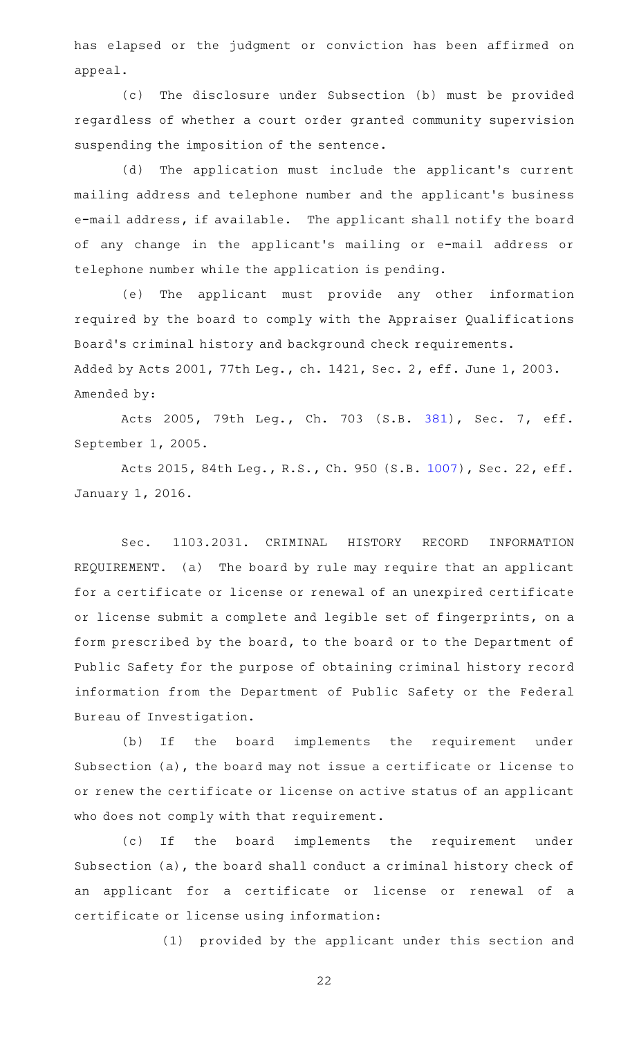has elapsed or the judgment or conviction has been affirmed on appeal.

(c) The disclosure under Subsection (b) must be provided regardless of whether a court order granted community supervision suspending the imposition of the sentence.

(d) The application must include the applicant's current mailing address and telephone number and the applicant's business e-mail address, if available. The applicant shall notify the board of any change in the applicant's mailing or e-mail address or telephone number while the application is pending.

(e) The applicant must provide any other information required by the board to comply with the Appraiser Qualifications Board's criminal history and background check requirements.

Added by Acts 2001, 77th Leg., ch. 1421, Sec. 2, eff. June 1, 2003.

Amended by:

Acts 2005, 79th Leg., Ch. 703 (S.B. 381), Sec. 7, eff. September 1, 2005.

Acts 2015, 84th Leg., R.S., Ch. 950 (S.B. 1007), Sec. 22, eff. January 1, 2016.

Sec. 1103.2031. CRIMINAL HISTORY RECORD INFORMATION REQUIREMENT. (a) The board by rule may require that an applicant for a certificate or license or renewal of an unexpired certificate or license submit a complete and legible set of fingerprints, on a form prescribed by the board, to the board or to the Department of Public Safety for the purpose of obtaining criminal history record information from the Department of Public Safety or the Federal Bureau of Investigation.

(b) If the board implements the requirement under Subsection (a), the board may not issue a certificate or license to or renew the certificate or license on active status of an applicant who does not comply with that requirement.

(c) If the board implements the requirement under Subsection (a), the board shall conduct a criminal history check of an applicant for a certificate or license or renewal of a certificate or license using information:

(1) provided by the applicant under this section and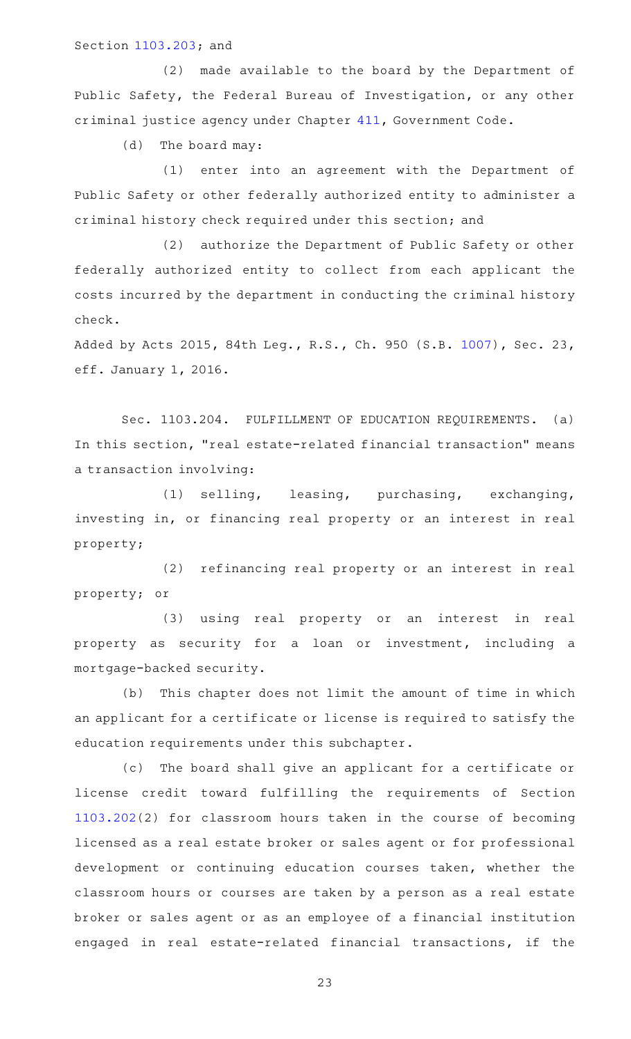Section 1103.203; and

(2) made available to the board by the Department of Public Safety, the Federal Bureau of Investigation, or any other criminal justice agency under Chapter 411, Government Code.

(d) The board may:

(1) enter into an agreement with the Department of Public Safety or other federally authorized entity to administer a criminal history check required under this section; and

(2) authorize the Department of Public Safety or other federally authorized entity to collect from each applicant the costs incurred by the department in conducting the criminal history check.

Added by Acts 2015, 84th Leg., R.S., Ch. 950 (S.B. 1007), Sec. 23, eff. January 1, 2016.

Sec. 1103.204. FULFILLMENT OF EDUCATION REQUIREMENTS. (a) In this section, "real estate-related financial transaction" means a transaction involving:

(1) selling, leasing, purchasing, exchanging, investing in, or financing real property or an interest in real property;

(2) refinancing real property or an interest in real property; or

(3) using real property or an interest in real property as security for a loan or investment, including a mortgage-backed security.

(b) This chapter does not limit the amount of time in which an applicant for a certificate or license is required to satisfy the education requirements under this subchapter.

(c) The board shall give an applicant for a certificate or license credit toward fulfilling the requirements of Section 1103.202(2) for classroom hours taken in the course of becoming licensed as a real estate broker or sales agent or for professional development or continuing education courses taken, whether the classroom hours or courses are taken by a person as a real estate broker or sales agent or as an employee of a financial institution engaged in real estate-related financial transactions, if the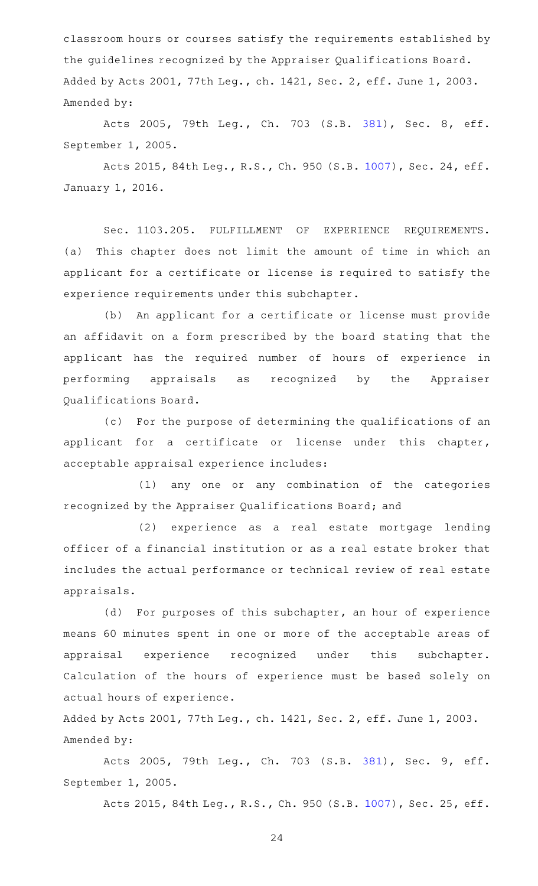classroom hours or courses satisfy the requirements established by the guidelines recognized by the Appraiser Qualifications Board.
Added by Acts 2001, 77th Leg., ch. 1421, Sec. 2, eff. June 1, 2003.
Amended by:

Acts 2005, 79th Leg., Ch. 703 (S.B. 381), Sec. 8, eff. September 1, 2005.

Acts 2015, 84th Leg., R.S., Ch. 950 (S.B. 1007), Sec. 24, eff. January 1, 2016.

Sec. 1103.205. FULFILLMENT OF EXPERIENCE REQUIREMENTS. (a) This chapter does not limit the amount of time in which an applicant for a certificate or license is required to satisfy the experience requirements under this subchapter.

(b) An applicant for a certificate or license must provide an affidavit on a form prescribed by the board stating that the applicant has the required number of hours of experience in performing appraisals as recognized by the Appraiser Qualifications Board.

(c) For the purpose of determining the qualifications of an applicant for a certificate or license under this chapter, acceptable appraisal experience includes:

(1) any one or any combination of the categories recognized by the Appraiser Qualifications Board; and

(2) experience as a real estate mortgage lending officer of a financial institution or as a real estate broker that includes the actual performance or technical review of real estate appraisals.

(d) For purposes of this subchapter, an hour of experience means 60 minutes spent in one or more of the acceptable areas of appraisal experience recognized under this subchapter. Calculation of the hours of experience must be based solely on actual hours of experience.

Added by Acts 2001, 77th Leg., ch. 1421, Sec. 2, eff. June 1, 2003.
Amended by:

Acts 2005, 79th Leg., Ch. 703 (S.B. 381), Sec. 9, eff. September 1, 2005.

Acts 2015, 84th Leg., R.S., Ch. 950 (S.B. 1007), Sec. 25, eff.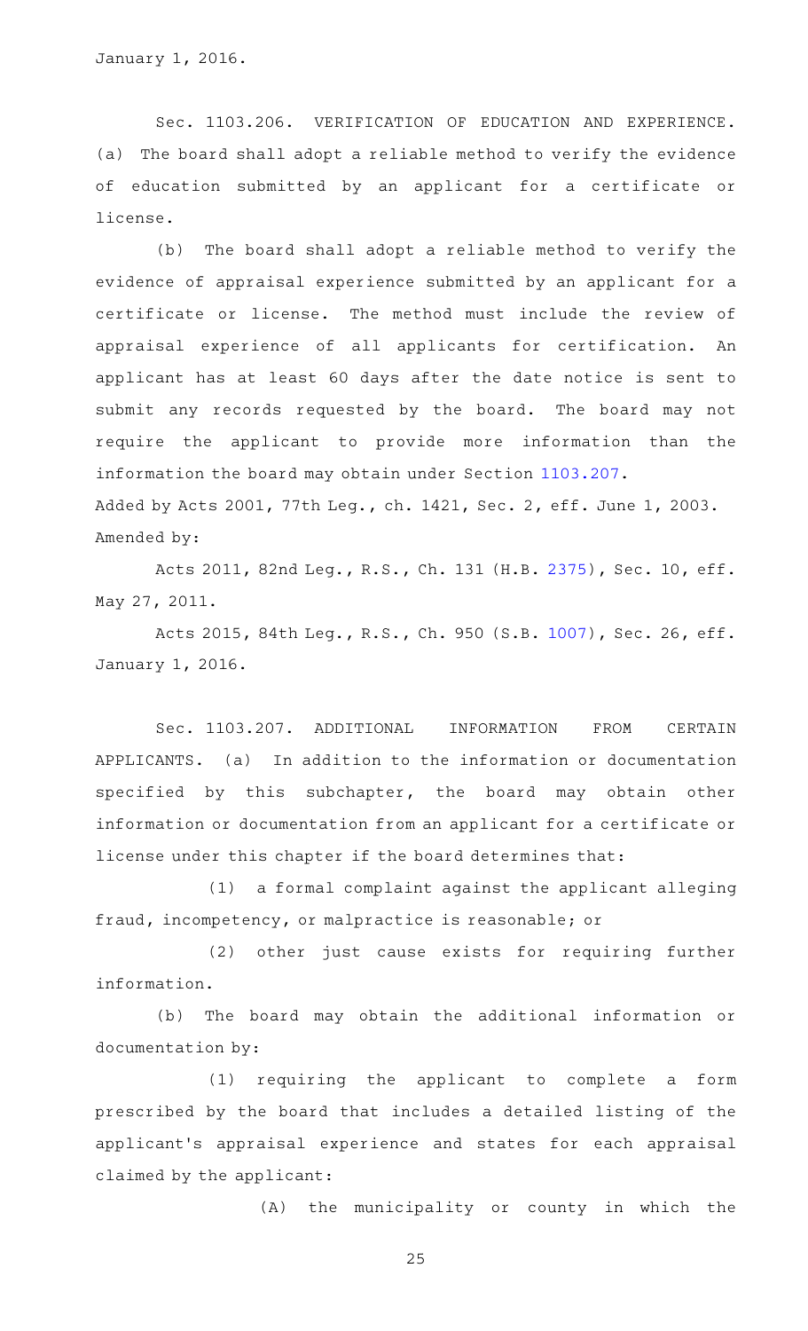January 1, 2016.

Sec. 1103.206. VERIFICATION OF EDUCATION AND EXPERIENCE. (a) The board shall adopt a reliable method to verify the evidence of education submitted by an applicant for a certificate or license.

(b) The board shall adopt a reliable method to verify the evidence of appraisal experience submitted by an applicant for a certificate or license. The method must include the review of appraisal experience of all applicants for certification. An applicant has at least 60 days after the date notice is sent to submit any records requested by the board. The board may not require the applicant to provide more information than the information the board may obtain under Section 1103.207.

Added by Acts 2001, 77th Leg., ch. 1421, Sec. 2, eff. June 1, 2003.
Amended by:

Acts 2011, 82nd Leg., R.S., Ch. 131 (H.B. 2375), Sec. 10, eff. May 27, 2011.

Acts 2015, 84th Leg., R.S., Ch. 950 (S.B. 1007), Sec. 26, eff. January 1, 2016.

Sec. 1103.207. ADDITIONAL INFORMATION FROM CERTAIN APPLICANTS. (a) In addition to the information or documentation specified by this subchapter, the board may obtain other information or documentation from an applicant for a certificate or license under this chapter if the board determines that:

(1) a formal complaint against the applicant alleging fraud, incompetency, or malpractice is reasonable; or

(2) other just cause exists for requiring further information.

(b) The board may obtain the additional information or documentation by:

(1) requiring the applicant to complete a form prescribed by the board that includes a detailed listing of the applicant's appraisal experience and states for each appraisal claimed by the applicant:

(A) the municipality or county in which the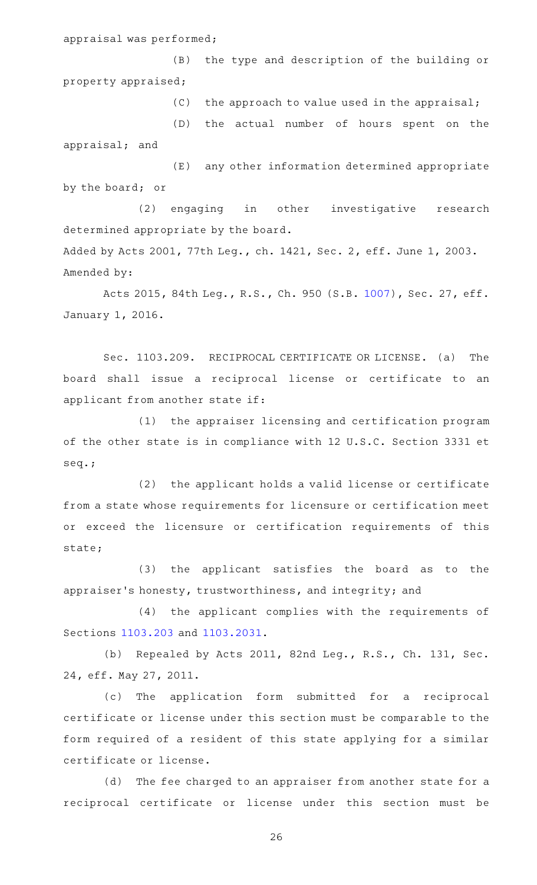appraisal was performed;

(B) the type and description of the building or property appraised;

(C) the approach to value used in the appraisal;

(D) the actual number of hours spent on the appraisal; and

(E) any other information determined appropriate by the board; or

(2) engaging in other investigative research determined appropriate by the board.

Added by Acts 2001, 77th Leg., ch. 1421, Sec. 2, eff. June 1, 2003.
Amended by:

Acts 2015, 84th Leg., R.S., Ch. 950 (S.B. 1007), Sec. 27, eff. January 1, 2016.

Sec. 1103.209. RECIPROCAL CERTIFICATE OR LICENSE. (a) The board shall issue a reciprocal license or certificate to an applicant from another state if:

(1) the appraiser licensing and certification program of the other state is in compliance with 12 U.S.C. Section 3331 et seq.;

(2) the applicant holds a valid license or certificate from a state whose requirements for licensure or certification meet or exceed the licensure or certification requirements of this state;

(3) the applicant satisfies the board as to the appraiser's honesty, trustworthiness, and integrity; and

(4) the applicant complies with the requirements of Sections 1103.203 and 1103.2031.

(b) Repealed by Acts 2011, 82nd Leg., R.S., Ch. 131, Sec. 24, eff. May 27, 2011.

(c) The application form submitted for a reciprocal certificate or license under this section must be comparable to the form required of a resident of this state applying for a similar certificate or license.

(d) The fee charged to an appraiser from another state for a reciprocal certificate or license under this section must be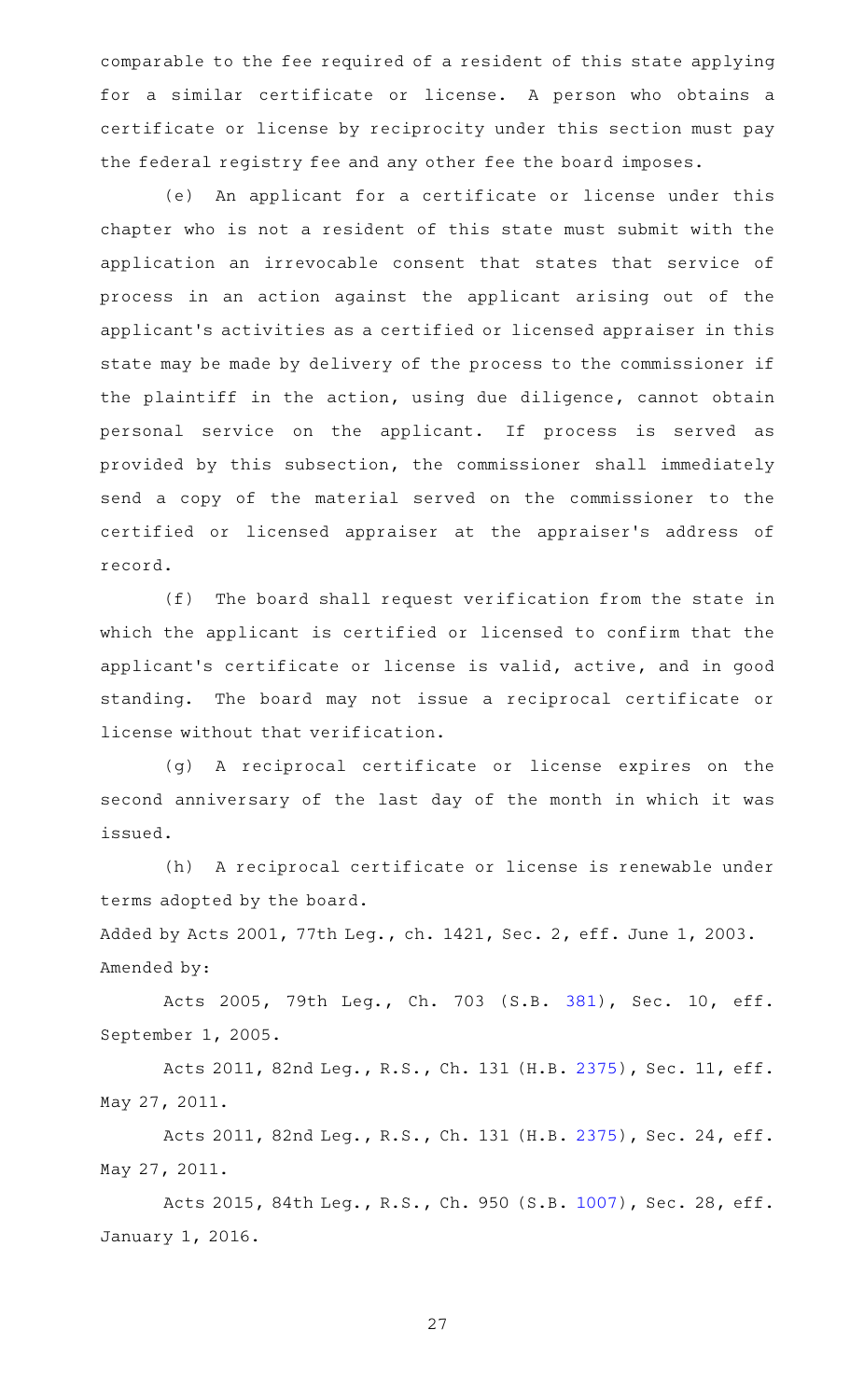comparable to the fee required of a resident of this state applying for a similar certificate or license. A person who obtains a certificate or license by reciprocity under this section must pay the federal registry fee and any other fee the board imposes.

(e) An applicant for a certificate or license under this chapter who is not a resident of this state must submit with the application an irrevocable consent that states that service of process in an action against the applicant arising out of the applicant's activities as a certified or licensed appraiser in this state may be made by delivery of the process to the commissioner if the plaintiff in the action, using due diligence, cannot obtain personal service on the applicant. If process is served as provided by this subsection, the commissioner shall immediately send a copy of the material served on the commissioner to the certified or licensed appraiser at the appraiser's address of record.

(f) The board shall request verification from the state in which the applicant is certified or licensed to confirm that the applicant's certificate or license is valid, active, and in good standing. The board may not issue a reciprocal certificate or license without that verification.

(g) A reciprocal certificate or license expires on the second anniversary of the last day of the month in which it was issued.

(h) A reciprocal certificate or license is renewable under terms adopted by the board.

Added by Acts 2001, 77th Leg., ch. 1421, Sec. 2, eff. June 1, 2003.
Amended by:

Acts 2005, 79th Leg., Ch. 703 (S.B. 381), Sec. 10, eff. September 1, 2005.

Acts 2011, 82nd Leg., R.S., Ch. 131 (H.B. 2375), Sec. 11, eff. May 27, 2011.

Acts 2011, 82nd Leg., R.S., Ch. 131 (H.B. 2375), Sec. 24, eff. May 27, 2011.

Acts 2015, 84th Leg., R.S., Ch. 950 (S.B. 1007), Sec. 28, eff. January 1, 2016.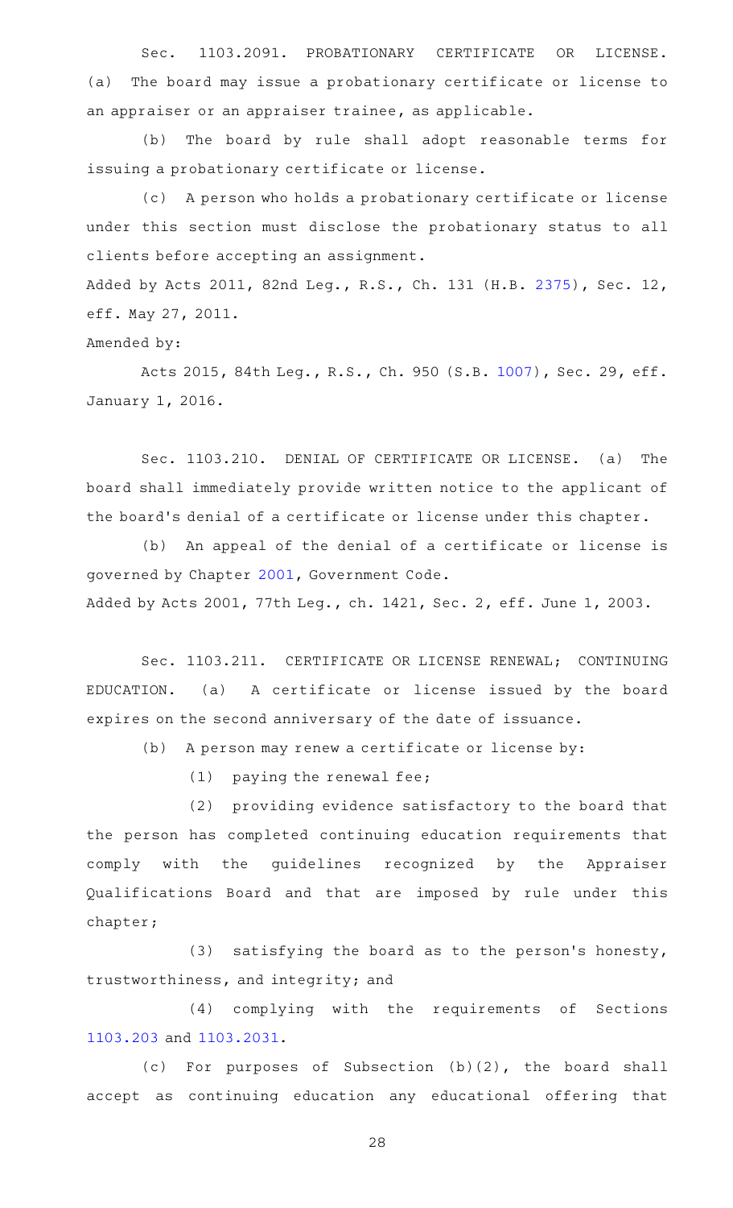Sec. 1103.2091. PROBATIONARY CERTIFICATE OR LICENSE. (a) The board may issue a probationary certificate or license to an appraiser or an appraiser trainee, as applicable.

(b) The board by rule shall adopt reasonable terms for issuing a probationary certificate or license.

(c) A person who holds a probationary certificate or license under this section must disclose the probationary status to all clients before accepting an assignment.

Added by Acts 2011, 82nd Leg., R.S., Ch. 131 (H.B. 2375), Sec. 12, eff. May 27, 2011.

Amended by:

Acts 2015, 84th Leg., R.S., Ch. 950 (S.B. 1007), Sec. 29, eff. January 1, 2016.

Sec. 1103.210. DENIAL OF CERTIFICATE OR LICENSE. (a) The board shall immediately provide written notice to the applicant of the board's denial of a certificate or license under this chapter.

(b) An appeal of the denial of a certificate or license is governed by Chapter 2001, Government Code.

Added by Acts 2001, 77th Leg., ch. 1421, Sec. 2, eff. June 1, 2003.

Sec. 1103.211. CERTIFICATE OR LICENSE RENEWAL; CONTINUING EDUCATION. (a) A certificate or license issued by the board expires on the second anniversary of the date of issuance.

(b) A person may renew a certificate or license by:

(1) paying the renewal fee;

(2) providing evidence satisfactory to the board that the person has completed continuing education requirements that comply with the guidelines recognized by the Appraiser Qualifications Board and that are imposed by rule under this chapter;

(3) satisfying the board as to the person's honesty, trustworthiness, and integrity; and

(4) complying with the requirements of Sections 1103.203 and 1103.2031.

(c) For purposes of Subsection (b)(2), the board shall accept as continuing education any educational offering that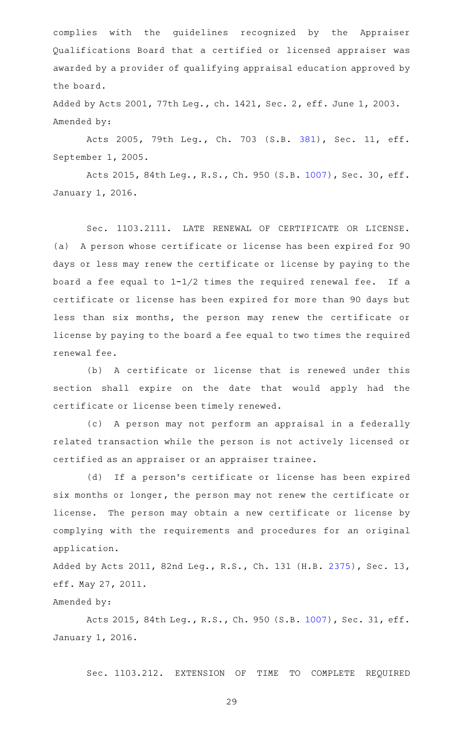complies with the guidelines recognized by the Appraiser Qualifications Board that a certified or licensed appraiser was awarded by a provider of qualifying appraisal education approved by the board.

Added by Acts 2001, 77th Leg., ch. 1421, Sec. 2, eff. June 1, 2003.
Amended by:

Acts 2005, 79th Leg., Ch. 703 (S.B. 381), Sec. 11, eff. September 1, 2005.

Acts 2015, 84th Leg., R.S., Ch. 950 (S.B. 1007), Sec. 30, eff. January 1, 2016.

Sec. 1103.2111. LATE RENEWAL OF CERTIFICATE OR LICENSE. (a) A person whose certificate or license has been expired for 90 days or less may renew the certificate or license by paying to the board a fee equal to 1-1/2 times the required renewal fee. If a certificate or license has been expired for more than 90 days but less than six months, the person may renew the certificate or license by paying to the board a fee equal to two times the required renewal fee.

(b) A certificate or license that is renewed under this section shall expire on the date that would apply had the certificate or license been timely renewed.

(c) A person may not perform an appraisal in a federally related transaction while the person is not actively licensed or certified as an appraiser or an appraiser trainee.

(d) If a person's certificate or license has been expired six months or longer, the person may not renew the certificate or license. The person may obtain a new certificate or license by complying with the requirements and procedures for an original application.

Added by Acts 2011, 82nd Leg., R.S., Ch. 131 (H.B. 2375), Sec. 13, eff. May 27, 2011.
Amended by:

Acts 2015, 84th Leg., R.S., Ch. 950 (S.B. 1007), Sec. 31, eff. January 1, 2016.

Sec. 1103.212. EXTENSION OF TIME TO COMPLETE REQUIRED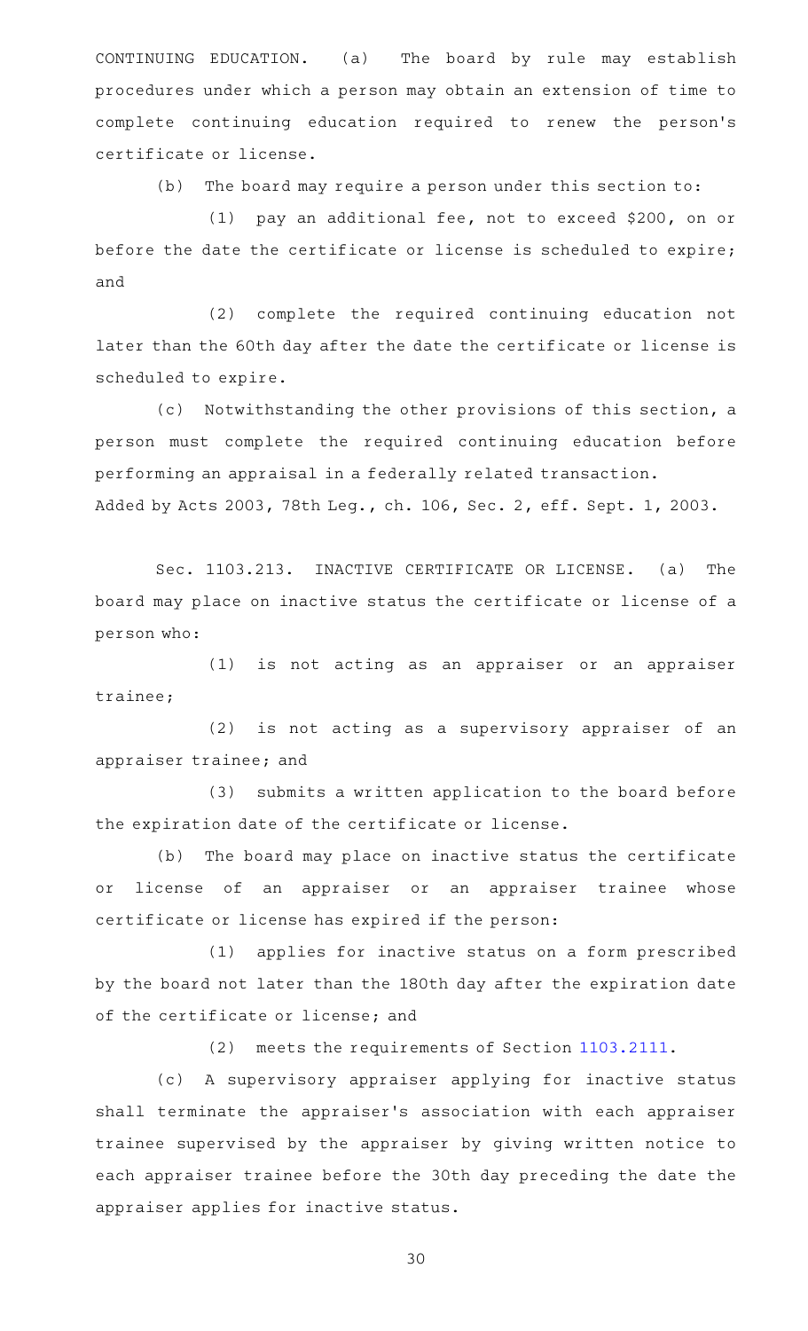CONTINUING EDUCATION. (a) The board by rule may establish procedures under which a person may obtain an extension of time to complete continuing education required to renew the person's certificate or license.

(b) The board may require a person under this section to:

(1) pay an additional fee, not to exceed $200, on or before the date the certificate or license is scheduled to expire; and

(2) complete the required continuing education not later than the 60th day after the date the certificate or license is scheduled to expire.

(c) Notwithstanding the other provisions of this section, a person must complete the required continuing education before performing an appraisal in a federally related transaction.

Added by Acts 2003, 78th Leg., ch. 106, Sec. 2, eff. Sept. 1, 2003.

Sec. 1103.213. INACTIVE CERTIFICATE OR LICENSE. (a) The board may place on inactive status the certificate or license of a person who:

(1) is not acting as an appraiser or an appraiser trainee;

(2) is not acting as a supervisory appraiser of an appraiser trainee; and

(3) submits a written application to the board before the expiration date of the certificate or license.

(b) The board may place on inactive status the certificate or license of an appraiser or an appraiser trainee whose certificate or license has expired if the person:

(1) applies for inactive status on a form prescribed by the board not later than the 180th day after the expiration date of the certificate or license; and

(2) meets the requirements of Section 1103.2111.

(c) A supervisory appraiser applying for inactive status shall terminate the appraiser's association with each appraiser trainee supervised by the appraiser by giving written notice to each appraiser trainee before the 30th day preceding the date the appraiser applies for inactive status.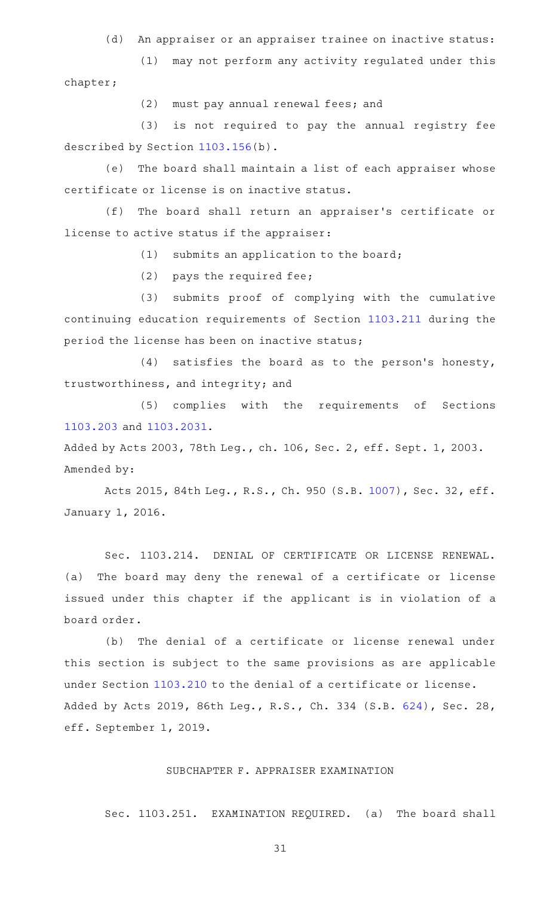(d) An appraiser or an appraiser trainee on inactive status:

(1) may not perform any activity regulated under this chapter;

(2) must pay annual renewal fees; and

(3) is not required to pay the annual registry fee described by Section 1103.156(b).

(e) The board shall maintain a list of each appraiser whose certificate or license is on inactive status.

(f) The board shall return an appraiser's certificate or license to active status if the appraiser:

(1) submits an application to the board;

(2) pays the required fee;

(3) submits proof of complying with the cumulative continuing education requirements of Section 1103.211 during the period the license has been on inactive status;

(4) satisfies the board as to the person's honesty, trustworthiness, and integrity; and

(5) complies with the requirements of Sections 1103.203 and 1103.2031.

Added by Acts 2003, 78th Leg., ch. 106, Sec. 2, eff. Sept. 1, 2003.
Amended by:

Acts 2015, 84th Leg., R.S., Ch. 950 (S.B. 1007), Sec. 32, eff. January 1, 2016.

Sec. 1103.214. DENIAL OF CERTIFICATE OR LICENSE RENEWAL. (a) The board may deny the renewal of a certificate or license issued under this chapter if the applicant is in violation of a board order.

(b) The denial of a certificate or license renewal under this section is subject to the same provisions as are applicable under Section 1103.210 to the denial of a certificate or license.

Added by Acts 2019, 86th Leg., R.S., Ch. 334 (S.B. 624), Sec. 28, eff. September 1, 2019.

## SUBCHAPTER F. APPRAISER EXAMINATION

Sec. 1103.251. EXAMINATION REQUIRED. (a) The board shall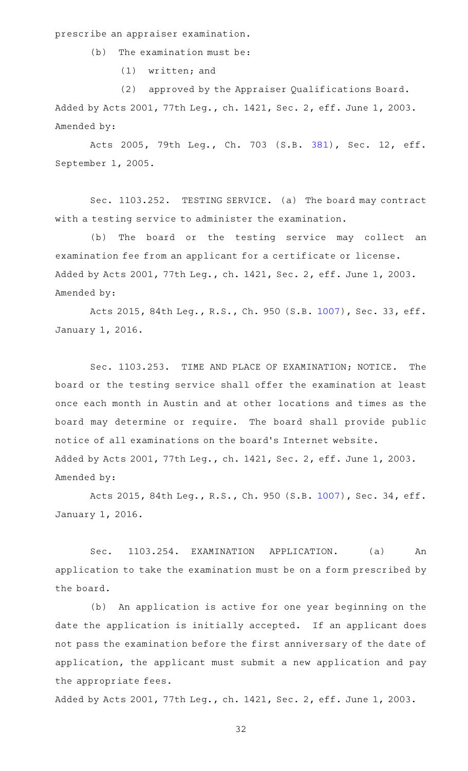prescribe an appraiser examination.

(b) The examination must be:

(1) written; and

(2) approved by the Appraiser Qualifications Board.

Added by Acts 2001, 77th Leg., ch. 1421, Sec. 2, eff. June 1, 2003.
Amended by:

Acts 2005, 79th Leg., Ch. 703 (S.B. 381), Sec. 12, eff. September 1, 2005.

Sec. 1103.252. TESTING SERVICE. (a) The board may contract with a testing service to administer the examination.

(b) The board or the testing service may collect an examination fee from an applicant for a certificate or license.

Added by Acts 2001, 77th Leg., ch. 1421, Sec. 2, eff. June 1, 2003.
Amended by:

Acts 2015, 84th Leg., R.S., Ch. 950 (S.B. 1007), Sec. 33, eff. January 1, 2016.

Sec. 1103.253. TIME AND PLACE OF EXAMINATION; NOTICE. The board or the testing service shall offer the examination at least once each month in Austin and at other locations and times as the board may determine or require. The board shall provide public notice of all examinations on the board's Internet website.

Added by Acts 2001, 77th Leg., ch. 1421, Sec. 2, eff. June 1, 2003.
Amended by:

Acts 2015, 84th Leg., R.S., Ch. 950 (S.B. 1007), Sec. 34, eff. January 1, 2016.

Sec. 1103.254. EXAMINATION APPLICATION. (a) An application to take the examination must be on a form prescribed by the board.

(b) An application is active for one year beginning on the date the application is initially accepted. If an applicant does not pass the examination before the first anniversary of the date of application, the applicant must submit a new application and pay the appropriate fees.

Added by Acts 2001, 77th Leg., ch. 1421, Sec. 2, eff. June 1, 2003.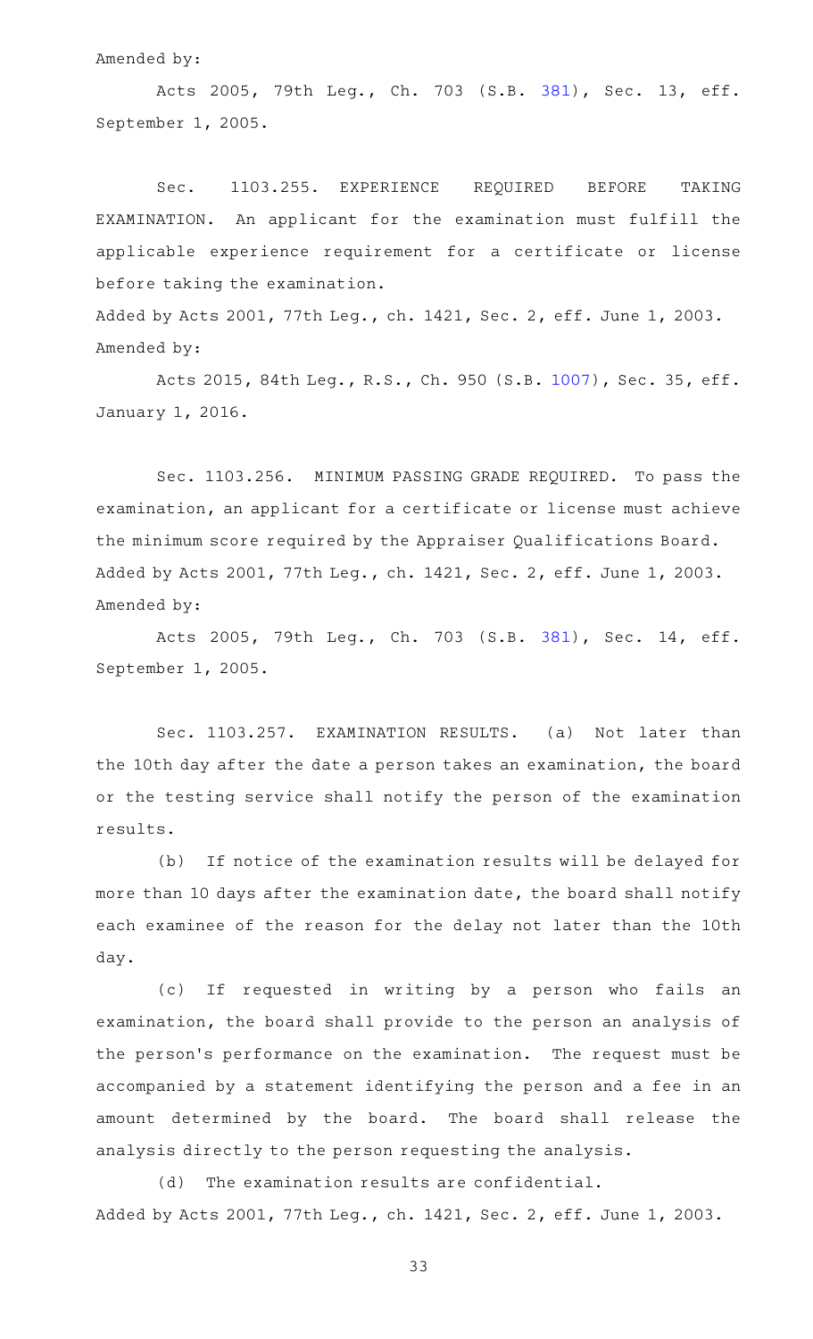Amended by:

Acts 2005, 79th Leg., Ch. 703 (S.B. 381), Sec. 13, eff. September 1, 2005.

Sec. 1103.255. EXPERIENCE REQUIRED BEFORE TAKING EXAMINATION. An applicant for the examination must fulfill the applicable experience requirement for a certificate or license before taking the examination.

Added by Acts 2001, 77th Leg., ch. 1421, Sec. 2, eff. June 1, 2003.

Amended by:

Acts 2015, 84th Leg., R.S., Ch. 950 (S.B. 1007), Sec. 35, eff. January 1, 2016.

Sec. 1103.256. MINIMUM PASSING GRADE REQUIRED. To pass the examination, an applicant for a certificate or license must achieve the minimum score required by the Appraiser Qualifications Board.

Added by Acts 2001, 77th Leg., ch. 1421, Sec. 2, eff. June 1, 2003.

Amended by:

Acts 2005, 79th Leg., Ch. 703 (S.B. 381), Sec. 14, eff. September 1, 2005.

Sec. 1103.257. EXAMINATION RESULTS. (a) Not later than the 10th day after the date a person takes an examination, the board or the testing service shall notify the person of the examination results.

(b) If notice of the examination results will be delayed for more than 10 days after the examination date, the board shall notify each examinee of the reason for the delay not later than the 10th day.

(c) If requested in writing by a person who fails an examination, the board shall provide to the person an analysis of the person's performance on the examination. The request must be accompanied by a statement identifying the person and a fee in an amount determined by the board. The board shall release the analysis directly to the person requesting the analysis.

(d) The examination results are confidential.

Added by Acts 2001, 77th Leg., ch. 1421, Sec. 2, eff. June 1, 2003.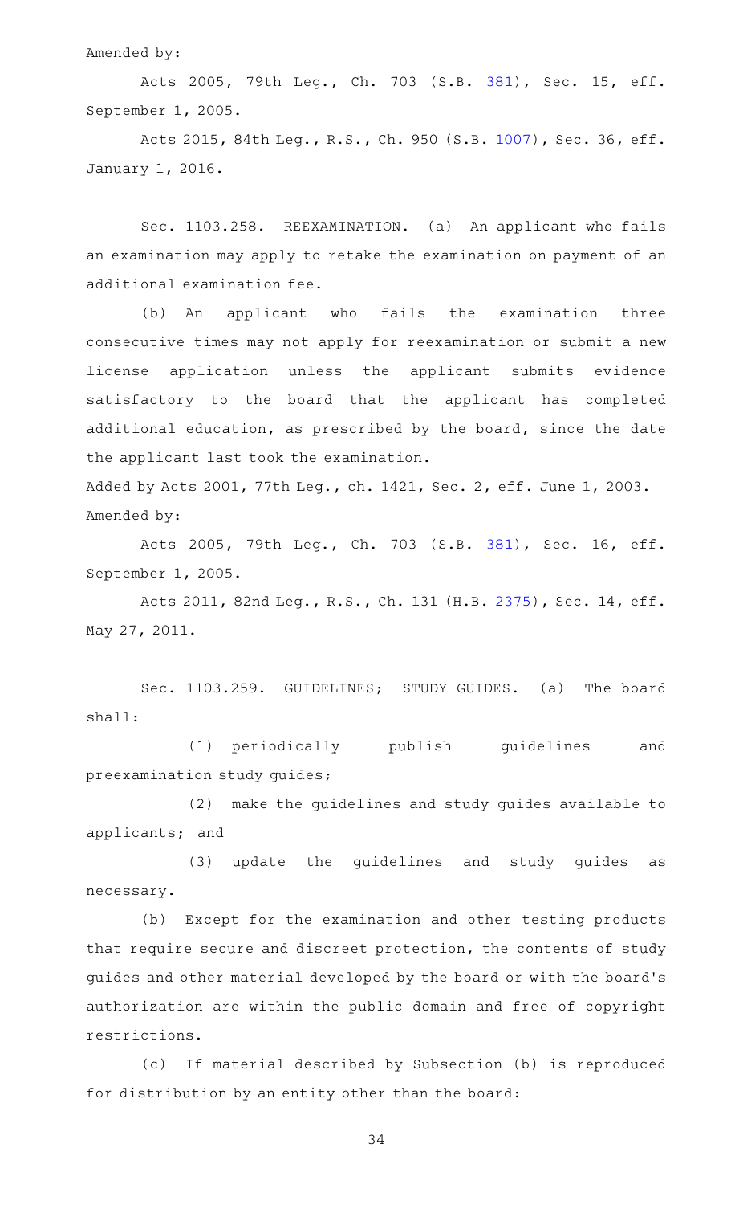Amended by:

Acts 2005, 79th Leg., Ch. 703 (S.B. 381), Sec. 15, eff. September 1, 2005.

Acts 2015, 84th Leg., R.S., Ch. 950 (S.B. 1007), Sec. 36, eff. January 1, 2016.

Sec. 1103.258. REEXAMINATION. (a) An applicant who fails an examination may apply to retake the examination on payment of an additional examination fee.

(b) An applicant who fails the examination three consecutive times may not apply for reexamination or submit a new license application unless the applicant submits evidence satisfactory to the board that the applicant has completed additional education, as prescribed by the board, since the date the applicant last took the examination.

Added by Acts 2001, 77th Leg., ch. 1421, Sec. 2, eff. June 1, 2003.

Amended by:

Acts 2005, 79th Leg., Ch. 703 (S.B. 381), Sec. 16, eff. September 1, 2005.

Acts 2011, 82nd Leg., R.S., Ch. 131 (H.B. 2375), Sec. 14, eff. May 27, 2011.

Sec. 1103.259. GUIDELINES; STUDY GUIDES. (a) The board shall:

(1) periodically publish guidelines and preexamination study guides;

(2) make the guidelines and study guides available to applicants; and

(3) update the guidelines and study guides as necessary.

(b) Except for the examination and other testing products that require secure and discreet protection, the contents of study guides and other material developed by the board or with the board's authorization are within the public domain and free of copyright restrictions.

(c) If material described by Subsection (b) is reproduced for distribution by an entity other than the board: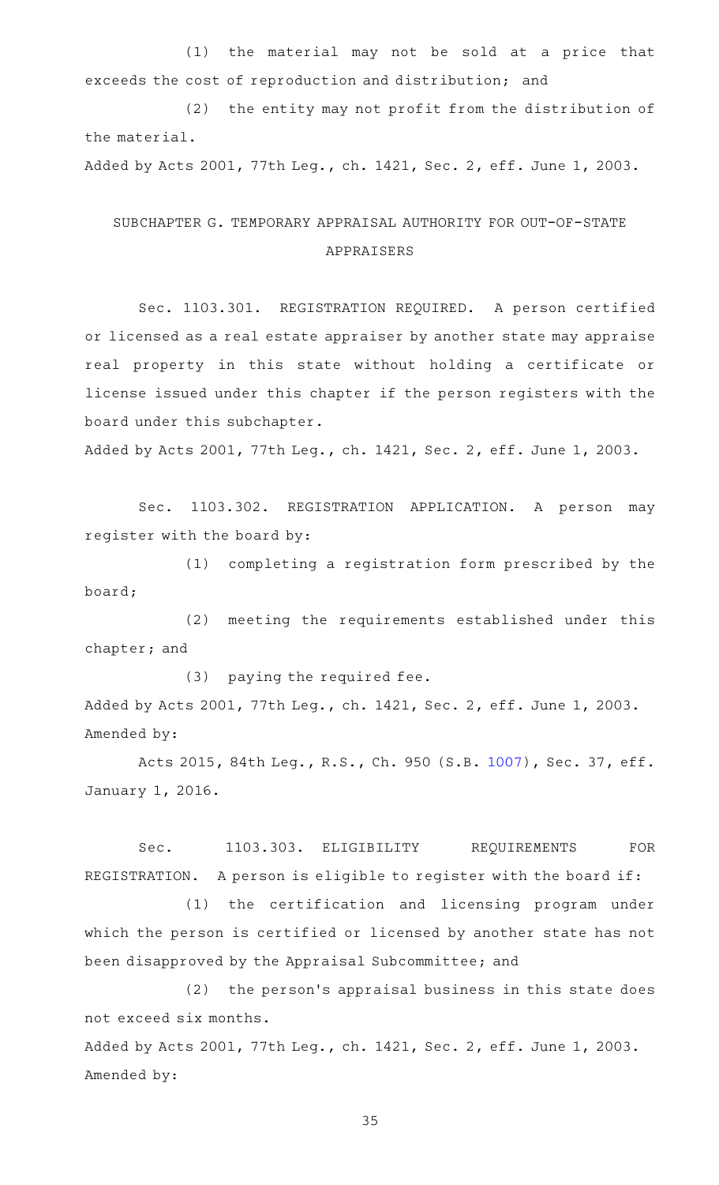(1) the material may not be sold at a price that exceeds the cost of reproduction and distribution; and

(2) the entity may not profit from the distribution of the material.

Added by Acts 2001, 77th Leg., ch. 1421, Sec. 2, eff. June 1, 2003.

## SUBCHAPTER G. TEMPORARY APPRAISAL AUTHORITY FOR OUT-OF-STATE APPRAISERS

Sec. 1103.301. REGISTRATION REQUIRED. A person certified or licensed as a real estate appraiser by another state may appraise real property in this state without holding a certificate or license issued under this chapter if the person registers with the board under this subchapter.

Added by Acts 2001, 77th Leg., ch. 1421, Sec. 2, eff. June 1, 2003.

Sec. 1103.302. REGISTRATION APPLICATION. A person may register with the board by:

(1) completing a registration form prescribed by the board;

(2) meeting the requirements established under this chapter; and

(3) paying the required fee.

Added by Acts 2001, 77th Leg., ch. 1421, Sec. 2, eff. June 1, 2003.
Amended by:

Acts 2015, 84th Leg., R.S., Ch. 950 (S.B. 1007), Sec. 37, eff. January 1, 2016.

Sec. 1103.303. ELIGIBILITY REQUIREMENTS FOR REGISTRATION. A person is eligible to register with the board if:

(1) the certification and licensing program under which the person is certified or licensed by another state has not been disapproved by the Appraisal Subcommittee; and

(2) the person's appraisal business in this state does not exceed six months.

Added by Acts 2001, 77th Leg., ch. 1421, Sec. 2, eff. June 1, 2003.
Amended by: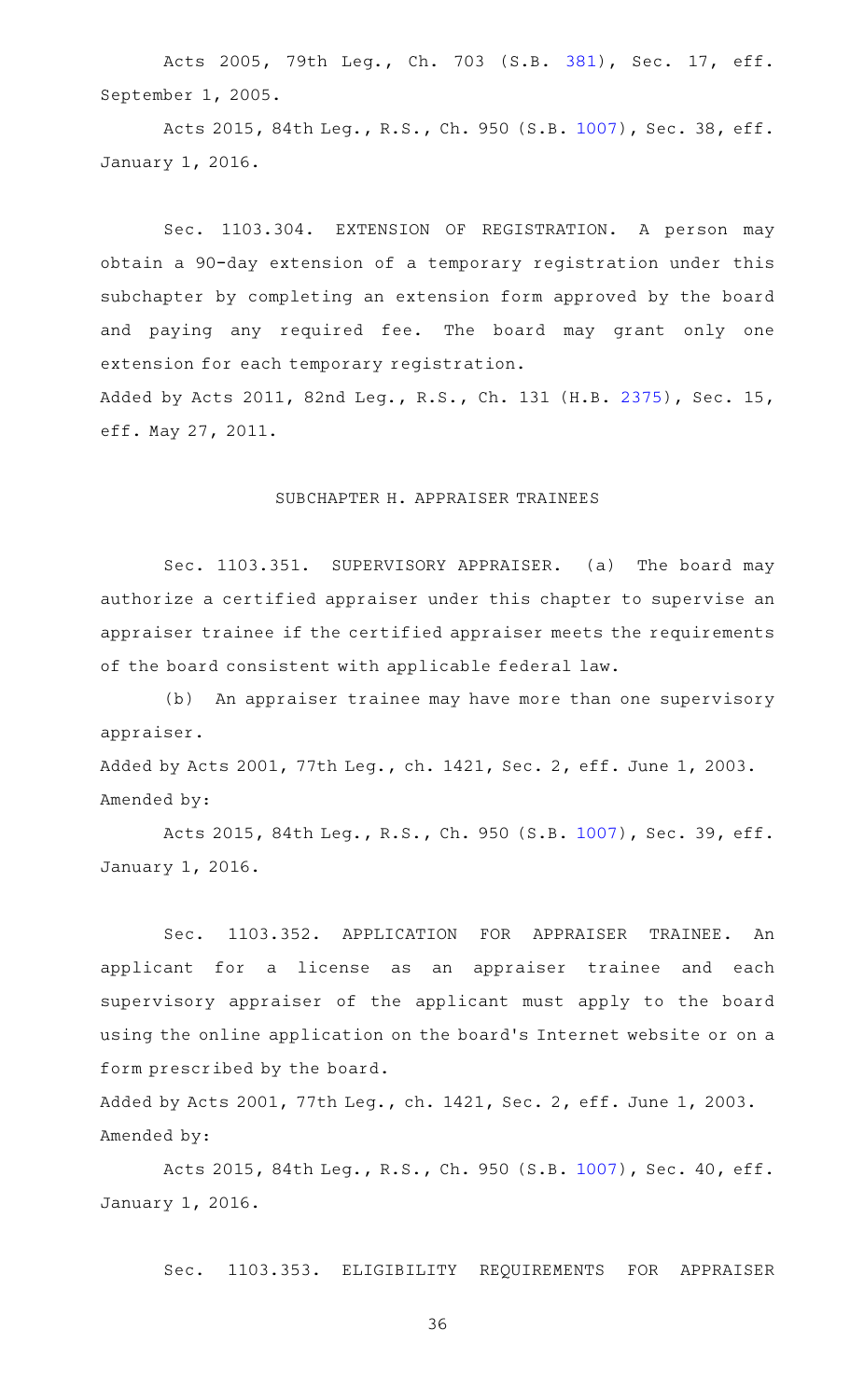Acts 2005, 79th Leg., Ch. 703 (S.B. 381), Sec. 17, eff. September 1, 2005.

Acts 2015, 84th Leg., R.S., Ch. 950 (S.B. 1007), Sec. 38, eff. January 1, 2016.

Sec. 1103.304. EXTENSION OF REGISTRATION. A person may obtain a 90-day extension of a temporary registration under this subchapter by completing an extension form approved by the board and paying any required fee. The board may grant only one extension for each temporary registration.

Added by Acts 2011, 82nd Leg., R.S., Ch. 131 (H.B. 2375), Sec. 15, eff. May 27, 2011.

SUBCHAPTER H. APPRAISER TRAINEES

Sec. 1103.351. SUPERVISORY APPRAISER. (a) The board may authorize a certified appraiser under this chapter to supervise an appraiser trainee if the certified appraiser meets the requirements of the board consistent with applicable federal law.

(b) An appraiser trainee may have more than one supervisory appraiser.

Added by Acts 2001, 77th Leg., ch. 1421, Sec. 2, eff. June 1, 2003.

Amended by:

Acts 2015, 84th Leg., R.S., Ch. 950 (S.B. 1007), Sec. 39, eff. January 1, 2016.

Sec. 1103.352. APPLICATION FOR APPRAISER TRAINEE. An applicant for a license as an appraiser trainee and each supervisory appraiser of the applicant must apply to the board using the online application on the board's Internet website or on a form prescribed by the board.

Added by Acts 2001, 77th Leg., ch. 1421, Sec. 2, eff. June 1, 2003.

Amended by:

Acts 2015, 84th Leg., R.S., Ch. 950 (S.B. 1007), Sec. 40, eff. January 1, 2016.

Sec. 1103.353. ELIGIBILITY REQUIREMENTS FOR APPRAISER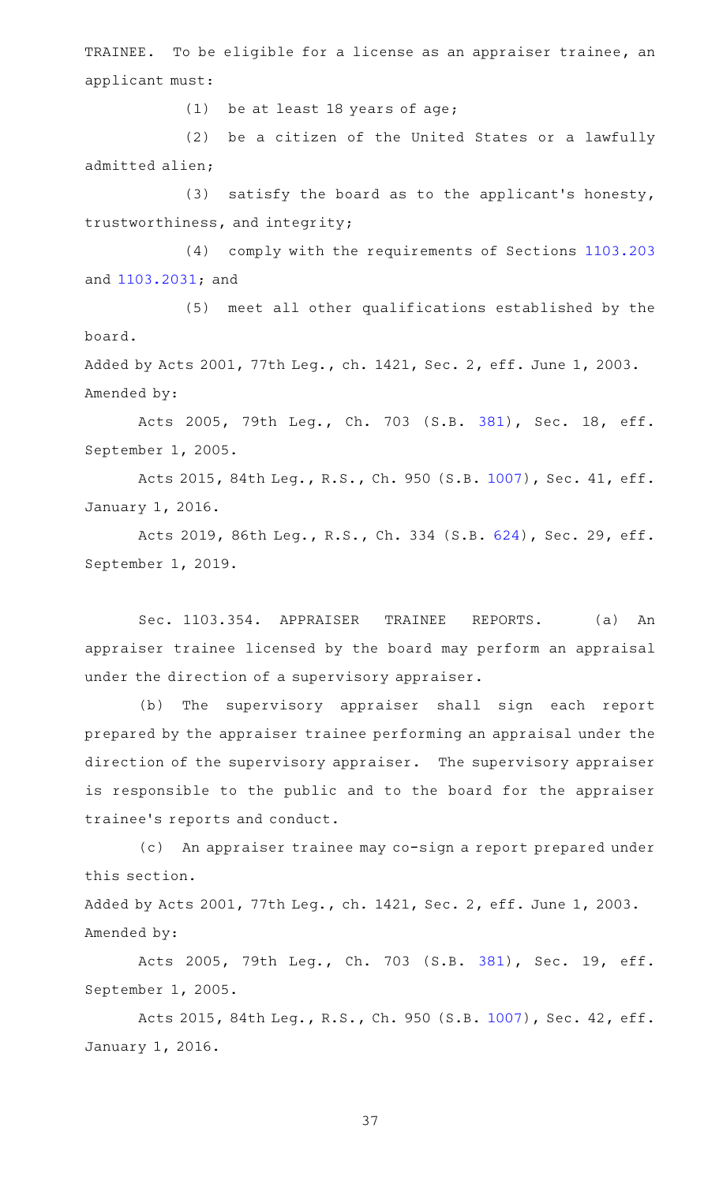TRAINEE. To be eligible for a license as an appraiser trainee, an applicant must:

(1) be at least 18 years of age;

(2) be a citizen of the United States or a lawfully admitted alien;

(3) satisfy the board as to the applicant's honesty, trustworthiness, and integrity;

(4) comply with the requirements of Sections 1103.203 and 1103.2031; and

(5) meet all other qualifications established by the board.

Added by Acts 2001, 77th Leg., ch. 1421, Sec. 2, eff. June 1, 2003.
Amended by:

Acts 2005, 79th Leg., Ch. 703 (S.B. 381), Sec. 18, eff. September 1, 2005.

Acts 2015, 84th Leg., R.S., Ch. 950 (S.B. 1007), Sec. 41, eff. January 1, 2016.

Acts 2019, 86th Leg., R.S., Ch. 334 (S.B. 624), Sec. 29, eff. September 1, 2019.

Sec. 1103.354. APPRAISER TRAINEE REPORTS. (a) An appraiser trainee licensed by the board may perform an appraisal under the direction of a supervisory appraiser.

(b) The supervisory appraiser shall sign each report prepared by the appraiser trainee performing an appraisal under the direction of the supervisory appraiser. The supervisory appraiser is responsible to the public and to the board for the appraiser trainee's reports and conduct.

(c) An appraiser trainee may co-sign a report prepared under this section.

Added by Acts 2001, 77th Leg., ch. 1421, Sec. 2, eff. June 1, 2003.
Amended by:

Acts 2005, 79th Leg., Ch. 703 (S.B. 381), Sec. 19, eff. September 1, 2005.

Acts 2015, 84th Leg., R.S., Ch. 950 (S.B. 1007), Sec. 42, eff. January 1, 2016.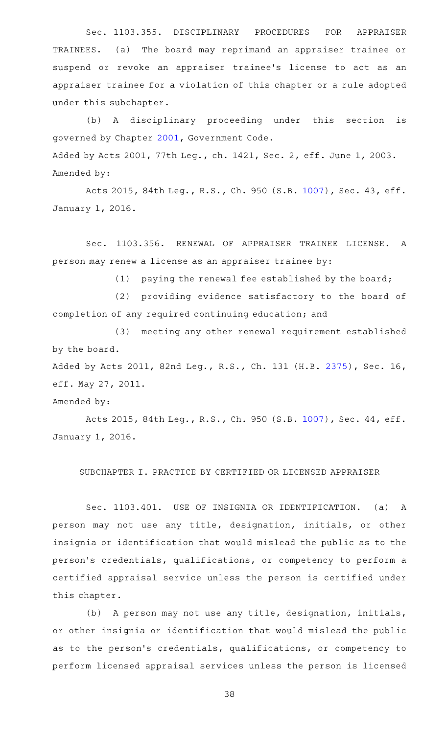Sec. 1103.355. DISCIPLINARY PROCEDURES FOR APPRAISER TRAINEES. (a) The board may reprimand an appraiser trainee or suspend or revoke an appraiser trainee's license to act as an appraiser trainee for a violation of this chapter or a rule adopted under this subchapter.

(b) A disciplinary proceeding under this section is governed by Chapter 2001, Government Code.

Added by Acts 2001, 77th Leg., ch. 1421, Sec. 2, eff. June 1, 2003.

Amended by:

Acts 2015, 84th Leg., R.S., Ch. 950 (S.B. 1007), Sec. 43, eff. January 1, 2016.

Sec. 1103.356. RENEWAL OF APPRAISER TRAINEE LICENSE. A person may renew a license as an appraiser trainee by:

(1) paying the renewal fee established by the board;

(2) providing evidence satisfactory to the board of completion of any required continuing education; and

(3) meeting any other renewal requirement established by the board.

Added by Acts 2011, 82nd Leg., R.S., Ch. 131 (H.B. 2375), Sec. 16, eff. May 27, 2011.

Amended by:

Acts 2015, 84th Leg., R.S., Ch. 950 (S.B. 1007), Sec. 44, eff. January 1, 2016.

## SUBCHAPTER I. PRACTICE BY CERTIFIED OR LICENSED APPRAISER

Sec. 1103.401. USE OF INSIGNIA OR IDENTIFICATION. (a) A person may not use any title, designation, initials, or other insignia or identification that would mislead the public as to the person's credentials, qualifications, or competency to perform a certified appraisal service unless the person is certified under this chapter.

(b) A person may not use any title, designation, initials, or other insignia or identification that would mislead the public as to the person's credentials, qualifications, or competency to perform licensed appraisal services unless the person is licensed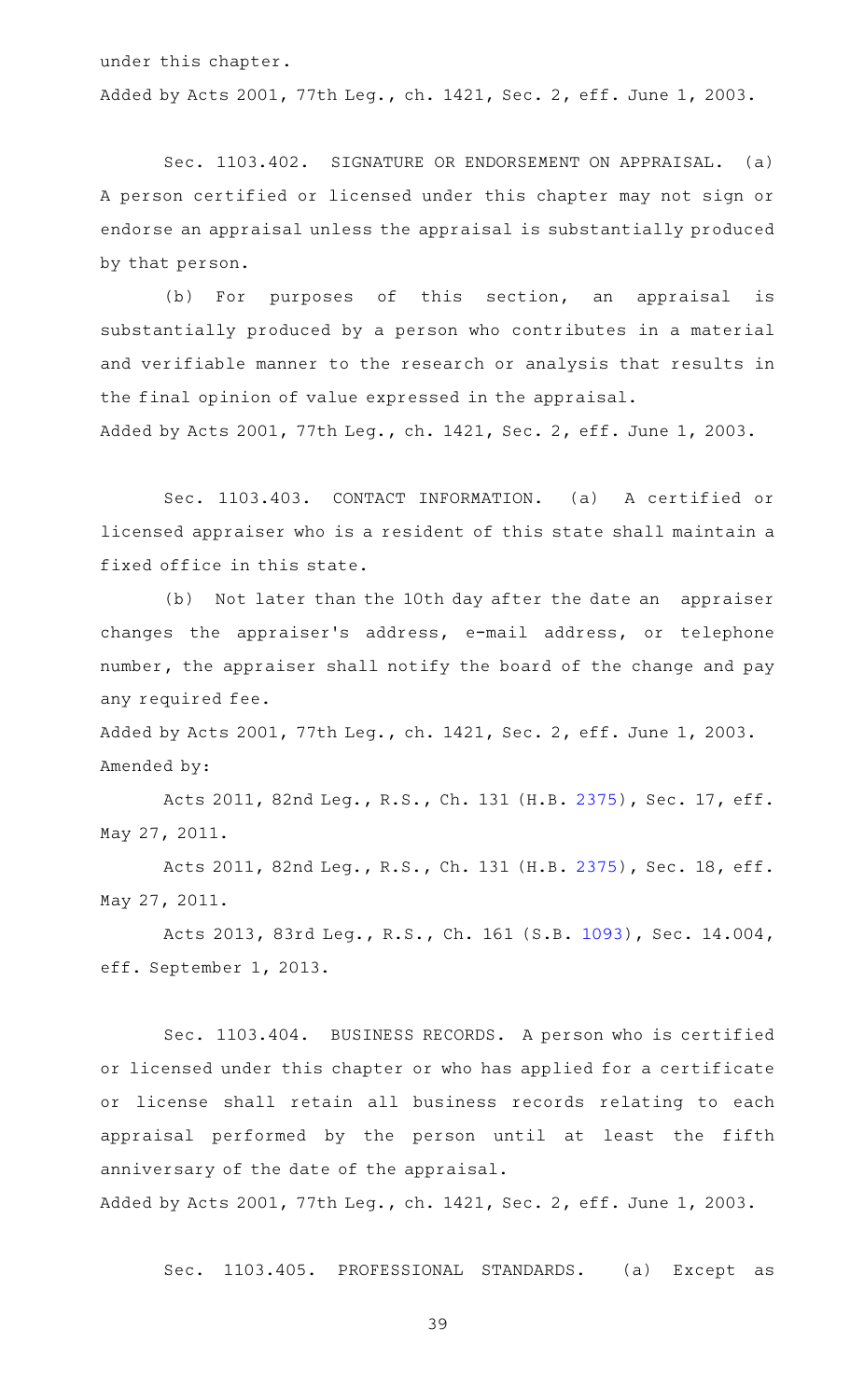under this chapter.

Added by Acts 2001, 77th Leg., ch. 1421, Sec. 2, eff. June 1, 2003.

Sec. 1103.402. SIGNATURE OR ENDORSEMENT ON APPRAISAL. (a) A person certified or licensed under this chapter may not sign or endorse an appraisal unless the appraisal is substantially produced by that person.

(b) For purposes of this section, an appraisal is substantially produced by a person who contributes in a material and verifiable manner to the research or analysis that results in the final opinion of value expressed in the appraisal.

Added by Acts 2001, 77th Leg., ch. 1421, Sec. 2, eff. June 1, 2003.

Sec. 1103.403. CONTACT INFORMATION. (a) A certified or licensed appraiser who is a resident of this state shall maintain a fixed office in this state.

(b) Not later than the 10th day after the date an appraiser changes the appraiser's address, e-mail address, or telephone number, the appraiser shall notify the board of the change and pay any required fee.

Added by Acts 2001, 77th Leg., ch. 1421, Sec. 2, eff. June 1, 2003.

Amended by:

Acts 2011, 82nd Leg., R.S., Ch. 131 (H.B. 2375), Sec. 17, eff. May 27, 2011.

Acts 2011, 82nd Leg., R.S., Ch. 131 (H.B. 2375), Sec. 18, eff. May 27, 2011.

Acts 2013, 83rd Leg., R.S., Ch. 161 (S.B. 1093), Sec. 14.004, eff. September 1, 2013.

Sec. 1103.404. BUSINESS RECORDS. A person who is certified or licensed under this chapter or who has applied for a certificate or license shall retain all business records relating to each appraisal performed by the person until at least the fifth anniversary of the date of the appraisal.

Added by Acts 2001, 77th Leg., ch. 1421, Sec. 2, eff. June 1, 2003.

Sec. 1103.405. PROFESSIONAL STANDARDS. (a) Except as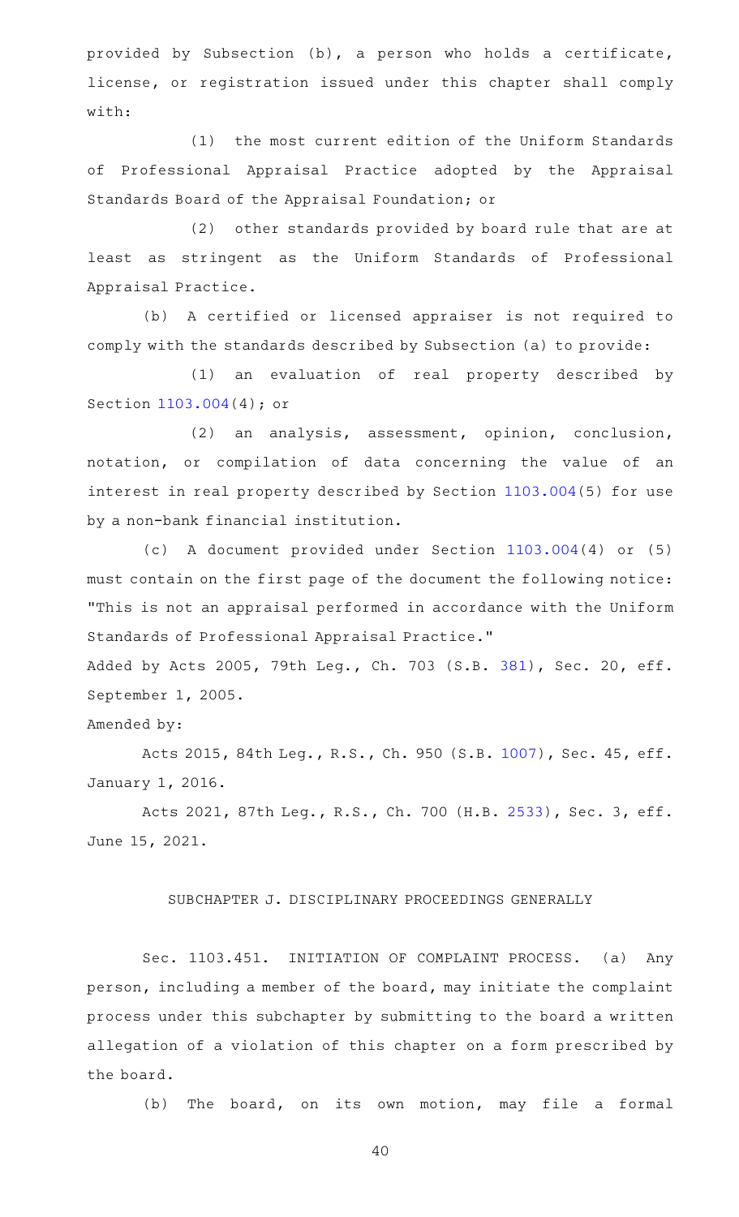provided by Subsection (b), a person who holds a certificate, license, or registration issued under this chapter shall comply with:

(1) the most current edition of the Uniform Standards of Professional Appraisal Practice adopted by the Appraisal Standards Board of the Appraisal Foundation; or

(2) other standards provided by board rule that are at least as stringent as the Uniform Standards of Professional Appraisal Practice.

(b) A certified or licensed appraiser is not required to comply with the standards described by Subsection (a) to provide:

(1) an evaluation of real property described by Section 1103.004(4); or

(2) an analysis, assessment, opinion, conclusion, notation, or compilation of data concerning the value of an interest in real property described by Section 1103.004(5) for use by a non-bank financial institution.

(c) A document provided under Section 1103.004(4) or (5) must contain on the first page of the document the following notice: "This is not an appraisal performed in accordance with the Uniform Standards of Professional Appraisal Practice."

Added by Acts 2005, 79th Leg., Ch. 703 (S.B. 381), Sec. 20, eff. September 1, 2005.

Amended by:

Acts 2015, 84th Leg., R.S., Ch. 950 (S.B. 1007), Sec. 45, eff. January 1, 2016.

Acts 2021, 87th Leg., R.S., Ch. 700 (H.B. 2533), Sec. 3, eff. June 15, 2021.

## SUBCHAPTER J. DISCIPLINARY PROCEEDINGS GENERALLY

Sec. 1103.451. INITIATION OF COMPLAINT PROCESS. (a) Any person, including a member of the board, may initiate the complaint process under this subchapter by submitting to the board a written allegation of a violation of this chapter on a form prescribed by the board.

(b) The board, on its own motion, may file a formal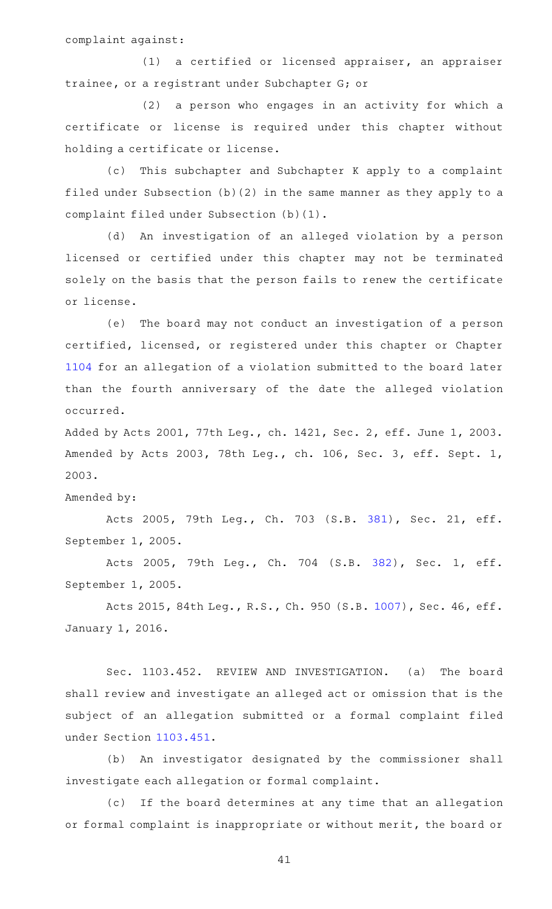complaint against:

(1) a certified or licensed appraiser, an appraiser trainee, or a registrant under Subchapter G; or

(2) a person who engages in an activity for which a certificate or license is required under this chapter without holding a certificate or license.

(c) This subchapter and Subchapter K apply to a complaint filed under Subsection (b)(2) in the same manner as they apply to a complaint filed under Subsection (b)(1).

(d) An investigation of an alleged violation by a person licensed or certified under this chapter may not be terminated solely on the basis that the person fails to renew the certificate or license.

(e) The board may not conduct an investigation of a person certified, licensed, or registered under this chapter or Chapter 1104 for an allegation of a violation submitted to the board later than the fourth anniversary of the date the alleged violation occurred.

Added by Acts 2001, 77th Leg., ch. 1421, Sec. 2, eff. June 1, 2003. Amended by Acts 2003, 78th Leg., ch. 106, Sec. 3, eff. Sept. 1, 2003.

Amended by:

Acts 2005, 79th Leg., Ch. 703 (S.B. 381), Sec. 21, eff. September 1, 2005.

Acts 2005, 79th Leg., Ch. 704 (S.B. 382), Sec. 1, eff. September 1, 2005.

Acts 2015, 84th Leg., R.S., Ch. 950 (S.B. 1007), Sec. 46, eff. January 1, 2016.

Sec. 1103.452. REVIEW AND INVESTIGATION. (a) The board shall review and investigate an alleged act or omission that is the subject of an allegation submitted or a formal complaint filed under Section 1103.451.

(b) An investigator designated by the commissioner shall investigate each allegation or formal complaint.

(c) If the board determines at any time that an allegation or formal complaint is inappropriate or without merit, the board or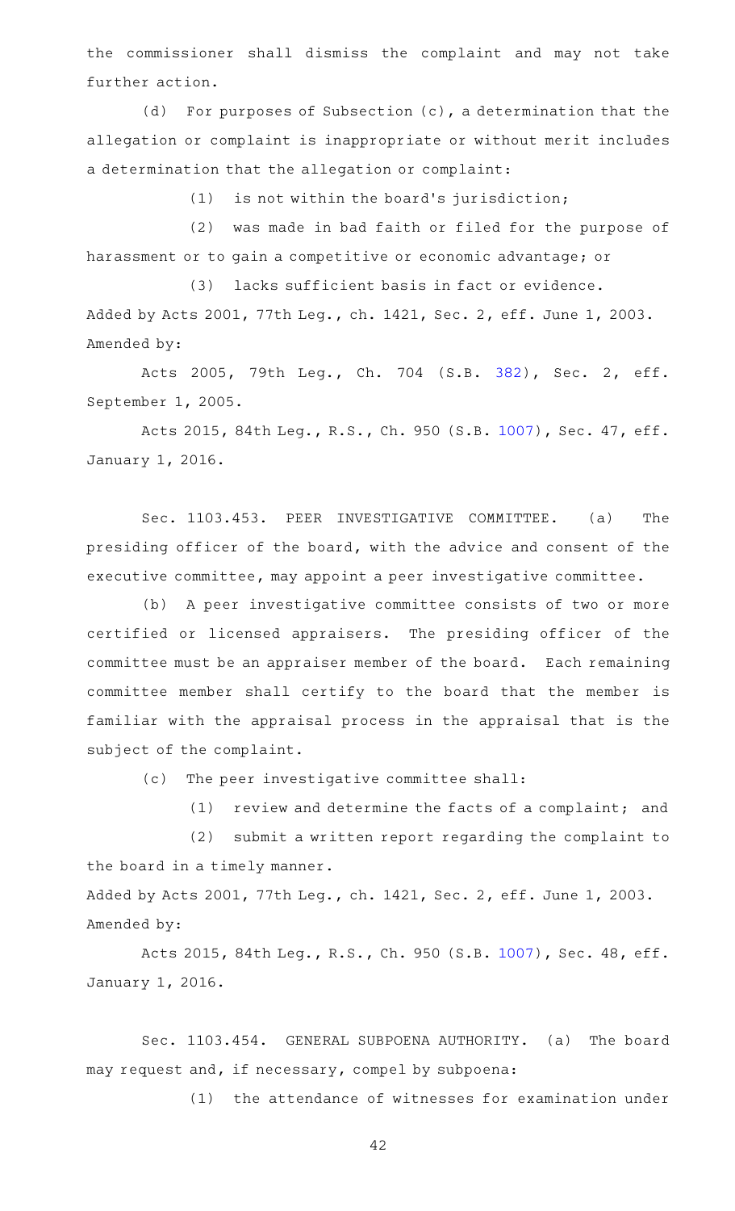the commissioner shall dismiss the complaint and may not take further action.

(d) For purposes of Subsection (c), a determination that the allegation or complaint is inappropriate or without merit includes a determination that the allegation or complaint:

(1) is not within the board's jurisdiction;

(2) was made in bad faith or filed for the purpose of harassment or to gain a competitive or economic advantage; or

(3) lacks sufficient basis in fact or evidence.

Added by Acts 2001, 77th Leg., ch. 1421, Sec. 2, eff. June 1, 2003.
Amended by:

Acts 2005, 79th Leg., Ch. 704 (S.B. 382), Sec. 2, eff. September 1, 2005.

Acts 2015, 84th Leg., R.S., Ch. 950 (S.B. 1007), Sec. 47, eff. January 1, 2016.

Sec. 1103.453. PEER INVESTIGATIVE COMMITTEE. (a) The presiding officer of the board, with the advice and consent of the executive committee, may appoint a peer investigative committee.

(b) A peer investigative committee consists of two or more certified or licensed appraisers. The presiding officer of the committee must be an appraiser member of the board. Each remaining committee member shall certify to the board that the member is familiar with the appraisal process in the appraisal that is the subject of the complaint.

(c) The peer investigative committee shall:

(1) review and determine the facts of a complaint; and

(2) submit a written report regarding the complaint to the board in a timely manner.

Added by Acts 2001, 77th Leg., ch. 1421, Sec. 2, eff. June 1, 2003.
Amended by:

Acts 2015, 84th Leg., R.S., Ch. 950 (S.B. 1007), Sec. 48, eff. January 1, 2016.

Sec. 1103.454. GENERAL SUBPOENA AUTHORITY. (a) The board may request and, if necessary, compel by subpoena:

(1) the attendance of witnesses for examination under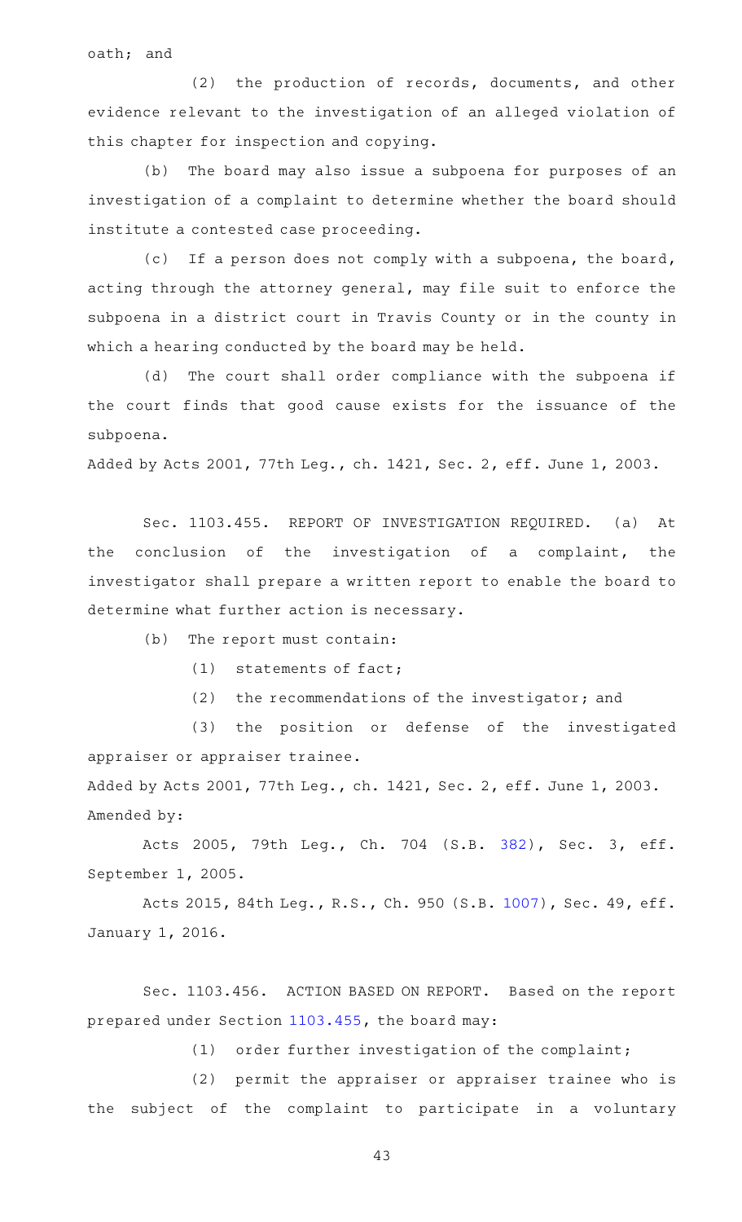oath; and

(2) the production of records, documents, and other evidence relevant to the investigation of an alleged violation of this chapter for inspection and copying.

(b) The board may also issue a subpoena for purposes of an investigation of a complaint to determine whether the board should institute a contested case proceeding.

(c) If a person does not comply with a subpoena, the board, acting through the attorney general, may file suit to enforce the subpoena in a district court in Travis County or in the county in which a hearing conducted by the board may be held.

(d) The court shall order compliance with the subpoena if the court finds that good cause exists for the issuance of the subpoena.

Added by Acts 2001, 77th Leg., ch. 1421, Sec. 2, eff. June 1, 2003.

Sec. 1103.455. REPORT OF INVESTIGATION REQUIRED. (a) At the conclusion of the investigation of a complaint, the investigator shall prepare a written report to enable the board to determine what further action is necessary.

(b) The report must contain:

(1) statements of fact;

(2) the recommendations of the investigator; and

(3) the position or defense of the investigated appraiser or appraiser trainee.

Added by Acts 2001, 77th Leg., ch. 1421, Sec. 2, eff. June 1, 2003.
Amended by:

Acts 2005, 79th Leg., Ch. 704 (S.B. 382), Sec. 3, eff. September 1, 2005.

Acts 2015, 84th Leg., R.S., Ch. 950 (S.B. 1007), Sec. 49, eff. January 1, 2016.

Sec. 1103.456. ACTION BASED ON REPORT. Based on the report prepared under Section 1103.455, the board may:

(1) order further investigation of the complaint;

(2) permit the appraiser or appraiser trainee who is the subject of the complaint to participate in a voluntary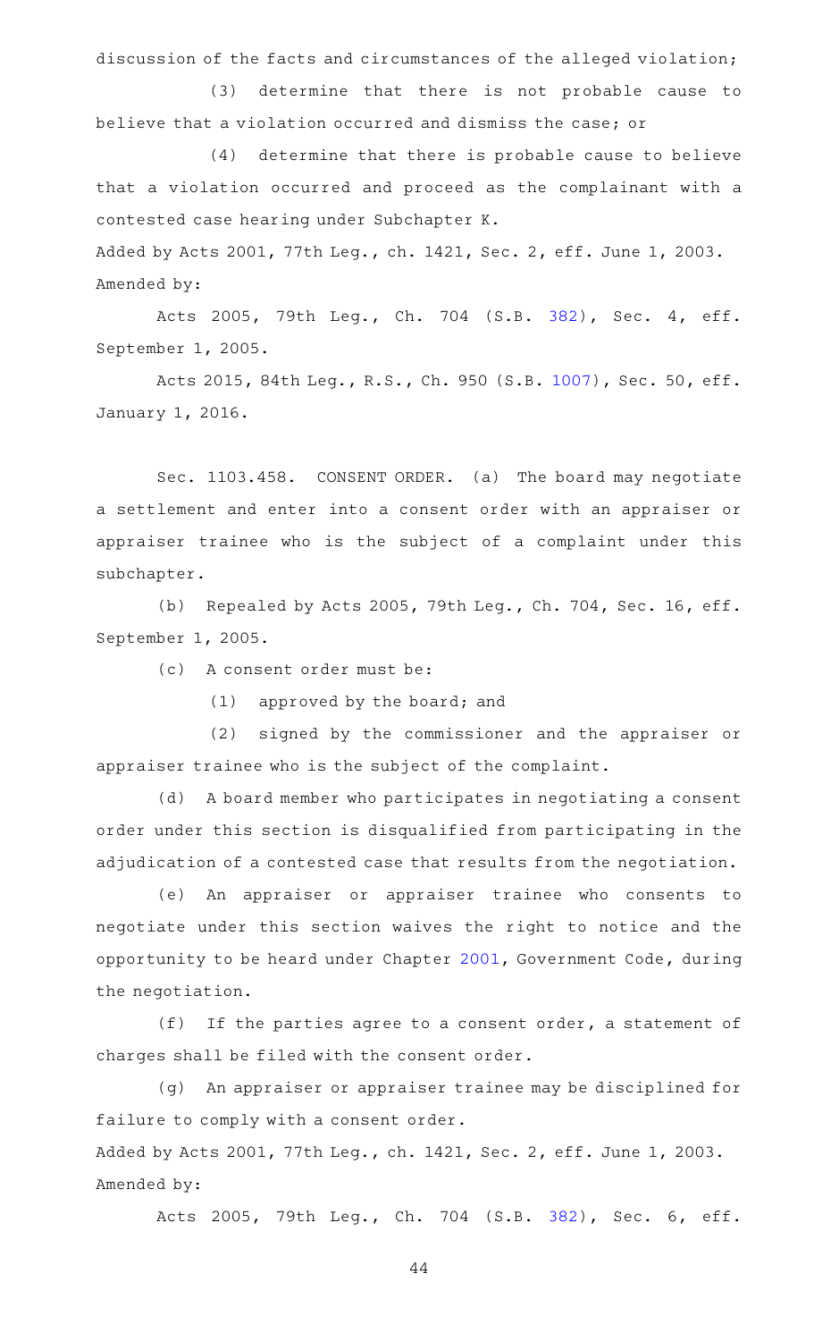discussion of the facts and circumstances of the alleged violation;

(3) determine that there is not probable cause to believe that a violation occurred and dismiss the case; or

(4) determine that there is probable cause to believe that a violation occurred and proceed as the complainant with a contested case hearing under Subchapter K.

Added by Acts 2001, 77th Leg., ch. 1421, Sec. 2, eff. June 1, 2003.
Amended by:

Acts 2005, 79th Leg., Ch. 704 (S.B. 382), Sec. 4, eff. September 1, 2005.

Acts 2015, 84th Leg., R.S., Ch. 950 (S.B. 1007), Sec. 50, eff. January 1, 2016.

Sec. 1103.458. CONSENT ORDER. (a) The board may negotiate a settlement and enter into a consent order with an appraiser or appraiser trainee who is the subject of a complaint under this subchapter.

(b) Repealed by Acts 2005, 79th Leg., Ch. 704, Sec. 16, eff. September 1, 2005.

(c) A consent order must be:

(1) approved by the board; and

(2) signed by the commissioner and the appraiser or appraiser trainee who is the subject of the complaint.

(d) A board member who participates in negotiating a consent order under this section is disqualified from participating in the adjudication of a contested case that results from the negotiation.

(e) An appraiser or appraiser trainee who consents to negotiate under this section waives the right to notice and the opportunity to be heard under Chapter 2001, Government Code, during the negotiation.

(f) If the parties agree to a consent order, a statement of charges shall be filed with the consent order.

(g) An appraiser or appraiser trainee may be disciplined for failure to comply with a consent order.

Added by Acts 2001, 77th Leg., ch. 1421, Sec. 2, eff. June 1, 2003.
Amended by:

Acts 2005, 79th Leg., Ch. 704 (S.B. 382), Sec. 6, eff.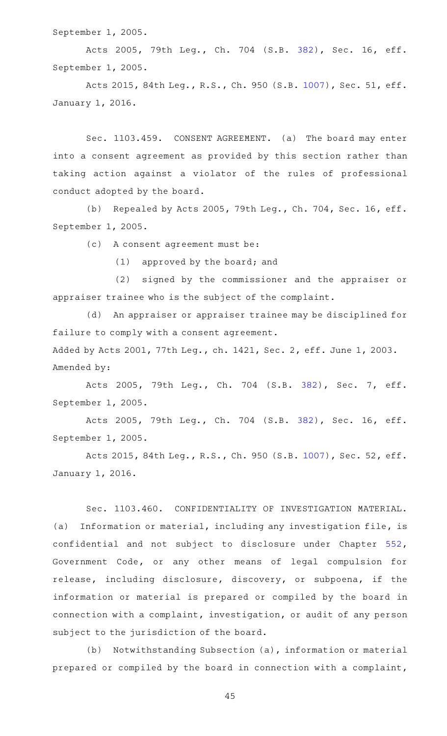September 1, 2005.

Acts 2005, 79th Leg., Ch. 704 (S.B. 382), Sec. 16, eff. September 1, 2005.

Acts 2015, 84th Leg., R.S., Ch. 950 (S.B. 1007), Sec. 51, eff. January 1, 2016.

Sec. 1103.459. CONSENT AGREEMENT. (a) The board may enter into a consent agreement as provided by this section rather than taking action against a violator of the rules of professional conduct adopted by the board.

(b) Repealed by Acts 2005, 79th Leg., Ch. 704, Sec. 16, eff. September 1, 2005.

(c) A consent agreement must be:

(1) approved by the board; and

(2) signed by the commissioner and the appraiser or appraiser trainee who is the subject of the complaint.

(d) An appraiser or appraiser trainee may be disciplined for failure to comply with a consent agreement.

Added by Acts 2001, 77th Leg., ch. 1421, Sec. 2, eff. June 1, 2003.
Amended by:

Acts 2005, 79th Leg., Ch. 704 (S.B. 382), Sec. 7, eff. September 1, 2005.

Acts 2005, 79th Leg., Ch. 704 (S.B. 382), Sec. 16, eff. September 1, 2005.

Acts 2015, 84th Leg., R.S., Ch. 950 (S.B. 1007), Sec. 52, eff. January 1, 2016.

Sec. 1103.460. CONFIDENTIALITY OF INVESTIGATION MATERIAL. (a) Information or material, including any investigation file, is confidential and not subject to disclosure under Chapter 552, Government Code, or any other means of legal compulsion for release, including disclosure, discovery, or subpoena, if the information or material is prepared or compiled by the board in connection with a complaint, investigation, or audit of any person subject to the jurisdiction of the board.

(b) Notwithstanding Subsection (a), information or material prepared or compiled by the board in connection with a complaint,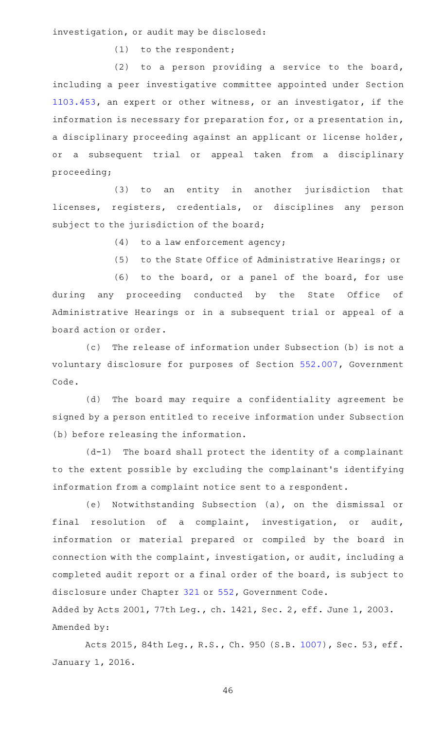investigation, or audit may be disclosed:

(1) to the respondent;

(2) to a person providing a service to the board, including a peer investigative committee appointed under Section 1103.453, an expert or other witness, or an investigator, if the information is necessary for preparation for, or a presentation in, a disciplinary proceeding against an applicant or license holder, or a subsequent trial or appeal taken from a disciplinary proceeding;

(3) to an entity in another jurisdiction that licenses, registers, credentials, or disciplines any person subject to the jurisdiction of the board;

(4) to a law enforcement agency;

(5) to the State Office of Administrative Hearings; or

(6) to the board, or a panel of the board, for use during any proceeding conducted by the State Office of Administrative Hearings or in a subsequent trial or appeal of a board action or order.

(c) The release of information under Subsection (b) is not a voluntary disclosure for purposes of Section 552.007, Government Code.

(d) The board may require a confidentiality agreement be signed by a person entitled to receive information under Subsection (b) before releasing the information.

(d-1) The board shall protect the identity of a complainant to the extent possible by excluding the complainant's identifying information from a complaint notice sent to a respondent.

(e) Notwithstanding Subsection (a), on the dismissal or final resolution of a complaint, investigation, or audit, information or material prepared or compiled by the board in connection with the complaint, investigation, or audit, including a completed audit report or a final order of the board, is subject to disclosure under Chapter 321 or 552, Government Code.

Added by Acts 2001, 77th Leg., ch. 1421, Sec. 2, eff. June 1, 2003.
Amended by:

Acts 2015, 84th Leg., R.S., Ch. 950 (S.B. 1007), Sec. 53, eff. January 1, 2016.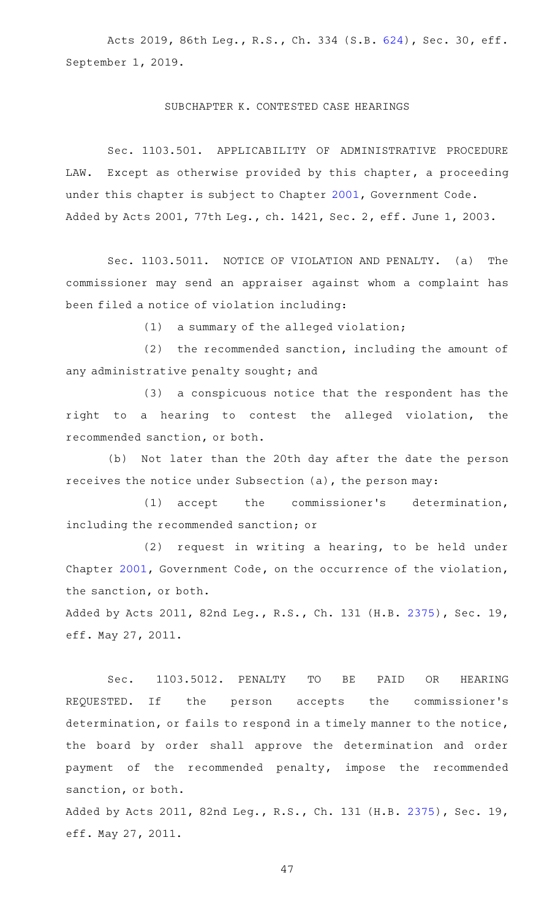Acts 2019, 86th Leg., R.S., Ch. 334 (S.B. 624), Sec. 30, eff. September 1, 2019.

## SUBCHAPTER K. CONTESTED CASE HEARINGS

Sec. 1103.501. APPLICABILITY OF ADMINISTRATIVE PROCEDURE LAW. Except as otherwise provided by this chapter, a proceeding under this chapter is subject to Chapter 2001, Government Code.
Added by Acts 2001, 77th Leg., ch. 1421, Sec. 2, eff. June 1, 2003.

Sec. 1103.5011. NOTICE OF VIOLATION AND PENALTY. (a) The commissioner may send an appraiser against whom a complaint has been filed a notice of violation including:

(1) a summary of the alleged violation;

(2) the recommended sanction, including the amount of any administrative penalty sought; and

(3) a conspicuous notice that the respondent has the right to a hearing to contest the alleged violation, the recommended sanction, or both.

(b) Not later than the 20th day after the date the person receives the notice under Subsection (a), the person may:

(1) accept the commissioner's determination, including the recommended sanction; or

(2) request in writing a hearing, to be held under Chapter 2001, Government Code, on the occurrence of the violation, the sanction, or both.

Added by Acts 2011, 82nd Leg., R.S., Ch. 131 (H.B. 2375), Sec. 19, eff. May 27, 2011.

Sec. 1103.5012. PENALTY TO BE PAID OR HEARING REQUESTED. If the person accepts the commissioner's determination, or fails to respond in a timely manner to the notice, the board by order shall approve the determination and order payment of the recommended penalty, impose the recommended sanction, or both.

Added by Acts 2011, 82nd Leg., R.S., Ch. 131 (H.B. 2375), Sec. 19, eff. May 27, 2011.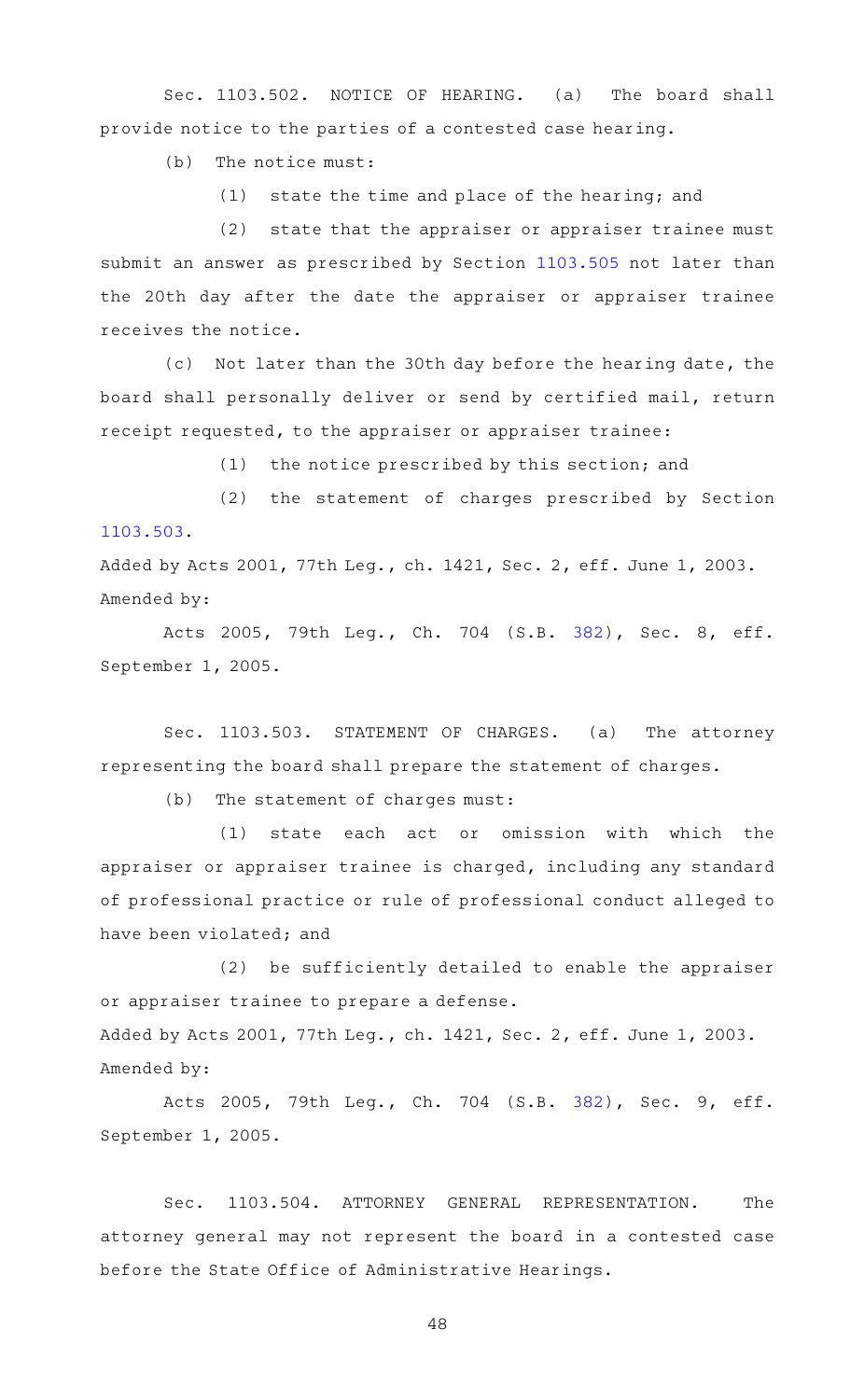Sec. 1103.502. NOTICE OF HEARING. (a) The board shall provide notice to the parties of a contested case hearing.

(b) The notice must:

(1) state the time and place of the hearing; and

(2) state that the appraiser or appraiser trainee must submit an answer as prescribed by Section 1103.505 not later than the 20th day after the date the appraiser or appraiser trainee receives the notice.

(c) Not later than the 30th day before the hearing date, the board shall personally deliver or send by certified mail, return receipt requested, to the appraiser or appraiser trainee:

(1) the notice prescribed by this section; and

(2) the statement of charges prescribed by Section 1103.503.

Added by Acts 2001, 77th Leg., ch. 1421, Sec. 2, eff. June 1, 2003.
Amended by:

Acts 2005, 79th Leg., Ch. 704 (S.B. 382), Sec. 8, eff. September 1, 2005.

Sec. 1103.503. STATEMENT OF CHARGES. (a) The attorney representing the board shall prepare the statement of charges.

(b) The statement of charges must:

(1) state each act or omission with which the appraiser or appraiser trainee is charged, including any standard of professional practice or rule of professional conduct alleged to have been violated; and

(2) be sufficiently detailed to enable the appraiser or appraiser trainee to prepare a defense.

Added by Acts 2001, 77th Leg., ch. 1421, Sec. 2, eff. June 1, 2003.
Amended by:

Acts 2005, 79th Leg., Ch. 704 (S.B. 382), Sec. 9, eff. September 1, 2005.

Sec. 1103.504. ATTORNEY GENERAL REPRESENTATION. The attorney general may not represent the board in a contested case before the State Office of Administrative Hearings.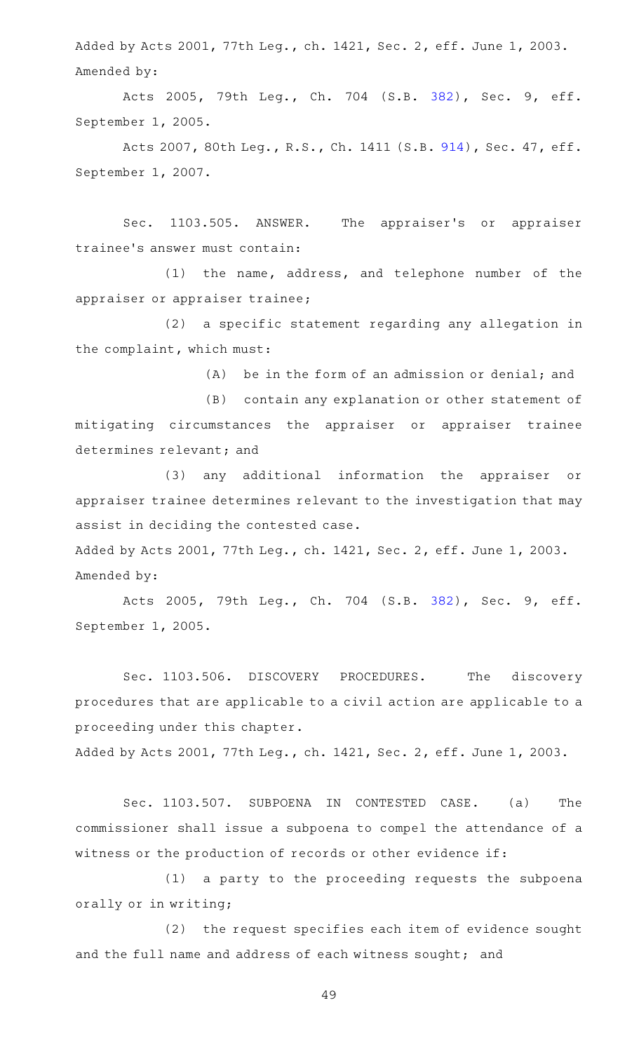Added by Acts 2001, 77th Leg., ch. 1421, Sec. 2, eff. June 1, 2003.
Amended by:

Acts 2005, 79th Leg., Ch. 704 (S.B. 382), Sec. 9, eff. September 1, 2005.

Acts 2007, 80th Leg., R.S., Ch. 1411 (S.B. 914), Sec. 47, eff. September 1, 2007.

Sec. 1103.505. ANSWER. The appraiser's or appraiser trainee's answer must contain:

(1) the name, address, and telephone number of the appraiser or appraiser trainee;

(2) a specific statement regarding any allegation in the complaint, which must:

(A) be in the form of an admission or denial; and

(B) contain any explanation or other statement of mitigating circumstances the appraiser or appraiser trainee determines relevant; and

(3) any additional information the appraiser or appraiser trainee determines relevant to the investigation that may assist in deciding the contested case.

Added by Acts 2001, 77th Leg., ch. 1421, Sec. 2, eff. June 1, 2003.
Amended by:

Acts 2005, 79th Leg., Ch. 704 (S.B. 382), Sec. 9, eff. September 1, 2005.

Sec. 1103.506. DISCOVERY PROCEDURES. The discovery procedures that are applicable to a civil action are applicable to a proceeding under this chapter.

Added by Acts 2001, 77th Leg., ch. 1421, Sec. 2, eff. June 1, 2003.

Sec. 1103.507. SUBPOENA IN CONTESTED CASE. (a) The commissioner shall issue a subpoena to compel the attendance of a witness or the production of records or other evidence if:

(1) a party to the proceeding requests the subpoena orally or in writing;

(2) the request specifies each item of evidence sought and the full name and address of each witness sought; and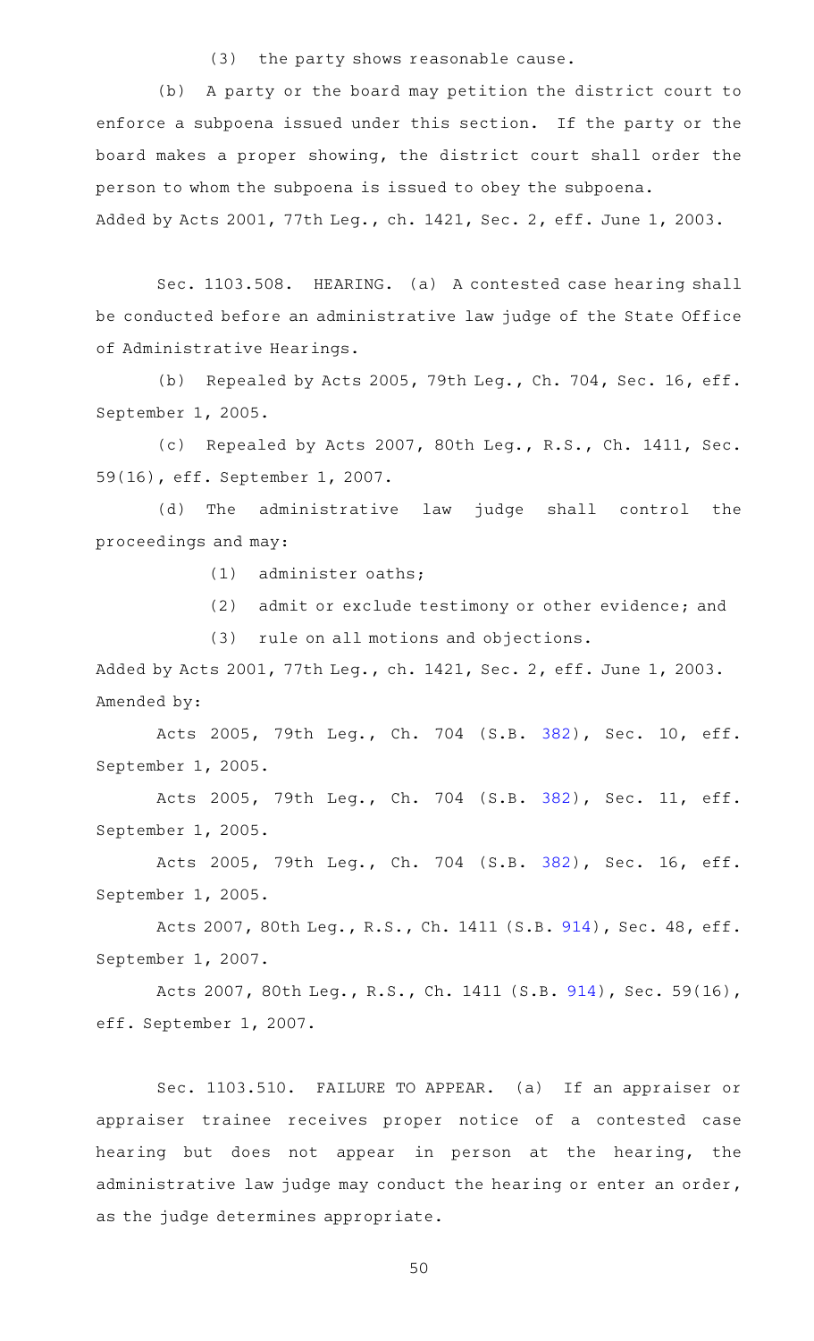(3) the party shows reasonable cause.

(b) A party or the board may petition the district court to enforce a subpoena issued under this section. If the party or the board makes a proper showing, the district court shall order the person to whom the subpoena is issued to obey the subpoena.

Added by Acts 2001, 77th Leg., ch. 1421, Sec. 2, eff. June 1, 2003.

Sec. 1103.508. HEARING. (a) A contested case hearing shall be conducted before an administrative law judge of the State Office of Administrative Hearings.

(b) Repealed by Acts 2005, 79th Leg., Ch. 704, Sec. 16, eff. September 1, 2005.

(c) Repealed by Acts 2007, 80th Leg., R.S., Ch. 1411, Sec. 59(16), eff. September 1, 2007.

(d) The administrative law judge shall control the proceedings and may:

(1) administer oaths;

(2) admit or exclude testimony or other evidence; and

(3) rule on all motions and objections.

Added by Acts 2001, 77th Leg., ch. 1421, Sec. 2, eff. June 1, 2003.
Amended by:

Acts 2005, 79th Leg., Ch. 704 (S.B. 382), Sec. 10, eff. September 1, 2005.

Acts 2005, 79th Leg., Ch. 704 (S.B. 382), Sec. 11, eff. September 1, 2005.

Acts 2005, 79th Leg., Ch. 704 (S.B. 382), Sec. 16, eff. September 1, 2005.

Acts 2007, 80th Leg., R.S., Ch. 1411 (S.B. 914), Sec. 48, eff. September 1, 2007.

Acts 2007, 80th Leg., R.S., Ch. 1411 (S.B. 914), Sec. 59(16), eff. September 1, 2007.

Sec. 1103.510. FAILURE TO APPEAR. (a) If an appraiser or appraiser trainee receives proper notice of a contested case hearing but does not appear in person at the hearing, the administrative law judge may conduct the hearing or enter an order, as the judge determines appropriate.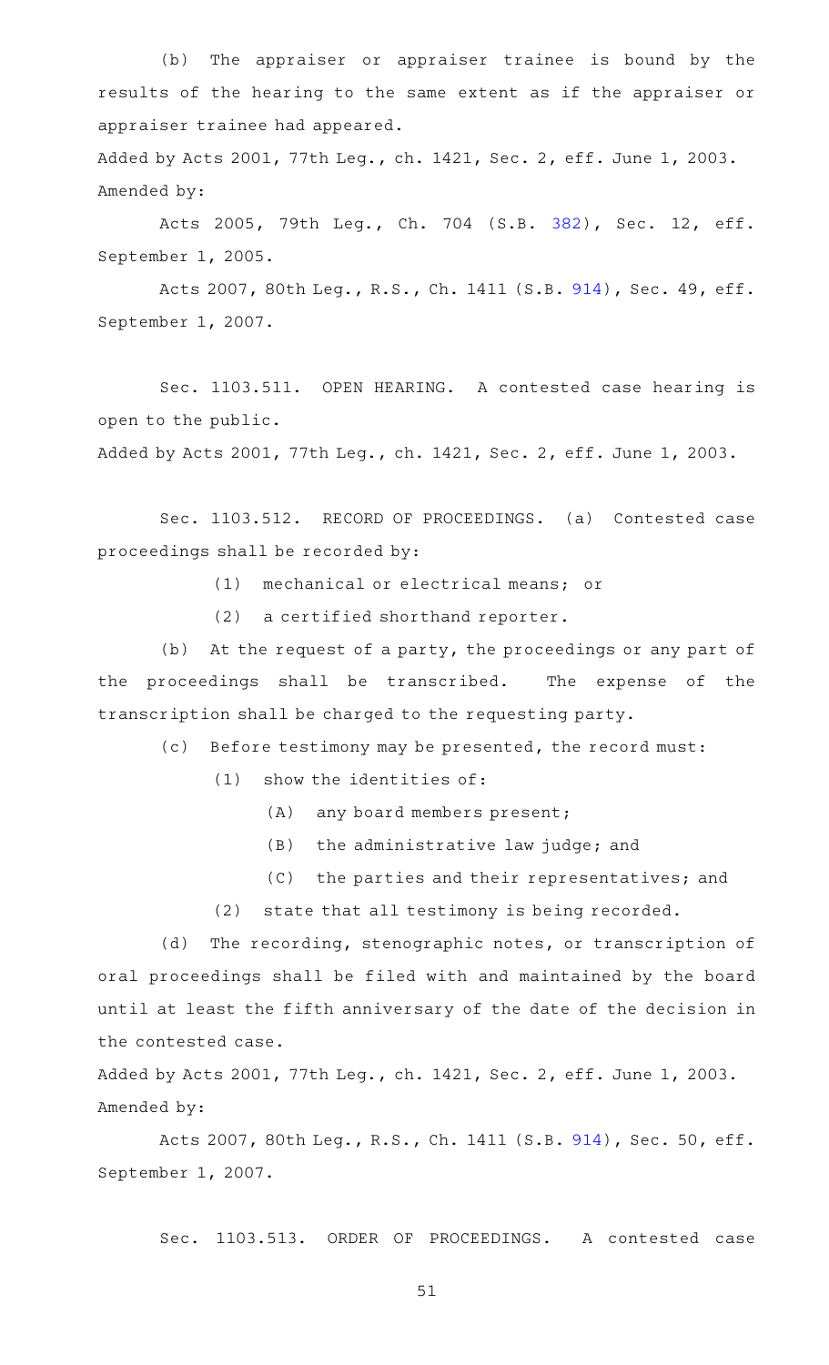(b) The appraiser or appraiser trainee is bound by the results of the hearing to the same extent as if the appraiser or appraiser trainee had appeared.

Added by Acts 2001, 77th Leg., ch. 1421, Sec. 2, eff. June 1, 2003.
Amended by:

Acts 2005, 79th Leg., Ch. 704 (S.B. 382), Sec. 12, eff. September 1, 2005.

Acts 2007, 80th Leg., R.S., Ch. 1411 (S.B. 914), Sec. 49, eff. September 1, 2007.

Sec. 1103.511. OPEN HEARING. A contested case hearing is open to the public.

Added by Acts 2001, 77th Leg., ch. 1421, Sec. 2, eff. June 1, 2003.

Sec. 1103.512. RECORD OF PROCEEDINGS. (a) Contested case proceedings shall be recorded by:

(1) mechanical or electrical means; or

(2) a certified shorthand reporter.

(b) At the request of a party, the proceedings or any part of the proceedings shall be transcribed. The expense of the transcription shall be charged to the requesting party.

(c) Before testimony may be presented, the record must:

(1) show the identities of:

(A) any board members present;

(B) the administrative law judge; and

(C) the parties and their representatives; and

(2) state that all testimony is being recorded.

(d) The recording, stenographic notes, or transcription of oral proceedings shall be filed with and maintained by the board until at least the fifth anniversary of the date of the decision in the contested case.

Added by Acts 2001, 77th Leg., ch. 1421, Sec. 2, eff. June 1, 2003.
Amended by:

Acts 2007, 80th Leg., R.S., Ch. 1411 (S.B. 914), Sec. 50, eff. September 1, 2007.

Sec. 1103.513. ORDER OF PROCEEDINGS. A contested case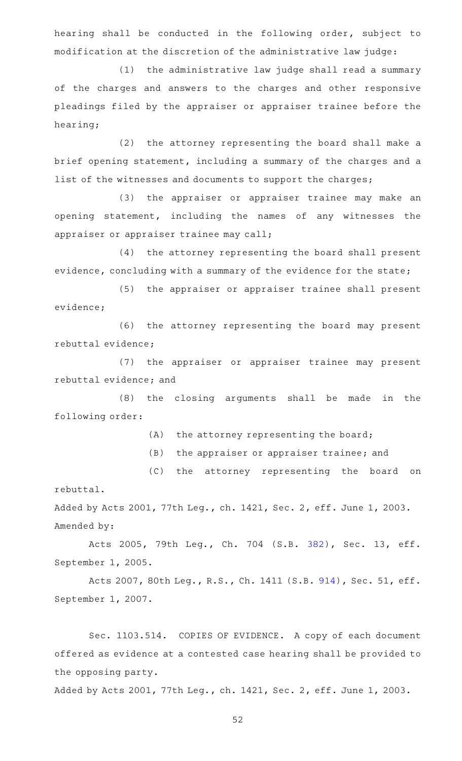hearing shall be conducted in the following order, subject to modification at the discretion of the administrative law judge:

(1) the administrative law judge shall read a summary of the charges and answers to the charges and other responsive pleadings filed by the appraiser or appraiser trainee before the hearing;

(2) the attorney representing the board shall make a brief opening statement, including a summary of the charges and a list of the witnesses and documents to support the charges;

(3) the appraiser or appraiser trainee may make an opening statement, including the names of any witnesses the appraiser or appraiser trainee may call;

(4) the attorney representing the board shall present evidence, concluding with a summary of the evidence for the state;

(5) the appraiser or appraiser trainee shall present evidence;

(6) the attorney representing the board may present rebuttal evidence;

(7) the appraiser or appraiser trainee may present rebuttal evidence; and

(8) the closing arguments shall be made in the following order:

(A) the attorney representing the board;

(B) the appraiser or appraiser trainee; and

(C) the attorney representing the board on rebuttal.

Added by Acts 2001, 77th Leg., ch. 1421, Sec. 2, eff. June 1, 2003.
Amended by:

Acts 2005, 79th Leg., Ch. 704 (S.B. 382), Sec. 13, eff. September 1, 2005.

Acts 2007, 80th Leg., R.S., Ch. 1411 (S.B. 914), Sec. 51, eff. September 1, 2007.

Sec. 1103.514. COPIES OF EVIDENCE. A copy of each document offered as evidence at a contested case hearing shall be provided to the opposing party.

Added by Acts 2001, 77th Leg., ch. 1421, Sec. 2, eff. June 1, 2003.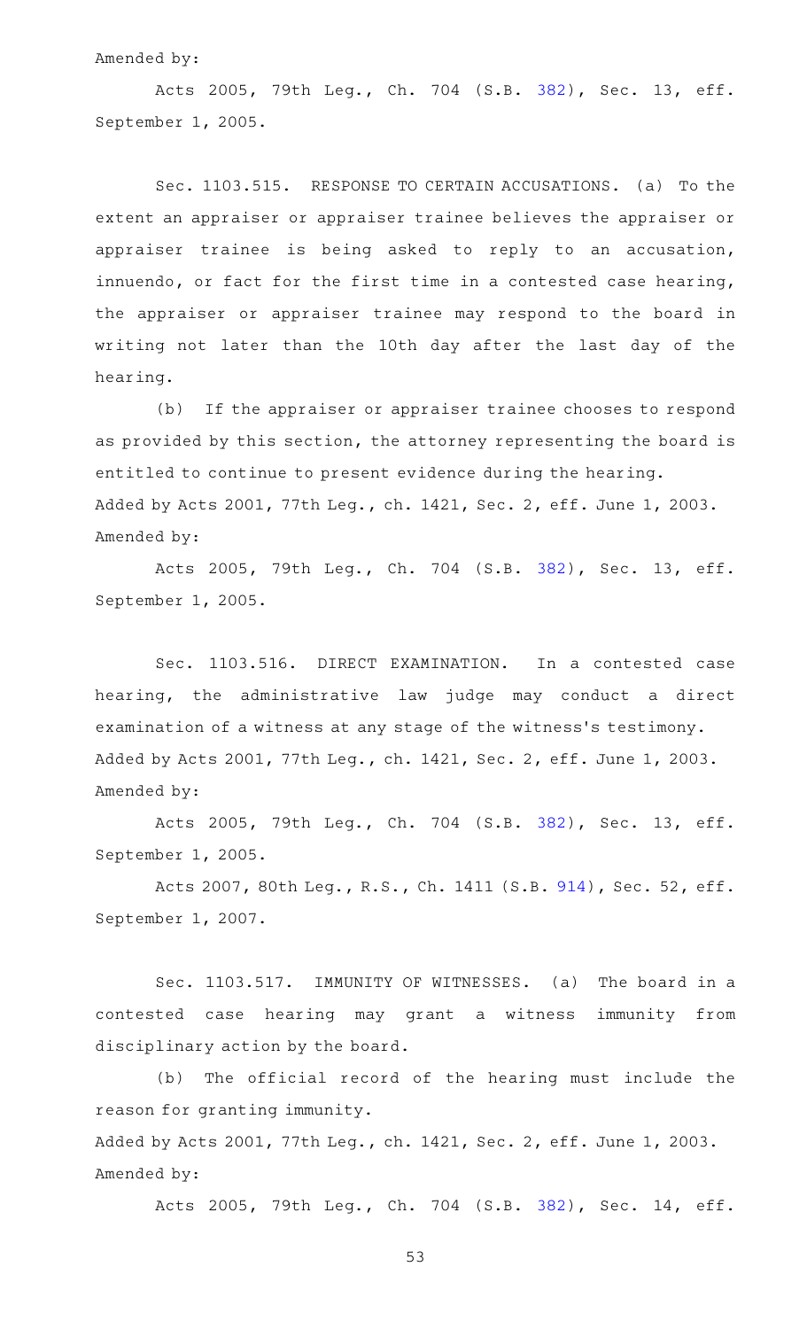Amended by:

Acts 2005, 79th Leg., Ch. 704 (S.B. 382), Sec. 13, eff. September 1, 2005.

Sec. 1103.515. RESPONSE TO CERTAIN ACCUSATIONS. (a) To the extent an appraiser or appraiser trainee believes the appraiser or appraiser trainee is being asked to reply to an accusation, innuendo, or fact for the first time in a contested case hearing, the appraiser or appraiser trainee may respond to the board in writing not later than the 10th day after the last day of the hearing.

(b) If the appraiser or appraiser trainee chooses to respond as provided by this section, the attorney representing the board is entitled to continue to present evidence during the hearing.

Added by Acts 2001, 77th Leg., ch. 1421, Sec. 2, eff. June 1, 2003.

Amended by:

Acts 2005, 79th Leg., Ch. 704 (S.B. 382), Sec. 13, eff. September 1, 2005.

Sec. 1103.516. DIRECT EXAMINATION. In a contested case hearing, the administrative law judge may conduct a direct examination of a witness at any stage of the witness's testimony.

Added by Acts 2001, 77th Leg., ch. 1421, Sec. 2, eff. June 1, 2003.

Amended by:

Acts 2005, 79th Leg., Ch. 704 (S.B. 382), Sec. 13, eff. September 1, 2005.

Acts 2007, 80th Leg., R.S., Ch. 1411 (S.B. 914), Sec. 52, eff. September 1, 2007.

Sec. 1103.517. IMMUNITY OF WITNESSES. (a) The board in a contested case hearing may grant a witness immunity from disciplinary action by the board.

(b) The official record of the hearing must include the reason for granting immunity.

Added by Acts 2001, 77th Leg., ch. 1421, Sec. 2, eff. June 1, 2003.

Amended by:

Acts 2005, 79th Leg., Ch. 704 (S.B. 382), Sec. 14, eff.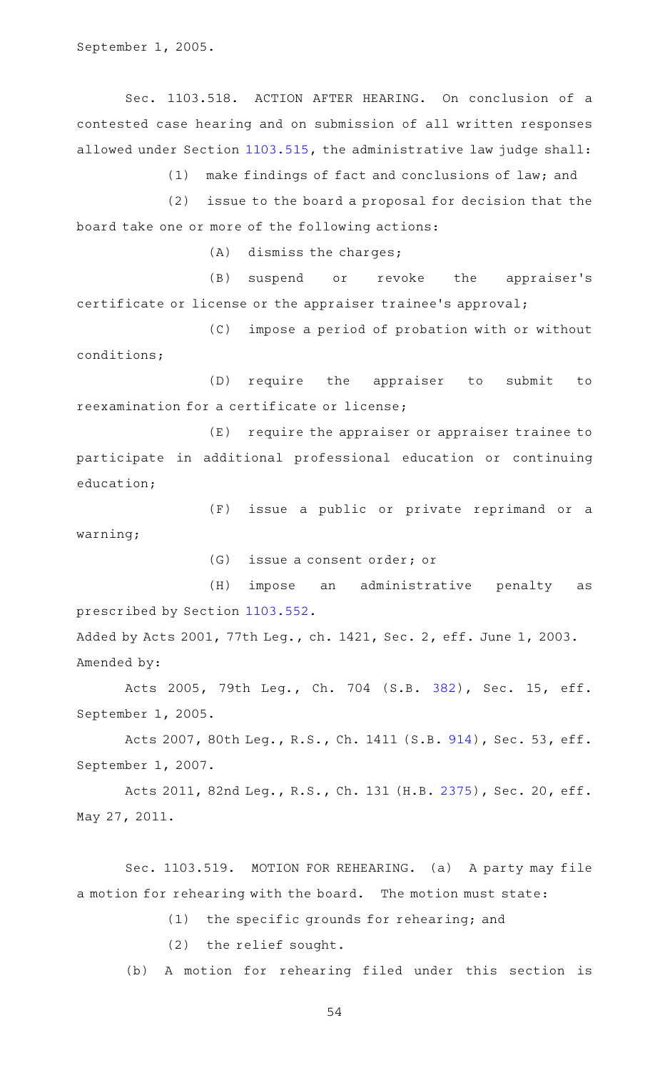September 1, 2005.

Sec. 1103.518. ACTION AFTER HEARING. On conclusion of a contested case hearing and on submission of all written responses allowed under Section 1103.515, the administrative law judge shall:

(1) make findings of fact and conclusions of law; and

(2) issue to the board a proposal for decision that the board take one or more of the following actions:

(A) dismiss the charges;

(B) suspend or revoke the appraiser's certificate or license or the appraiser trainee's approval;

(C) impose a period of probation with or without conditions;

(D) require the appraiser to submit to reexamination for a certificate or license;

(E) require the appraiser or appraiser trainee to participate in additional professional education or continuing education;

(F) issue a public or private reprimand or a warning;

(G) issue a consent order; or

(H) impose an administrative penalty as prescribed by Section 1103.552.

Added by Acts 2001, 77th Leg., ch. 1421, Sec. 2, eff. June 1, 2003.
Amended by:

Acts 2005, 79th Leg., Ch. 704 (S.B. 382), Sec. 15, eff. September 1, 2005.

Acts 2007, 80th Leg., R.S., Ch. 1411 (S.B. 914), Sec. 53, eff. September 1, 2007.

Acts 2011, 82nd Leg., R.S., Ch. 131 (H.B. 2375), Sec. 20, eff. May 27, 2011.

Sec. 1103.519. MOTION FOR REHEARING. (a) A party may file a motion for rehearing with the board. The motion must state:

(1) the specific grounds for rehearing; and

(2) the relief sought.

(b) A motion for rehearing filed under this section is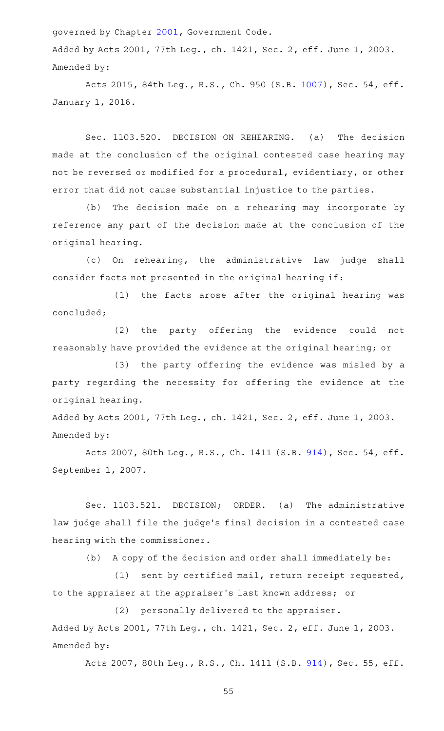governed by Chapter 2001, Government Code.

Added by Acts 2001, 77th Leg., ch. 1421, Sec. 2, eff. June 1, 2003.
Amended by:

Acts 2015, 84th Leg., R.S., Ch. 950 (S.B. 1007), Sec. 54, eff. January 1, 2016.

Sec. 1103.520. DECISION ON REHEARING. (a) The decision made at the conclusion of the original contested case hearing may not be reversed or modified for a procedural, evidentiary, or other error that did not cause substantial injustice to the parties.

(b) The decision made on a rehearing may incorporate by reference any part of the decision made at the conclusion of the original hearing.

(c) On rehearing, the administrative law judge shall consider facts not presented in the original hearing if:

(1) the facts arose after the original hearing was concluded;

(2) the party offering the evidence could not reasonably have provided the evidence at the original hearing; or

(3) the party offering the evidence was misled by a party regarding the necessity for offering the evidence at the original hearing.

Added by Acts 2001, 77th Leg., ch. 1421, Sec. 2, eff. June 1, 2003.
Amended by:

Acts 2007, 80th Leg., R.S., Ch. 1411 (S.B. 914), Sec. 54, eff. September 1, 2007.

Sec. 1103.521. DECISION; ORDER. (a) The administrative law judge shall file the judge's final decision in a contested case hearing with the commissioner.

(b) A copy of the decision and order shall immediately be:

(1) sent by certified mail, return receipt requested, to the appraiser at the appraiser's last known address; or

(2) personally delivered to the appraiser.

Added by Acts 2001, 77th Leg., ch. 1421, Sec. 2, eff. June 1, 2003.
Amended by:

Acts 2007, 80th Leg., R.S., Ch. 1411 (S.B. 914), Sec. 55, eff.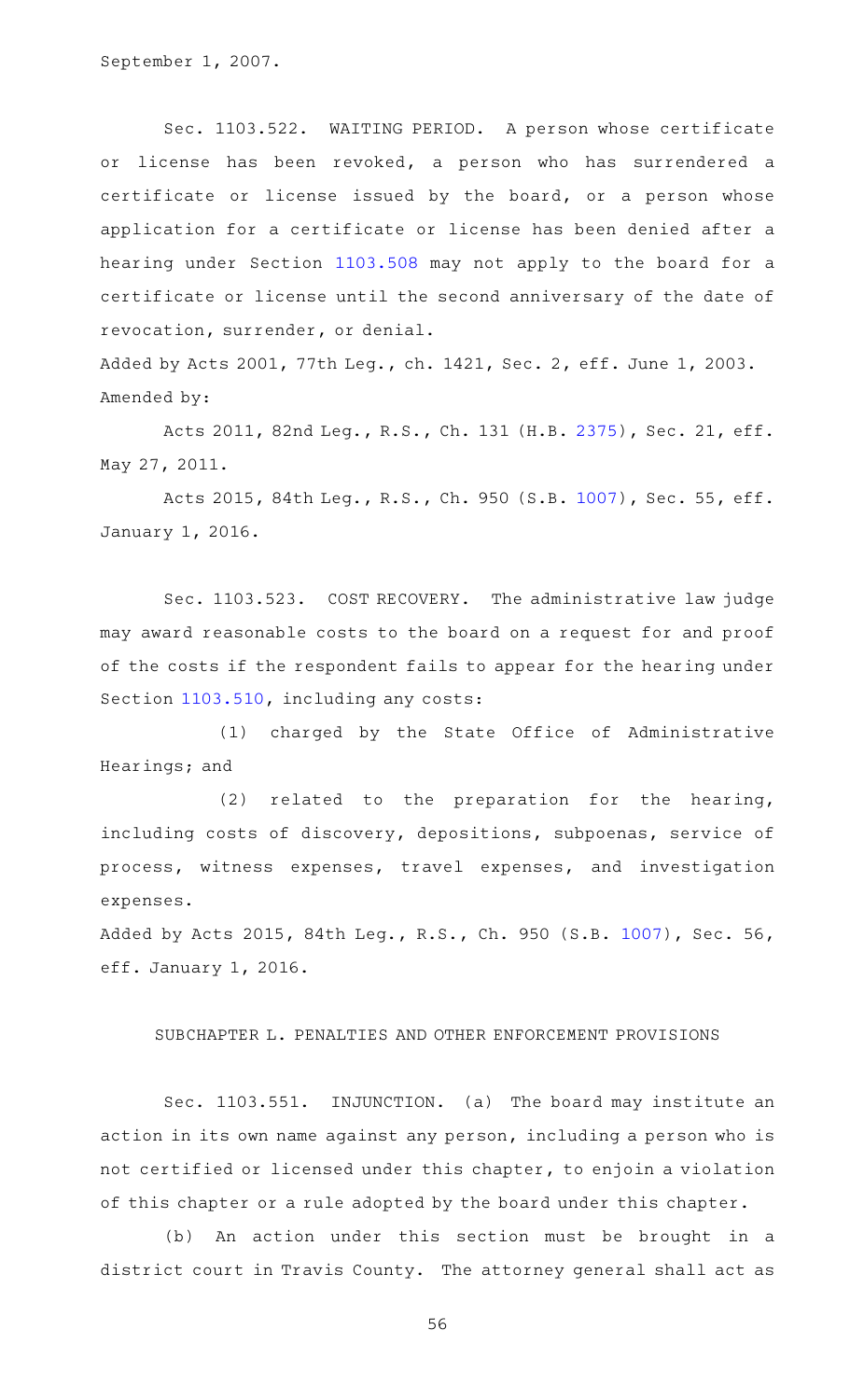September 1, 2007.

Sec. 1103.522. WAITING PERIOD. A person whose certificate or license has been revoked, a person who has surrendered a certificate or license issued by the board, or a person whose application for a certificate or license has been denied after a hearing under Section 1103.508 may not apply to the board for a certificate or license until the second anniversary of the date of revocation, surrender, or denial.

Added by Acts 2001, 77th Leg., ch. 1421, Sec. 2, eff. June 1, 2003.
Amended by:

Acts 2011, 82nd Leg., R.S., Ch. 131 (H.B. 2375), Sec. 21, eff. May 27, 2011.

Acts 2015, 84th Leg., R.S., Ch. 950 (S.B. 1007), Sec. 55, eff. January 1, 2016.

Sec. 1103.523. COST RECOVERY. The administrative law judge may award reasonable costs to the board on a request for and proof of the costs if the respondent fails to appear for the hearing under Section 1103.510, including any costs:

(1) charged by the State Office of Administrative Hearings; and

(2) related to the preparation for the hearing, including costs of discovery, depositions, subpoenas, service of process, witness expenses, travel expenses, and investigation expenses.

Added by Acts 2015, 84th Leg., R.S., Ch. 950 (S.B. 1007), Sec. 56, eff. January 1, 2016.

## SUBCHAPTER L. PENALTIES AND OTHER ENFORCEMENT PROVISIONS

Sec. 1103.551. INJUNCTION. (a) The board may institute an action in its own name against any person, including a person who is not certified or licensed under this chapter, to enjoin a violation of this chapter or a rule adopted by the board under this chapter.

(b) An action under this section must be brought in a district court in Travis County. The attorney general shall act as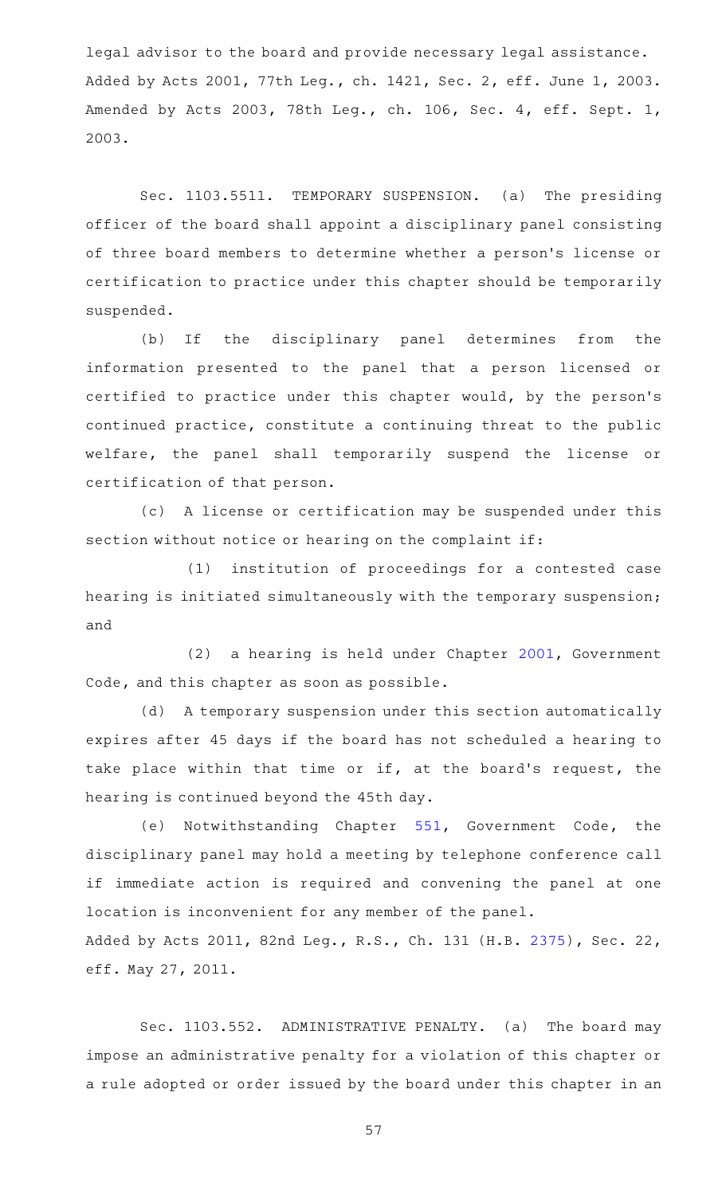legal advisor to the board and provide necessary legal assistance.
Added by Acts 2001, 77th Leg., ch. 1421, Sec. 2, eff. June 1, 2003.
Amended by Acts 2003, 78th Leg., ch. 106, Sec. 4, eff. Sept. 1, 2003.

Sec. 1103.5511. TEMPORARY SUSPENSION. (a) The presiding officer of the board shall appoint a disciplinary panel consisting of three board members to determine whether a person's license or certification to practice under this chapter should be temporarily suspended.

(b) If the disciplinary panel determines from the information presented to the panel that a person licensed or certified to practice under this chapter would, by the person's continued practice, constitute a continuing threat to the public welfare, the panel shall temporarily suspend the license or certification of that person.

(c) A license or certification may be suspended under this section without notice or hearing on the complaint if:

(1) institution of proceedings for a contested case hearing is initiated simultaneously with the temporary suspension; and

(2) a hearing is held under Chapter 2001, Government Code, and this chapter as soon as possible.

(d) A temporary suspension under this section automatically expires after 45 days if the board has not scheduled a hearing to take place within that time or if, at the board's request, the hearing is continued beyond the 45th day.

(e) Notwithstanding Chapter 551, Government Code, the disciplinary panel may hold a meeting by telephone conference call if immediate action is required and convening the panel at one location is inconvenient for any member of the panel.
Added by Acts 2011, 82nd Leg., R.S., Ch. 131 (H.B. 2375), Sec. 22, eff. May 27, 2011.

Sec. 1103.552. ADMINISTRATIVE PENALTY. (a) The board may impose an administrative penalty for a violation of this chapter or a rule adopted or order issued by the board under this chapter in an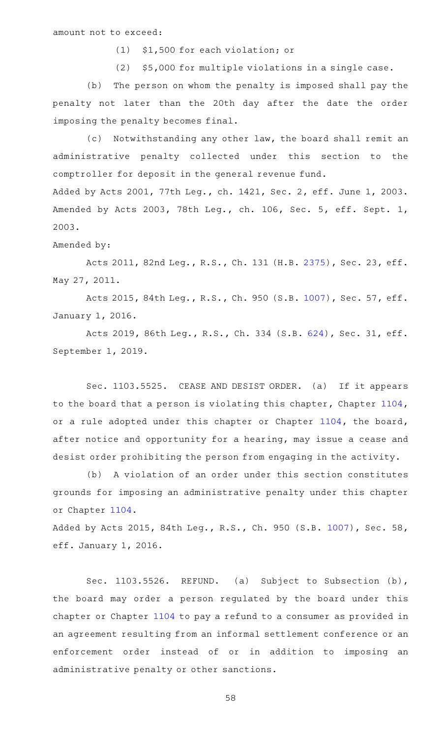amount not to exceed:

(1) $1,500 for each violation; or

(2) $5,000 for multiple violations in a single case.

(b) The person on whom the penalty is imposed shall pay the penalty not later than the 20th day after the date the order imposing the penalty becomes final.

(c) Notwithstanding any other law, the board shall remit an administrative penalty collected under this section to the comptroller for deposit in the general revenue fund.

Added by Acts 2001, 77th Leg., ch. 1421, Sec. 2, eff. June 1, 2003. Amended by Acts 2003, 78th Leg., ch. 106, Sec. 5, eff. Sept. 1, 2003.

Amended by:

Acts 2011, 82nd Leg., R.S., Ch. 131 (H.B. 2375), Sec. 23, eff. May 27, 2011.

Acts 2015, 84th Leg., R.S., Ch. 950 (S.B. 1007), Sec. 57, eff. January 1, 2016.

Acts 2019, 86th Leg., R.S., Ch. 334 (S.B. 624), Sec. 31, eff. September 1, 2019.

Sec. 1103.5525. CEASE AND DESIST ORDER. (a) If it appears to the board that a person is violating this chapter, Chapter 1104, or a rule adopted under this chapter or Chapter 1104, the board, after notice and opportunity for a hearing, may issue a cease and desist order prohibiting the person from engaging in the activity.

(b) A violation of an order under this section constitutes grounds for imposing an administrative penalty under this chapter or Chapter 1104.

Added by Acts 2015, 84th Leg., R.S., Ch. 950 (S.B. 1007), Sec. 58, eff. January 1, 2016.

Sec. 1103.5526. REFUND. (a) Subject to Subsection (b), the board may order a person regulated by the board under this chapter or Chapter 1104 to pay a refund to a consumer as provided in an agreement resulting from an informal settlement conference or an enforcement order instead of or in addition to imposing an administrative penalty or other sanctions.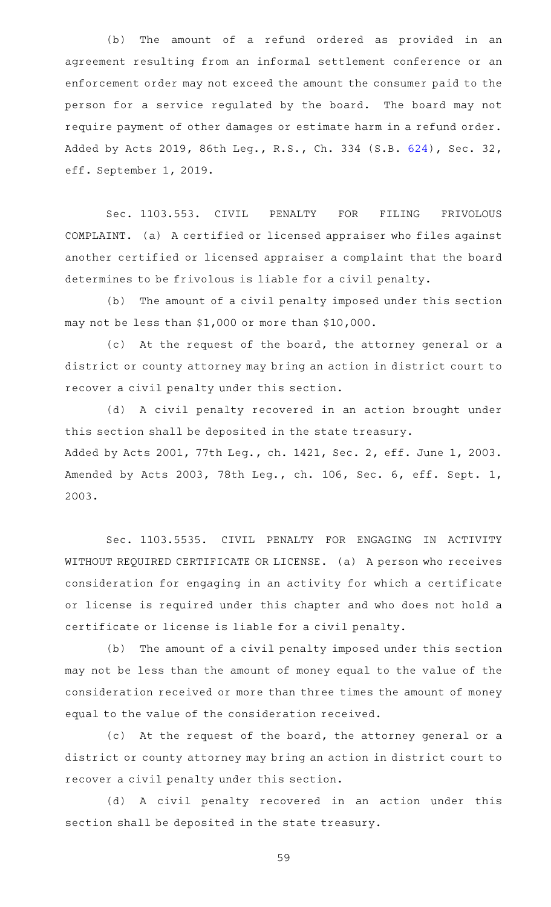(b) The amount of a refund ordered as provided in an agreement resulting from an informal settlement conference or an enforcement order may not exceed the amount the consumer paid to the person for a service regulated by the board. The board may not require payment of other damages or estimate harm in a refund order.
Added by Acts 2019, 86th Leg., R.S., Ch. 334 (S.B. 624), Sec. 32, eff. September 1, 2019.

Sec. 1103.553. CIVIL PENALTY FOR FILING FRIVOLOUS COMPLAINT. (a) A certified or licensed appraiser who files against another certified or licensed appraiser a complaint that the board determines to be frivolous is liable for a civil penalty.

(b) The amount of a civil penalty imposed under this section may not be less than $1,000 or more than $10,000.

(c) At the request of the board, the attorney general or a district or county attorney may bring an action in district court to recover a civil penalty under this section.

(d) A civil penalty recovered in an action brought under this section shall be deposited in the state treasury.
Added by Acts 2001, 77th Leg., ch. 1421, Sec. 2, eff. June 1, 2003. Amended by Acts 2003, 78th Leg., ch. 106, Sec. 6, eff. Sept. 1, 2003.

Sec. 1103.5535. CIVIL PENALTY FOR ENGAGING IN ACTIVITY WITHOUT REQUIRED CERTIFICATE OR LICENSE. (a) A person who receives consideration for engaging in an activity for which a certificate or license is required under this chapter and who does not hold a certificate or license is liable for a civil penalty.

(b) The amount of a civil penalty imposed under this section may not be less than the amount of money equal to the value of the consideration received or more than three times the amount of money equal to the value of the consideration received.

(c) At the request of the board, the attorney general or a district or county attorney may bring an action in district court to recover a civil penalty under this section.

(d) A civil penalty recovered in an action under this section shall be deposited in the state treasury.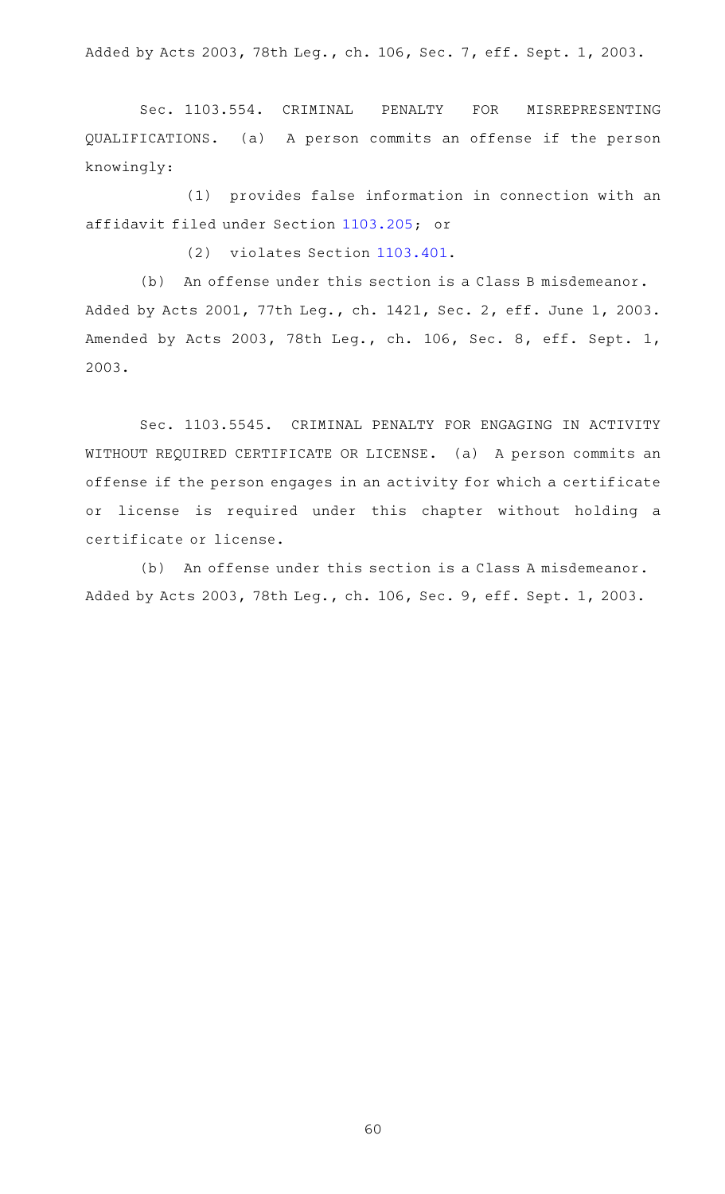Added by Acts 2003, 78th Leg., ch. 106, Sec. 7, eff. Sept. 1, 2003.

Sec. 1103.554. CRIMINAL PENALTY FOR MISREPRESENTING QUALIFICATIONS. (a) A person commits an offense if the person knowingly:

(1) provides false information in connection with an affidavit filed under Section 1103.205; or

(2) violates Section 1103.401.

(b) An offense under this section is a Class B misdemeanor.
Added by Acts 2001, 77th Leg., ch. 1421, Sec. 2, eff. June 1, 2003.
Amended by Acts 2003, 78th Leg., ch. 106, Sec. 8, eff. Sept. 1, 2003.

Sec. 1103.5545. CRIMINAL PENALTY FOR ENGAGING IN ACTIVITY WITHOUT REQUIRED CERTIFICATE OR LICENSE. (a) A person commits an offense if the person engages in an activity for which a certificate or license is required under this chapter without holding a certificate or license.

(b) An offense under this section is a Class A misdemeanor.
Added by Acts 2003, 78th Leg., ch. 106, Sec. 9, eff. Sept. 1, 2003.